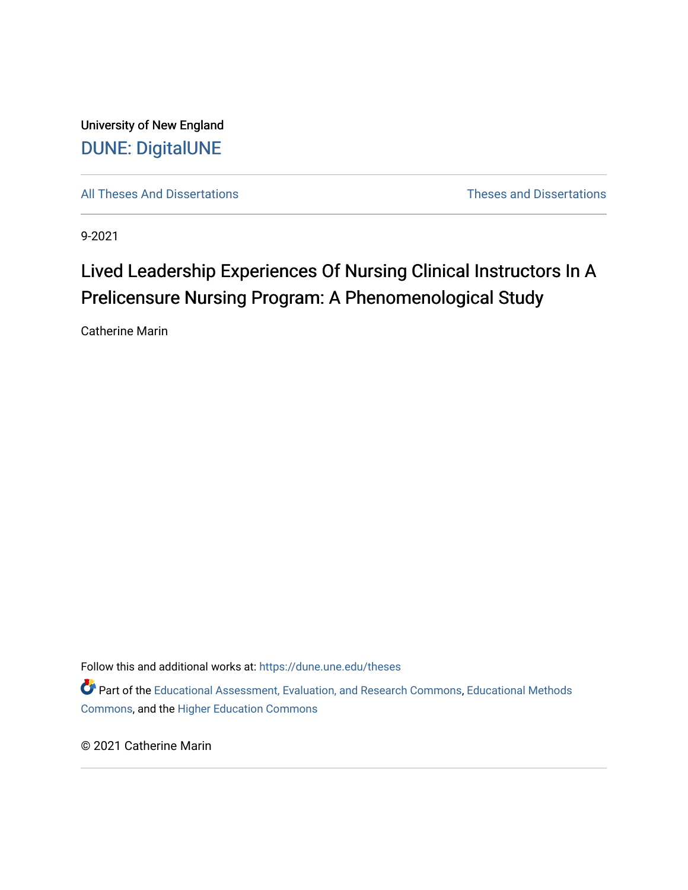University of New England

DUNE: DigitalUNE

All Theses And Dissertations

Theses and Dissertations

9-2021

# Lived Leadership Experiences Of Nursing Clinical Instructors In A Prelicensure Nursing Program: A Phenomenological Study

Catherine Marin

Follow this and additional works at: https://dune.une.edu/theses

Part of the Educational Assessment, Evaluation, and Research Commons, Educational Methods Commons, and the Higher Education Commons

© 2021 Catherine Marin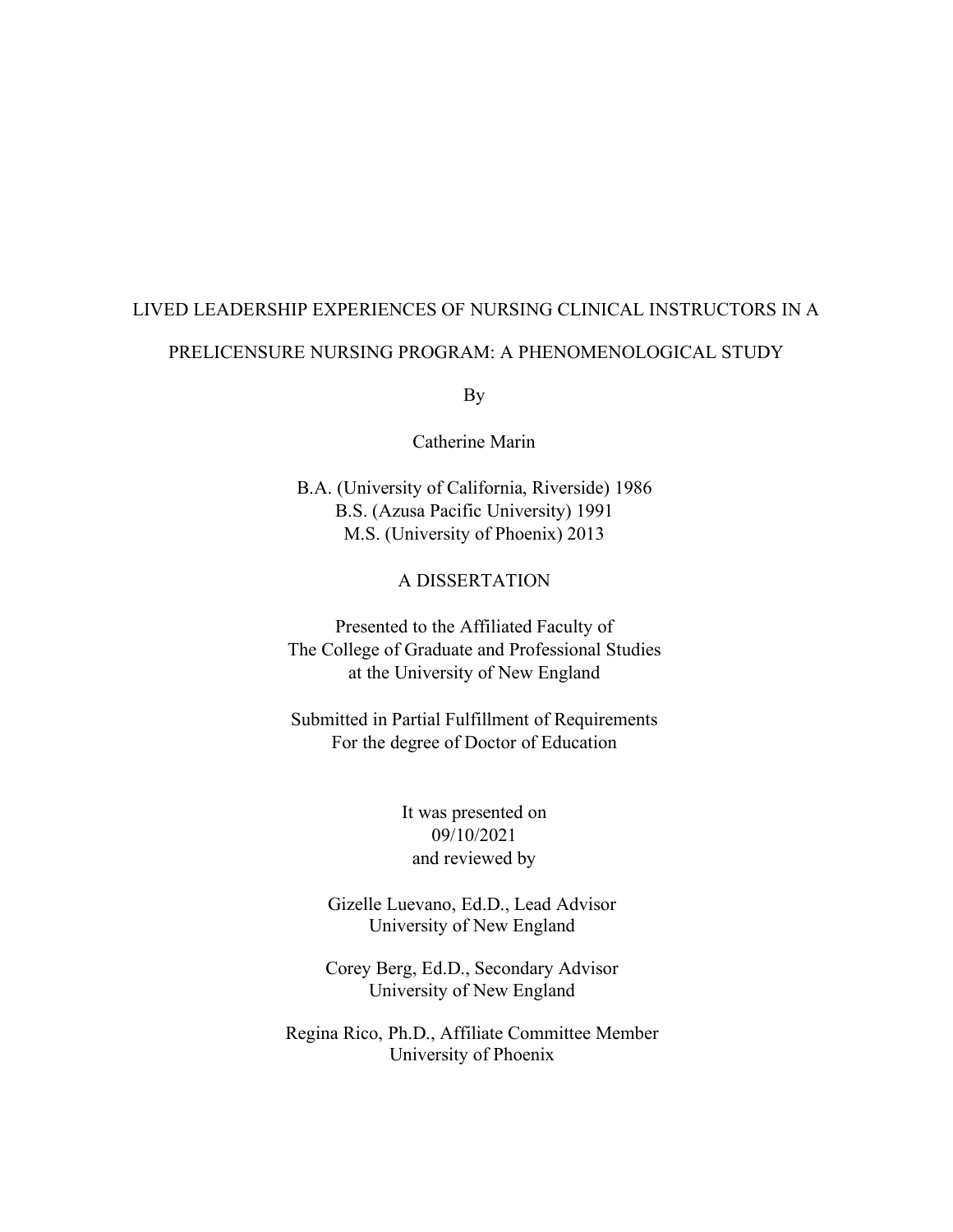LIVED LEADERSHIP EXPERIENCES OF NURSING CLINICAL INSTRUCTORS IN A PRELICENSURE NURSING PROGRAM: A PHENOMENOLOGICAL STUDY

By

Catherine Marin

B.A. (University of California, Riverside) 1986
B.S. (Azusa Pacific University) 1991
M.S. (University of Phoenix) 2013

A DISSERTATION

Presented to the Affiliated Faculty of
The College of Graduate and Professional Studies
at the University of New England

Submitted in Partial Fulfillment of Requirements
For the degree of Doctor of Education

It was presented on
09/10/2021
and reviewed by

Gizelle Luevano, Ed.D., Lead Advisor
University of New England

Corey Berg, Ed.D., Secondary Advisor
University of New England

Regina Rico, Ph.D., Affiliate Committee Member
University of Phoenix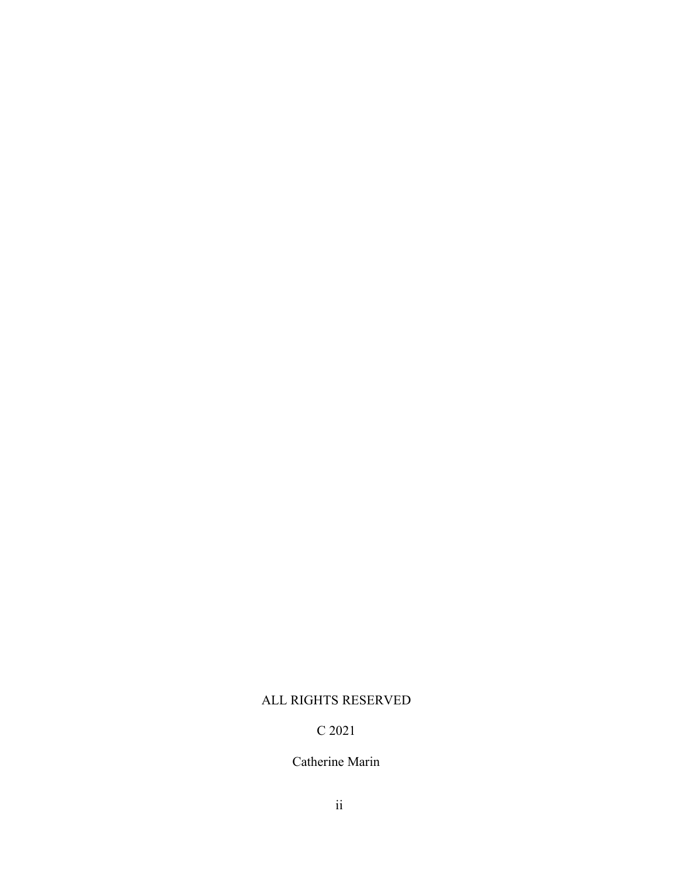ALL RIGHTS RESERVED

C 2021

Catherine Marin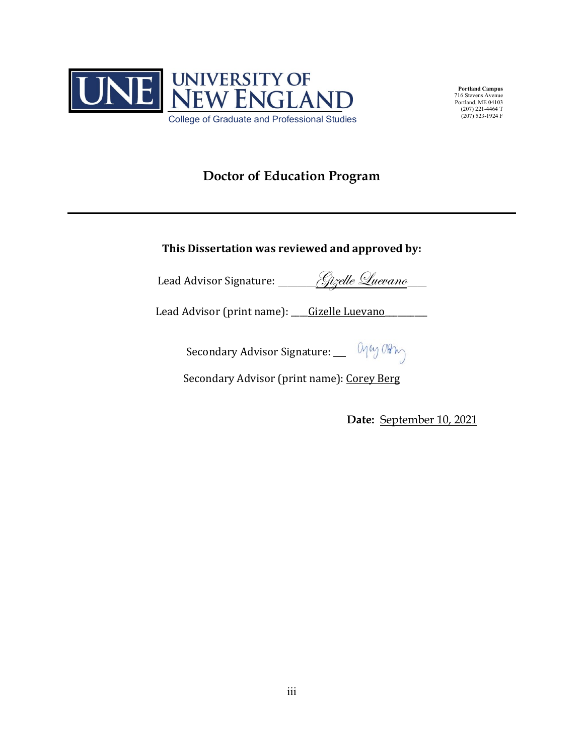**UNE UNIVERSITY OF NEW ENGLAND**
College of Graduate and Professional Studies

**Portland Campus**
716 Stevens Avenue
Portland, ME 04103
(207) 221-4464 T
(207) 523-1924 F

# Doctor of Education Program

---

**This Dissertation was reviewed and approved by:**

Lead Advisor Signature: Gizelle Luevano

Lead Advisor (print name): Gizelle Luevano

Secondary Advisor Signature: Corey Berg

Secondary Advisor (print name): Corey Berg

**Date:** September 10, 2021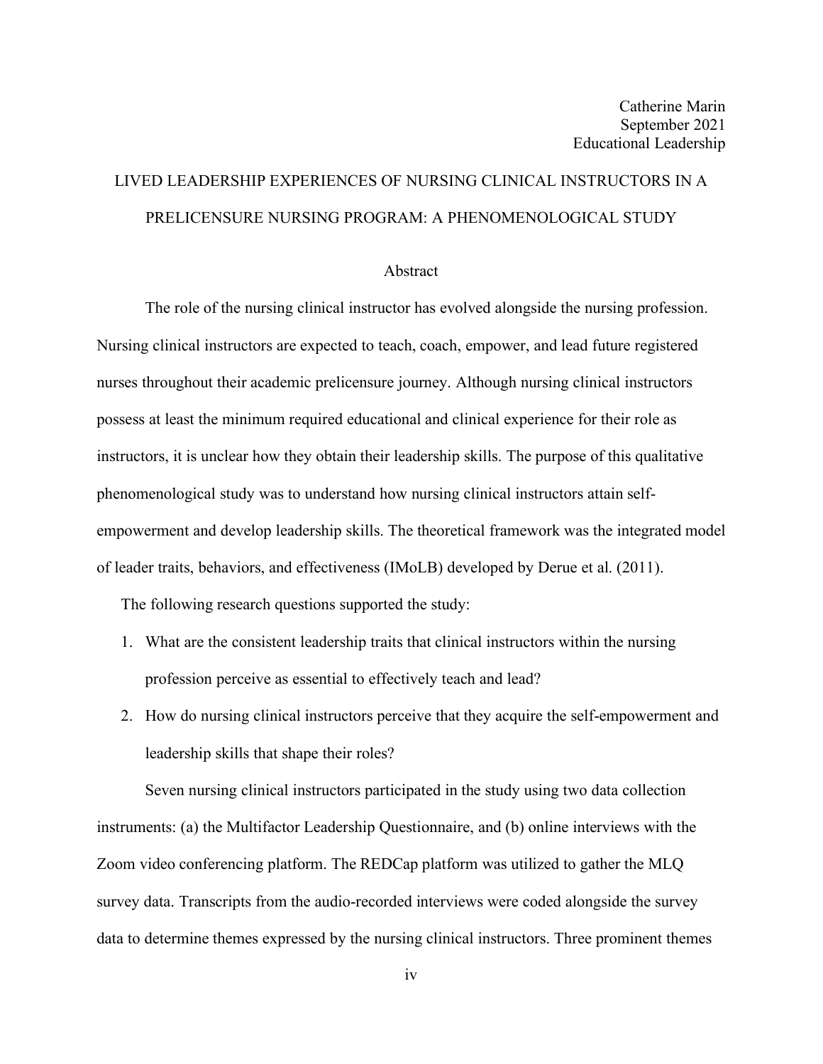Catherine Marin
September 2021
Educational Leadership

# LIVED LEADERSHIP EXPERIENCES OF NURSING CLINICAL INSTRUCTORS IN A PRELICENSURE NURSING PROGRAM: A PHENOMENOLOGICAL STUDY

## Abstract

The role of the nursing clinical instructor has evolved alongside the nursing profession. Nursing clinical instructors are expected to teach, coach, empower, and lead future registered nurses throughout their academic prelicensure journey. Although nursing clinical instructors possess at least the minimum required educational and clinical experience for their role as instructors, it is unclear how they obtain their leadership skills. The purpose of this qualitative phenomenological study was to understand how nursing clinical instructors attain self-empowerment and develop leadership skills. The theoretical framework was the integrated model of leader traits, behaviors, and effectiveness (IMoLB) developed by Derue et al. (2011).

The following research questions supported the study:

1. What are the consistent leadership traits that clinical instructors within the nursing profession perceive as essential to effectively teach and lead?
2. How do nursing clinical instructors perceive that they acquire the self-empowerment and leadership skills that shape their roles?

Seven nursing clinical instructors participated in the study using two data collection instruments: (a) the Multifactor Leadership Questionnaire, and (b) online interviews with the Zoom video conferencing platform. The REDCap platform was utilized to gather the MLQ survey data. Transcripts from the audio-recorded interviews were coded alongside the survey data to determine themes expressed by the nursing clinical instructors. Three prominent themes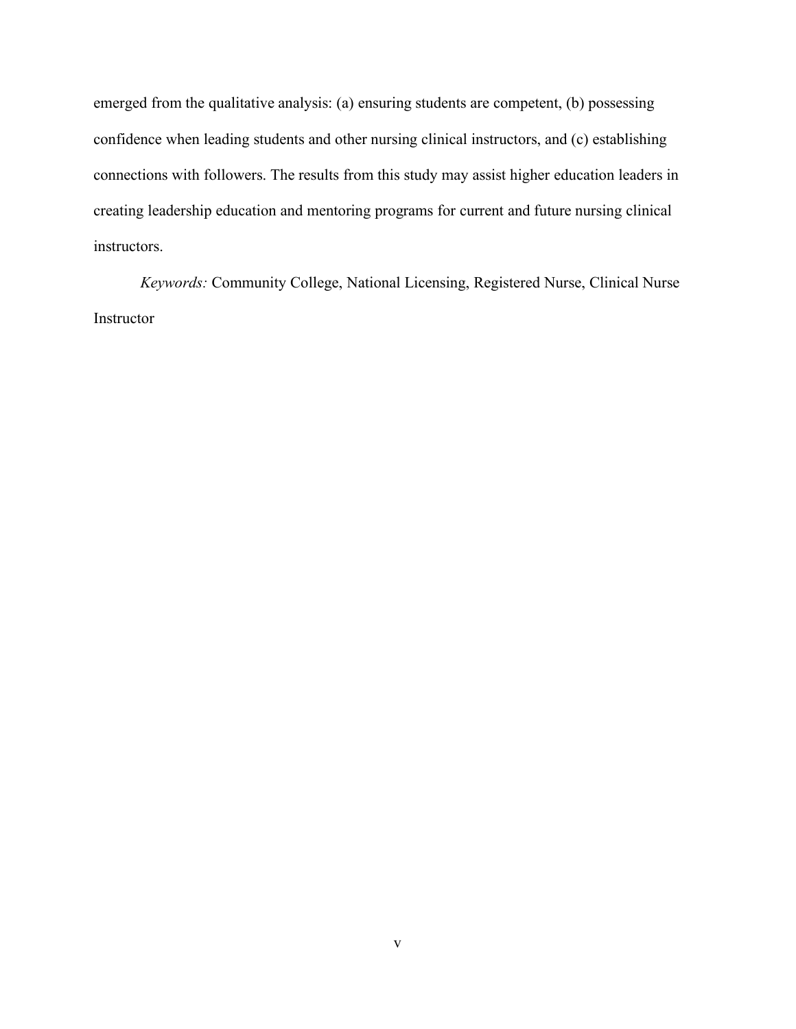emerged from the qualitative analysis: (a) ensuring students are competent, (b) possessing confidence when leading students and other nursing clinical instructors, and (c) establishing connections with followers. The results from this study may assist higher education leaders in creating leadership education and mentoring programs for current and future nursing clinical instructors.

*Keywords:* Community College, National Licensing, Registered Nurse, Clinical Nurse Instructor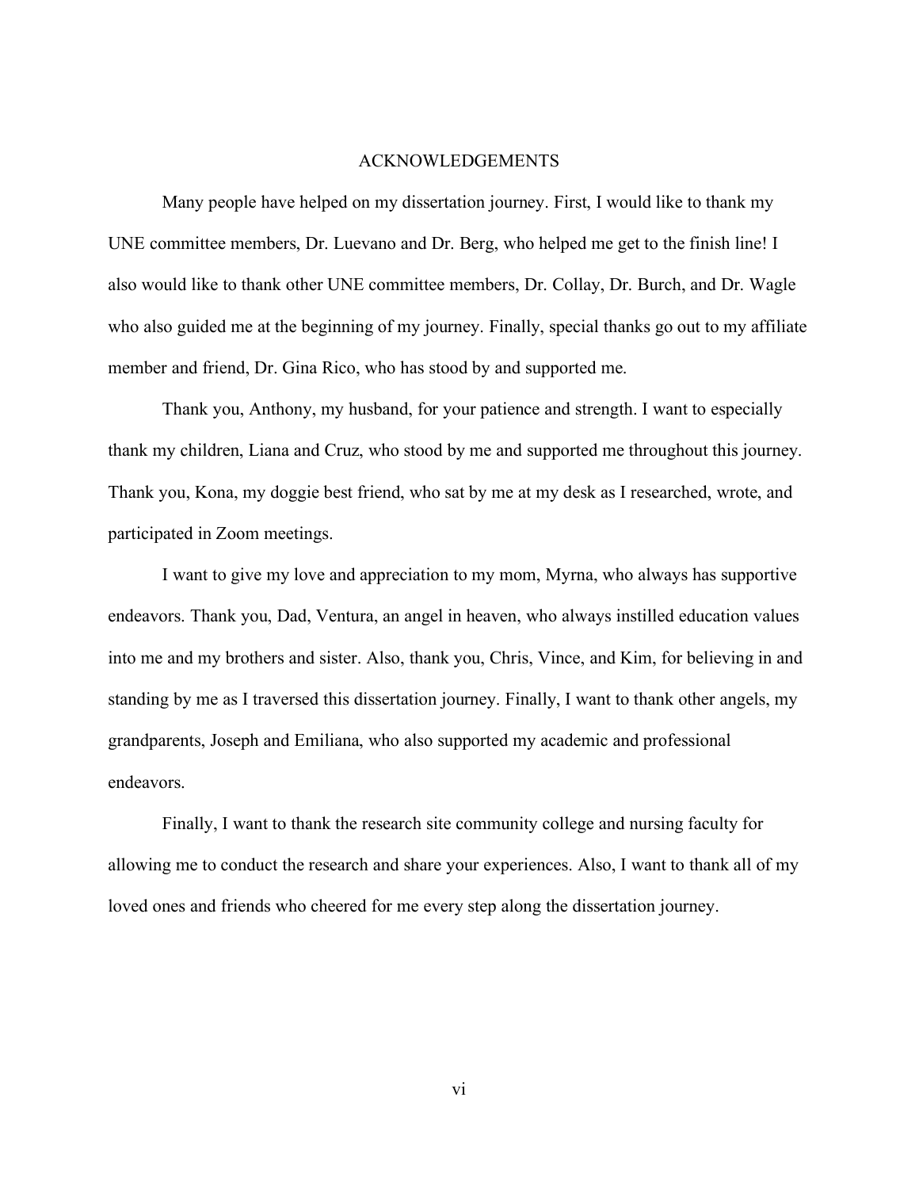# ACKNOWLEDGEMENTS

Many people have helped on my dissertation journey. First, I would like to thank my UNE committee members, Dr. Luevano and Dr. Berg, who helped me get to the finish line! I also would like to thank other UNE committee members, Dr. Collay, Dr. Burch, and Dr. Wagle who also guided me at the beginning of my journey. Finally, special thanks go out to my affiliate member and friend, Dr. Gina Rico, who has stood by and supported me.

Thank you, Anthony, my husband, for your patience and strength. I want to especially thank my children, Liana and Cruz, who stood by me and supported me throughout this journey. Thank you, Kona, my doggie best friend, who sat by me at my desk as I researched, wrote, and participated in Zoom meetings.

I want to give my love and appreciation to my mom, Myrna, who always has supportive endeavors. Thank you, Dad, Ventura, an angel in heaven, who always instilled education values into me and my brothers and sister. Also, thank you, Chris, Vince, and Kim, for believing in and standing by me as I traversed this dissertation journey. Finally, I want to thank other angels, my grandparents, Joseph and Emiliana, who also supported my academic and professional endeavors.

Finally, I want to thank the research site community college and nursing faculty for allowing me to conduct the research and share your experiences. Also, I want to thank all of my loved ones and friends who cheered for me every step along the dissertation journey.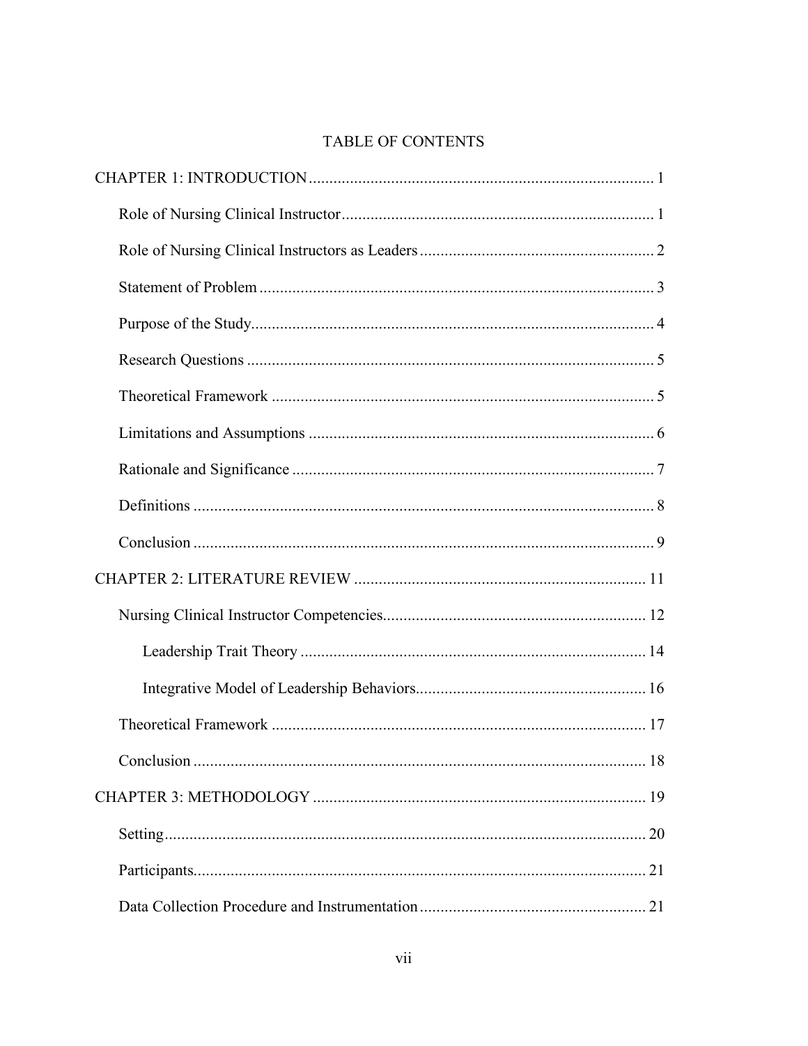# TABLE OF CONTENTS

CHAPTER 1: INTRODUCTION .......... 1

- Role of Nursing Clinical Instructor .......... 1
- Role of Nursing Clinical Instructors as Leaders .......... 2
- Statement of Problem .......... 3
- Purpose of the Study .......... 4
- Research Questions .......... 5
- Theoretical Framework .......... 5
- Limitations and Assumptions .......... 6
- Rationale and Significance .......... 7
- Definitions .......... 8
- Conclusion .......... 9

CHAPTER 2: LITERATURE REVIEW .......... 11

- Nursing Clinical Instructor Competencies .......... 12
  - Leadership Trait Theory .......... 14
  - Integrative Model of Leadership Behaviors .......... 16
- Theoretical Framework .......... 17
- Conclusion .......... 18

CHAPTER 3: METHODOLOGY .......... 19

- Setting .......... 20
- Participants .......... 21
- Data Collection Procedure and Instrumentation .......... 21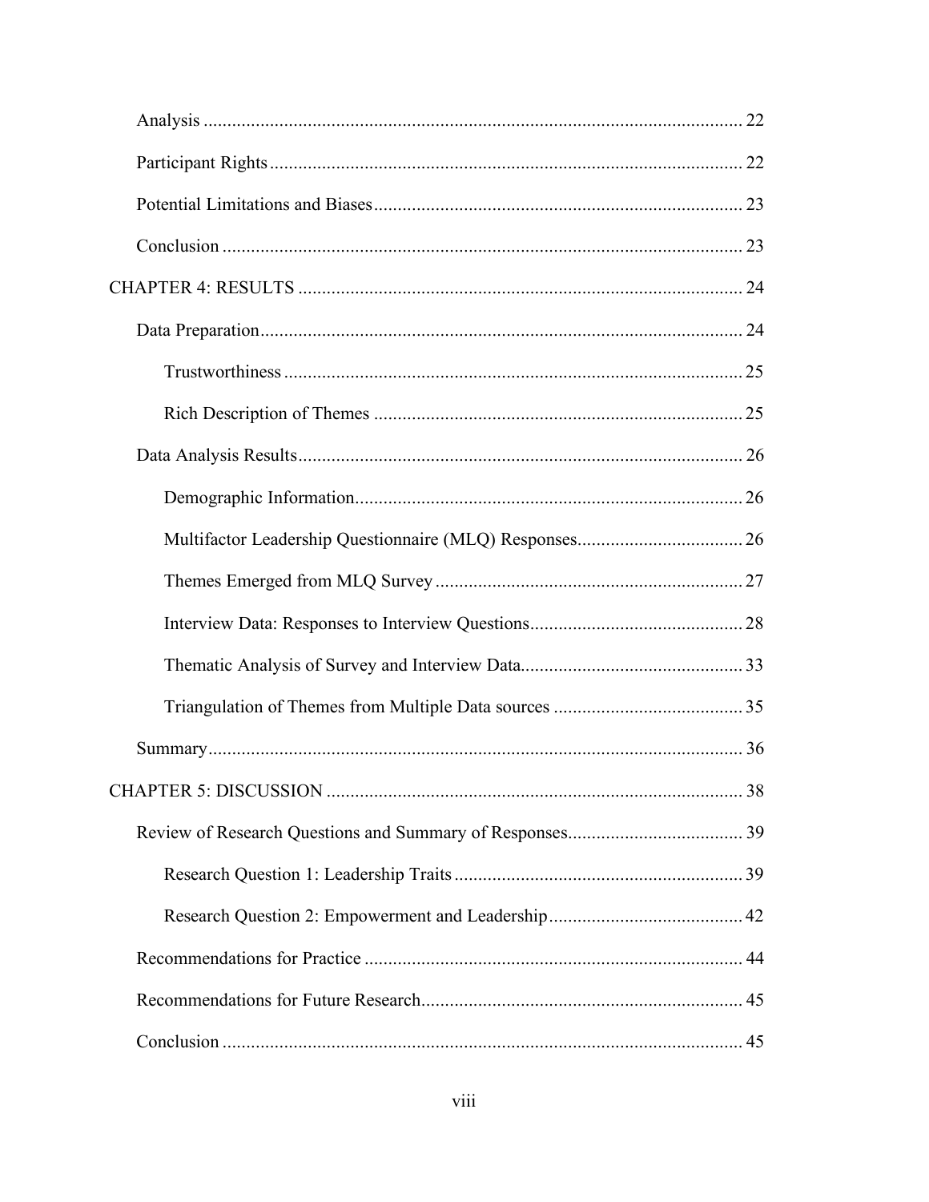Analysis ........................................................................................................ 22

Participant Rights ........................................................................................ 22

Potential Limitations and Biases ................................................................. 23

Conclusion .................................................................................................. 23

CHAPTER 4: RESULTS ................................................................................. 24

Data Preparation .......................................................................................... 24

Trustworthiness ........................................................................................ 25

Rich Description of Themes ..................................................................... 25

Data Analysis Results .................................................................................. 26

Demographic Information ......................................................................... 26

Multifactor Leadership Questionnaire (MLQ) Responses .......................... 26

Themes Emerged from MLQ Survey ........................................................ 27

Interview Data: Responses to Interview Questions .................................... 28

Thematic Analysis of Survey and Interview Data ...................................... 33

Triangulation of Themes from Multiple Data sources ................................ 35

Summary ..................................................................................................... 36

CHAPTER 5: DISCUSSION ........................................................................... 38

Review of Research Questions and Summary of Responses ......................... 39

Research Question 1: Leadership Traits .................................................... 39

Research Question 2: Empowerment and Leadership ................................ 42

Recommendations for Practice .................................................................... 44

Recommendations for Future Research ........................................................ 45

Conclusion .................................................................................................. 45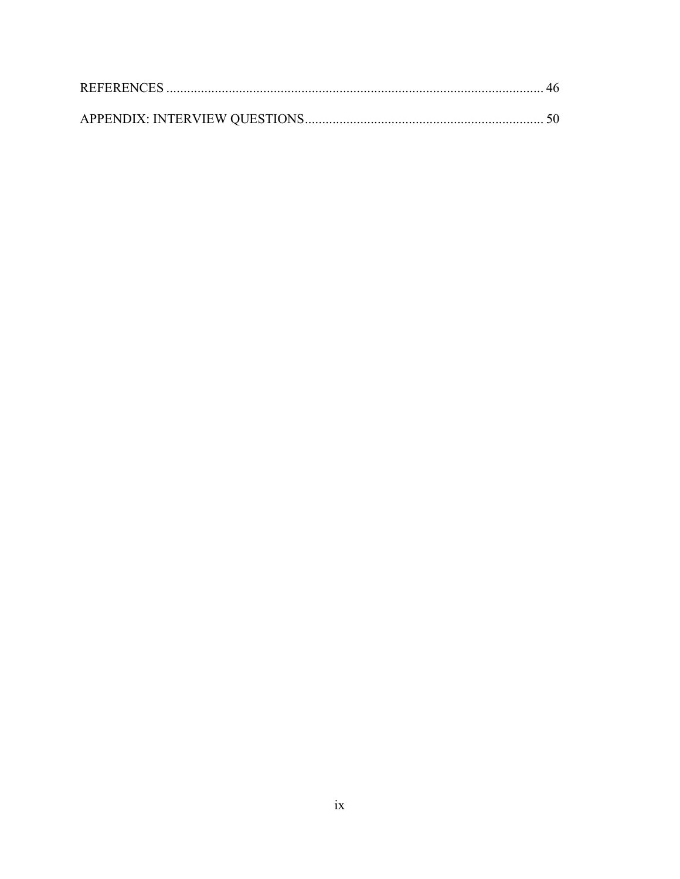REFERENCES ........................................................................................................ 46

APPENDIX: INTERVIEW QUESTIONS................................................................... 50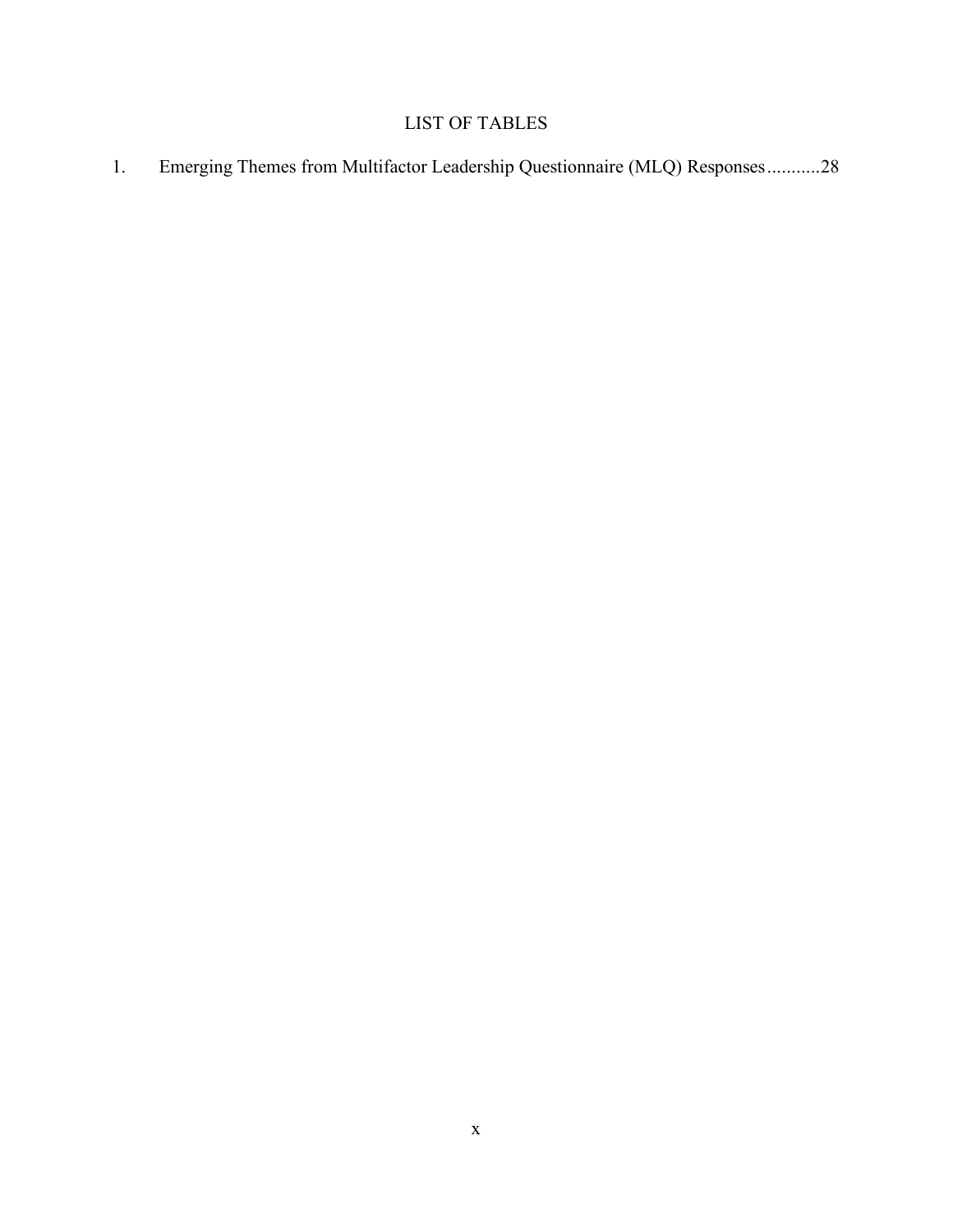# LIST OF TABLES

1. Emerging Themes from Multifactor Leadership Questionnaire (MLQ) Responses...........28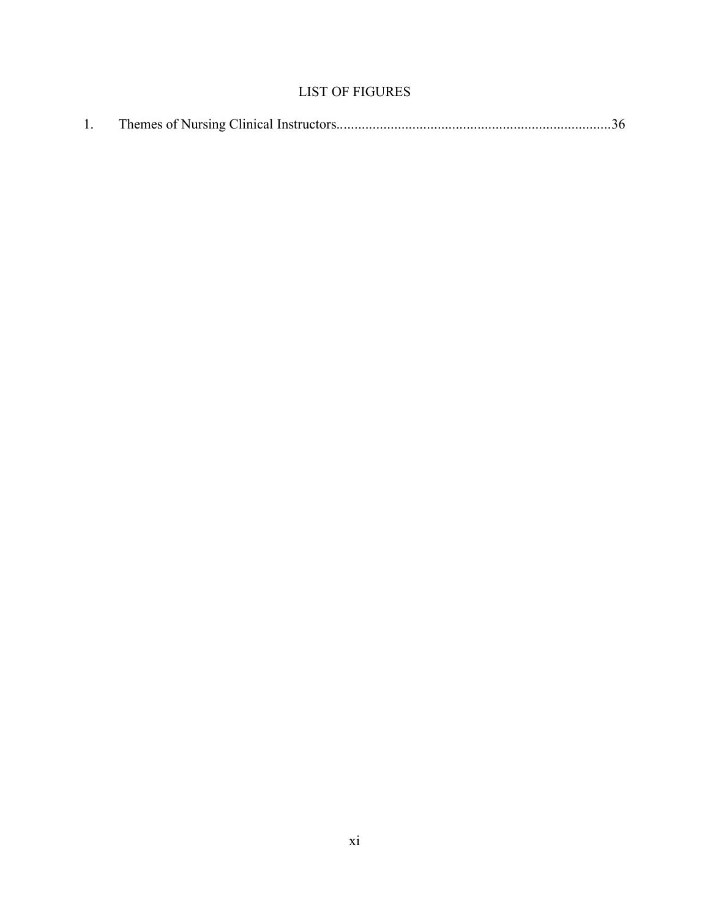# LIST OF FIGURES

1. Themes of Nursing Clinical Instructors..........................................................................36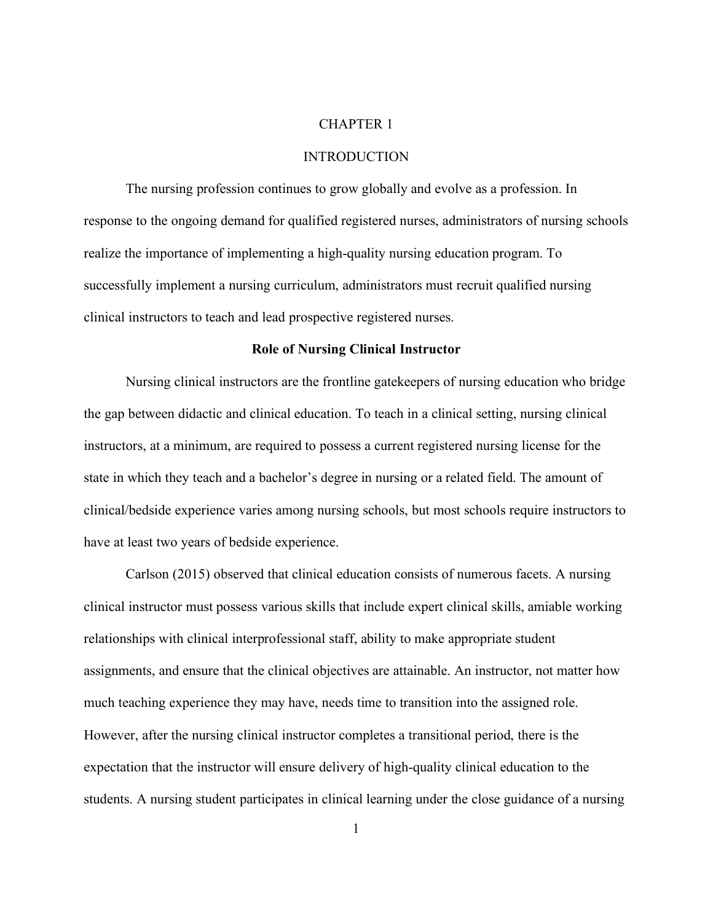# CHAPTER 1

# INTRODUCTION

The nursing profession continues to grow globally and evolve as a profession. In response to the ongoing demand for qualified registered nurses, administrators of nursing schools realize the importance of implementing a high-quality nursing education program. To successfully implement a nursing curriculum, administrators must recruit qualified nursing clinical instructors to teach and lead prospective registered nurses.

## Role of Nursing Clinical Instructor

Nursing clinical instructors are the frontline gatekeepers of nursing education who bridge the gap between didactic and clinical education. To teach in a clinical setting, nursing clinical instructors, at a minimum, are required to possess a current registered nursing license for the state in which they teach and a bachelor's degree in nursing or a related field. The amount of clinical/bedside experience varies among nursing schools, but most schools require instructors to have at least two years of bedside experience.

Carlson (2015) observed that clinical education consists of numerous facets. A nursing clinical instructor must possess various skills that include expert clinical skills, amiable working relationships with clinical interprofessional staff, ability to make appropriate student assignments, and ensure that the clinical objectives are attainable. An instructor, not matter how much teaching experience they may have, needs time to transition into the assigned role. However, after the nursing clinical instructor completes a transitional period, there is the expectation that the instructor will ensure delivery of high-quality clinical education to the students. A nursing student participates in clinical learning under the close guidance of a nursing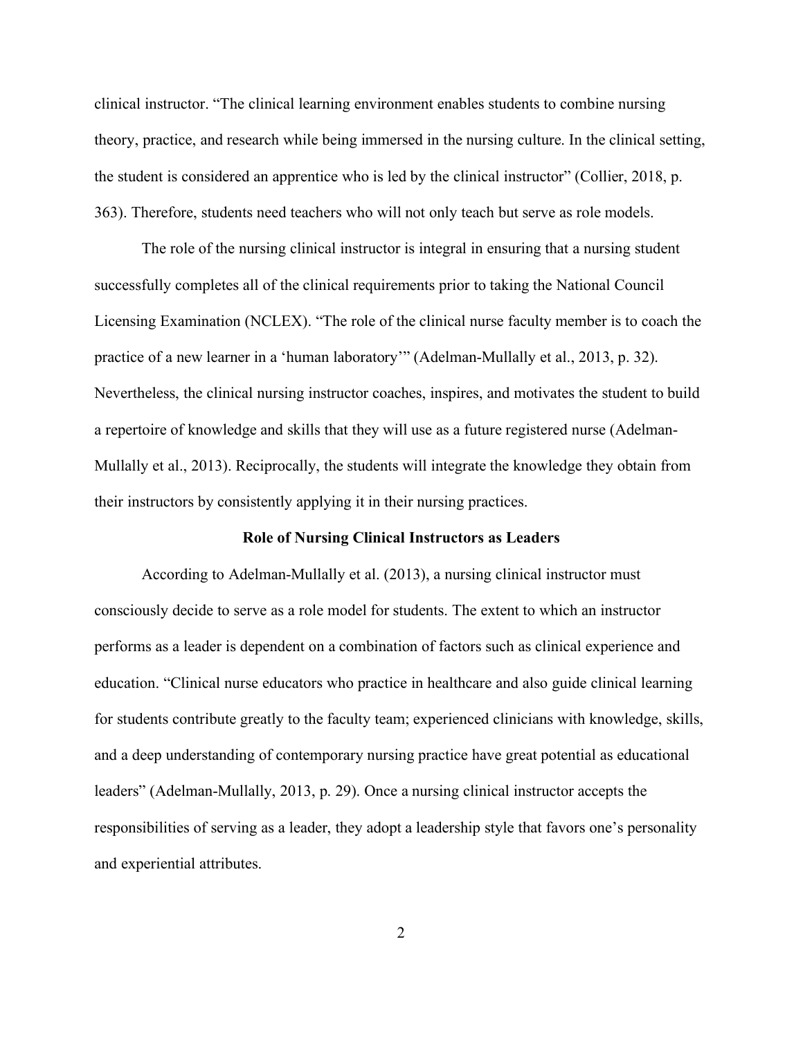clinical instructor. "The clinical learning environment enables students to combine nursing theory, practice, and research while being immersed in the nursing culture. In the clinical setting, the student is considered an apprentice who is led by the clinical instructor" (Collier, 2018, p. 363). Therefore, students need teachers who will not only teach but serve as role models.

The role of the nursing clinical instructor is integral in ensuring that a nursing student successfully completes all of the clinical requirements prior to taking the National Council Licensing Examination (NCLEX). "The role of the clinical nurse faculty member is to coach the practice of a new learner in a 'human laboratory'" (Adelman-Mullally et al., 2013, p. 32). Nevertheless, the clinical nursing instructor coaches, inspires, and motivates the student to build a repertoire of knowledge and skills that they will use as a future registered nurse (Adelman-Mullally et al., 2013). Reciprocally, the students will integrate the knowledge they obtain from their instructors by consistently applying it in their nursing practices.

## Role of Nursing Clinical Instructors as Leaders

According to Adelman-Mullally et al. (2013), a nursing clinical instructor must consciously decide to serve as a role model for students. The extent to which an instructor performs as a leader is dependent on a combination of factors such as clinical experience and education. "Clinical nurse educators who practice in healthcare and also guide clinical learning for students contribute greatly to the faculty team; experienced clinicians with knowledge, skills, and a deep understanding of contemporary nursing practice have great potential as educational leaders" (Adelman-Mullally, 2013, p. 29). Once a nursing clinical instructor accepts the responsibilities of serving as a leader, they adopt a leadership style that favors one's personality and experiential attributes.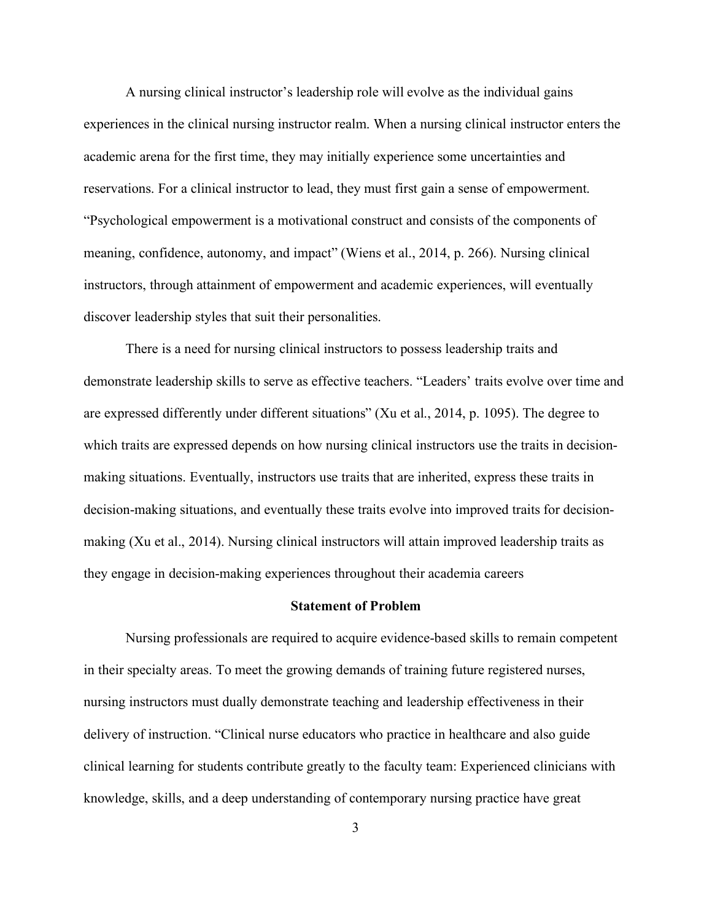A nursing clinical instructor’s leadership role will evolve as the individual gains experiences in the clinical nursing instructor realm. When a nursing clinical instructor enters the academic arena for the first time, they may initially experience some uncertainties and reservations. For a clinical instructor to lead, they must first gain a sense of empowerment. “Psychological empowerment is a motivational construct and consists of the components of meaning, confidence, autonomy, and impact” (Wiens et al., 2014, p. 266). Nursing clinical instructors, through attainment of empowerment and academic experiences, will eventually discover leadership styles that suit their personalities.

There is a need for nursing clinical instructors to possess leadership traits and demonstrate leadership skills to serve as effective teachers. “Leaders’ traits evolve over time and are expressed differently under different situations” (Xu et al., 2014, p. 1095). The degree to which traits are expressed depends on how nursing clinical instructors use the traits in decision-making situations. Eventually, instructors use traits that are inherited, express these traits in decision-making situations, and eventually these traits evolve into improved traits for decision-making (Xu et al., 2014). Nursing clinical instructors will attain improved leadership traits as they engage in decision-making experiences throughout their academia careers

## Statement of Problem

Nursing professionals are required to acquire evidence-based skills to remain competent in their specialty areas. To meet the growing demands of training future registered nurses, nursing instructors must dually demonstrate teaching and leadership effectiveness in their delivery of instruction. “Clinical nurse educators who practice in healthcare and also guide clinical learning for students contribute greatly to the faculty team: Experienced clinicians with knowledge, skills, and a deep understanding of contemporary nursing practice have great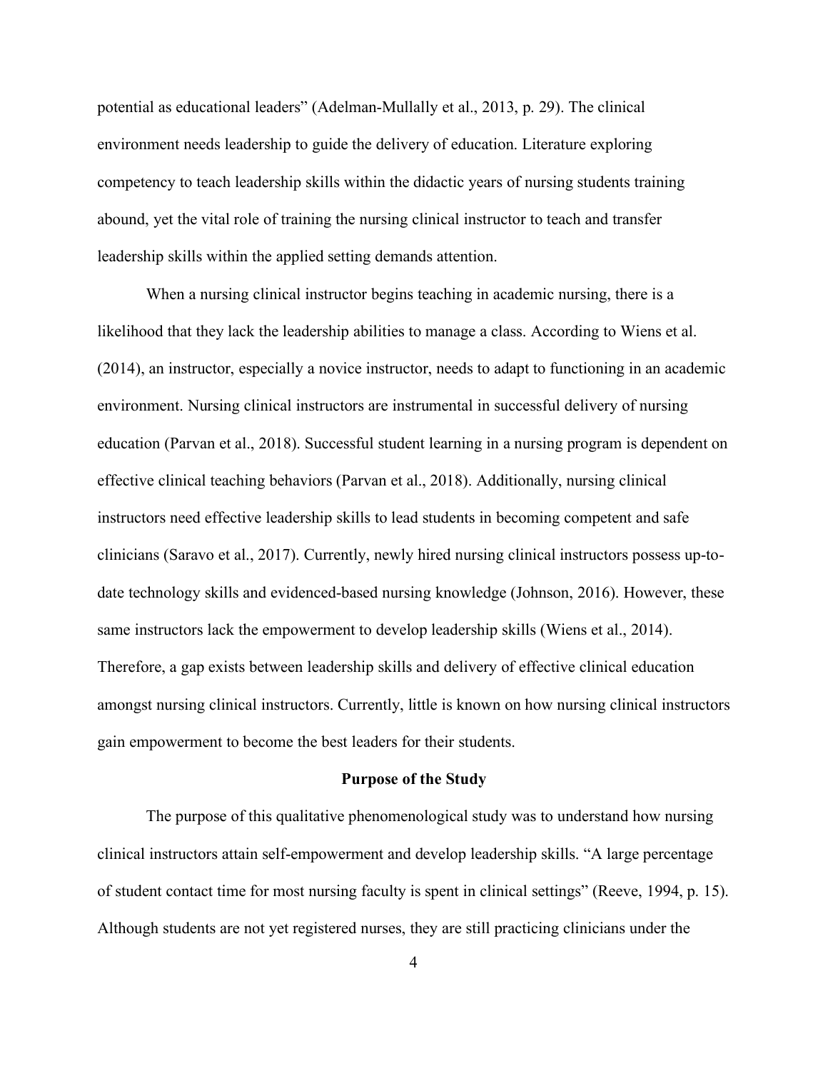potential as educational leaders" (Adelman-Mullally et al., 2013, p. 29). The clinical environment needs leadership to guide the delivery of education. Literature exploring competency to teach leadership skills within the didactic years of nursing students training abound, yet the vital role of training the nursing clinical instructor to teach and transfer leadership skills within the applied setting demands attention.

When a nursing clinical instructor begins teaching in academic nursing, there is a likelihood that they lack the leadership abilities to manage a class. According to Wiens et al. (2014), an instructor, especially a novice instructor, needs to adapt to functioning in an academic environment. Nursing clinical instructors are instrumental in successful delivery of nursing education (Parvan et al., 2018). Successful student learning in a nursing program is dependent on effective clinical teaching behaviors (Parvan et al., 2018). Additionally, nursing clinical instructors need effective leadership skills to lead students in becoming competent and safe clinicians (Saravo et al., 2017). Currently, newly hired nursing clinical instructors possess up-to-date technology skills and evidenced-based nursing knowledge (Johnson, 2016). However, these same instructors lack the empowerment to develop leadership skills (Wiens et al., 2014). Therefore, a gap exists between leadership skills and delivery of effective clinical education amongst nursing clinical instructors. Currently, little is known on how nursing clinical instructors gain empowerment to become the best leaders for their students.

## Purpose of the Study

The purpose of this qualitative phenomenological study was to understand how nursing clinical instructors attain self-empowerment and develop leadership skills. "A large percentage of student contact time for most nursing faculty is spent in clinical settings" (Reeve, 1994, p. 15). Although students are not yet registered nurses, they are still practicing clinicians under the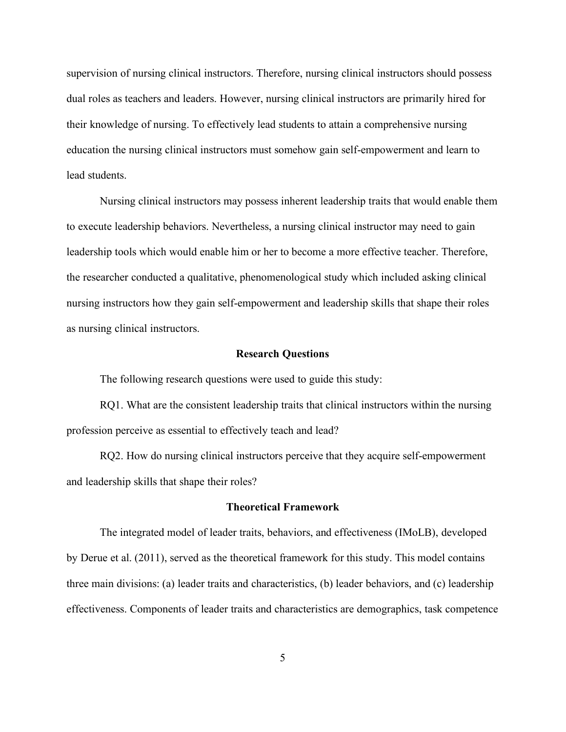supervision of nursing clinical instructors. Therefore, nursing clinical instructors should possess dual roles as teachers and leaders. However, nursing clinical instructors are primarily hired for their knowledge of nursing. To effectively lead students to attain a comprehensive nursing education the nursing clinical instructors must somehow gain self-empowerment and learn to lead students.

Nursing clinical instructors may possess inherent leadership traits that would enable them to execute leadership behaviors. Nevertheless, a nursing clinical instructor may need to gain leadership tools which would enable him or her to become a more effective teacher. Therefore, the researcher conducted a qualitative, phenomenological study which included asking clinical nursing instructors how they gain self-empowerment and leadership skills that shape their roles as nursing clinical instructors.

## Research Questions

The following research questions were used to guide this study:

RQ1. What are the consistent leadership traits that clinical instructors within the nursing profession perceive as essential to effectively teach and lead?

RQ2. How do nursing clinical instructors perceive that they acquire self-empowerment and leadership skills that shape their roles?

## Theoretical Framework

The integrated model of leader traits, behaviors, and effectiveness (IMoLB), developed by Derue et al. (2011), served as the theoretical framework for this study. This model contains three main divisions: (a) leader traits and characteristics, (b) leader behaviors, and (c) leadership effectiveness. Components of leader traits and characteristics are demographics, task competence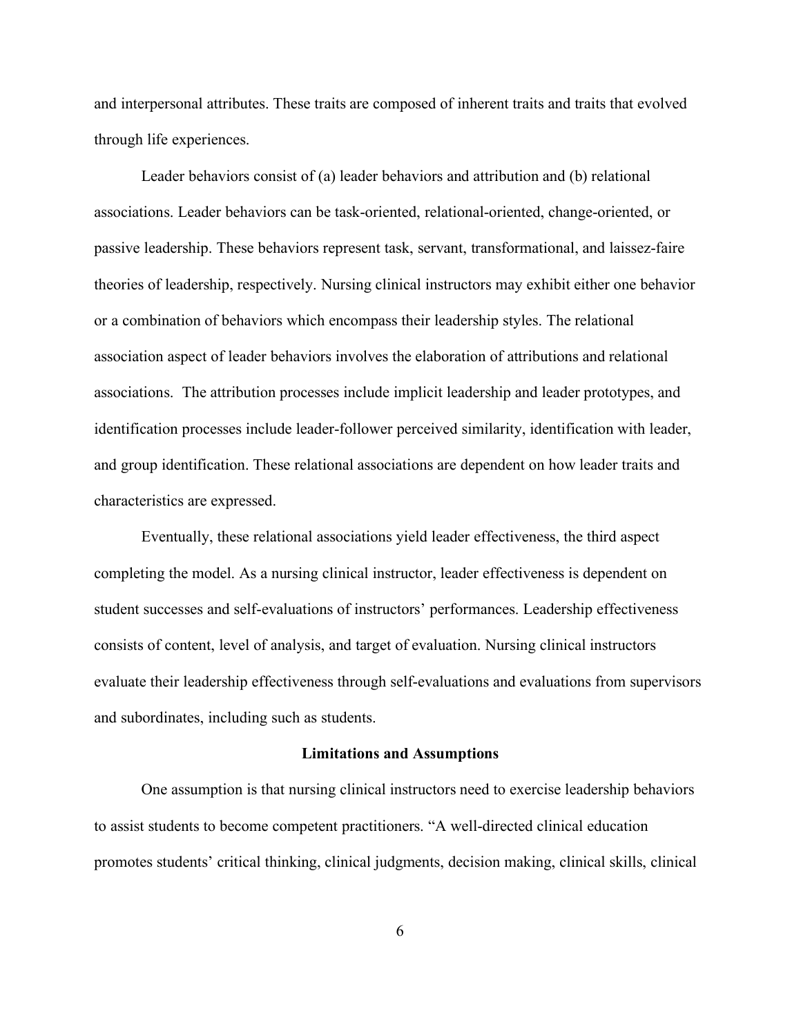and interpersonal attributes. These traits are composed of inherent traits and traits that evolved through life experiences.

Leader behaviors consist of (a) leader behaviors and attribution and (b) relational associations. Leader behaviors can be task-oriented, relational-oriented, change-oriented, or passive leadership. These behaviors represent task, servant, transformational, and laissez-faire theories of leadership, respectively. Nursing clinical instructors may exhibit either one behavior or a combination of behaviors which encompass their leadership styles. The relational association aspect of leader behaviors involves the elaboration of attributions and relational associations. The attribution processes include implicit leadership and leader prototypes, and identification processes include leader-follower perceived similarity, identification with leader, and group identification. These relational associations are dependent on how leader traits and characteristics are expressed.

Eventually, these relational associations yield leader effectiveness, the third aspect completing the model. As a nursing clinical instructor, leader effectiveness is dependent on student successes and self-evaluations of instructors' performances. Leadership effectiveness consists of content, level of analysis, and target of evaluation. Nursing clinical instructors evaluate their leadership effectiveness through self-evaluations and evaluations from supervisors and subordinates, including such as students.

## Limitations and Assumptions

One assumption is that nursing clinical instructors need to exercise leadership behaviors to assist students to become competent practitioners. "A well-directed clinical education promotes students' critical thinking, clinical judgments, decision making, clinical skills, clinical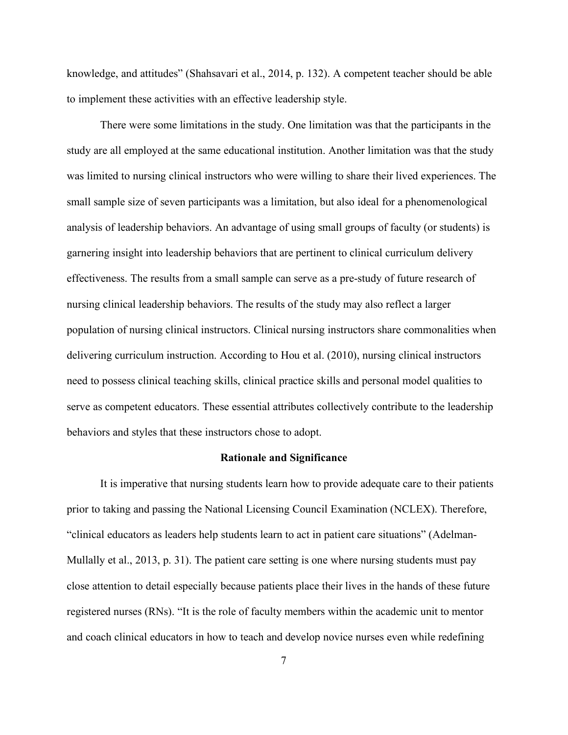knowledge, and attitudes" (Shahsavari et al., 2014, p. 132). A competent teacher should be able to implement these activities with an effective leadership style.

There were some limitations in the study. One limitation was that the participants in the study are all employed at the same educational institution. Another limitation was that the study was limited to nursing clinical instructors who were willing to share their lived experiences. The small sample size of seven participants was a limitation, but also ideal for a phenomenological analysis of leadership behaviors. An advantage of using small groups of faculty (or students) is garnering insight into leadership behaviors that are pertinent to clinical curriculum delivery effectiveness. The results from a small sample can serve as a pre-study of future research of nursing clinical leadership behaviors. The results of the study may also reflect a larger population of nursing clinical instructors. Clinical nursing instructors share commonalities when delivering curriculum instruction. According to Hou et al. (2010), nursing clinical instructors need to possess clinical teaching skills, clinical practice skills and personal model qualities to serve as competent educators. These essential attributes collectively contribute to the leadership behaviors and styles that these instructors chose to adopt.

## Rationale and Significance

It is imperative that nursing students learn how to provide adequate care to their patients prior to taking and passing the National Licensing Council Examination (NCLEX). Therefore, "clinical educators as leaders help students learn to act in patient care situations" (Adelman-Mullally et al., 2013, p. 31). The patient care setting is one where nursing students must pay close attention to detail especially because patients place their lives in the hands of these future registered nurses (RNs). "It is the role of faculty members within the academic unit to mentor and coach clinical educators in how to teach and develop novice nurses even while redefining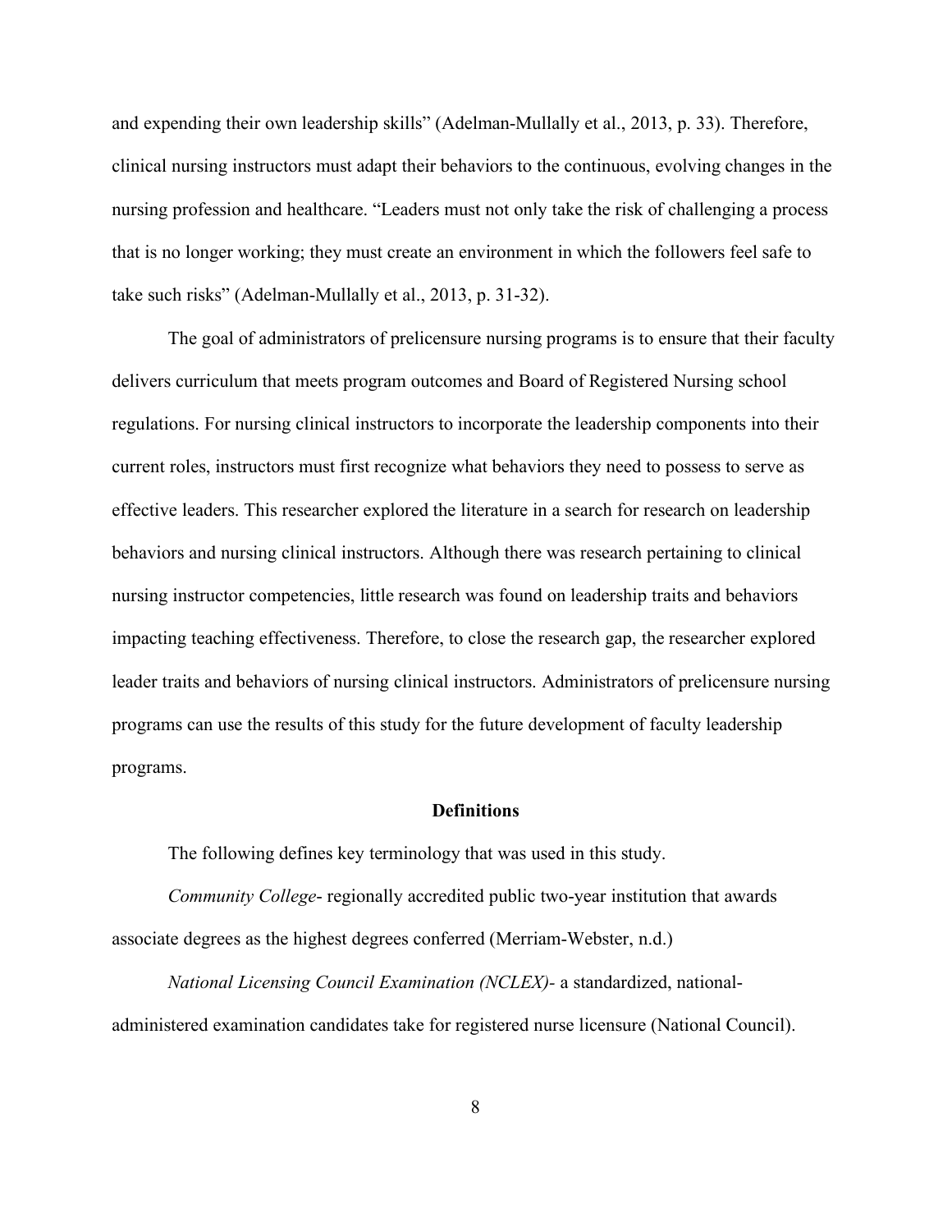and expending their own leadership skills" (Adelman-Mullally et al., 2013, p. 33). Therefore, clinical nursing instructors must adapt their behaviors to the continuous, evolving changes in the nursing profession and healthcare. "Leaders must not only take the risk of challenging a process that is no longer working; they must create an environment in which the followers feel safe to take such risks" (Adelman-Mullally et al., 2013, p. 31-32).

The goal of administrators of prelicensure nursing programs is to ensure that their faculty delivers curriculum that meets program outcomes and Board of Registered Nursing school regulations. For nursing clinical instructors to incorporate the leadership components into their current roles, instructors must first recognize what behaviors they need to possess to serve as effective leaders. This researcher explored the literature in a search for research on leadership behaviors and nursing clinical instructors. Although there was research pertaining to clinical nursing instructor competencies, little research was found on leadership traits and behaviors impacting teaching effectiveness. Therefore, to close the research gap, the researcher explored leader traits and behaviors of nursing clinical instructors. Administrators of prelicensure nursing programs can use the results of this study for the future development of faculty leadership programs.

## Definitions

The following defines key terminology that was used in this study.

*Community College*- regionally accredited public two-year institution that awards associate degrees as the highest degrees conferred (Merriam-Webster, n.d.)

*National Licensing Council Examination (NCLEX)-* a standardized, national-administered examination candidates take for registered nurse licensure (National Council).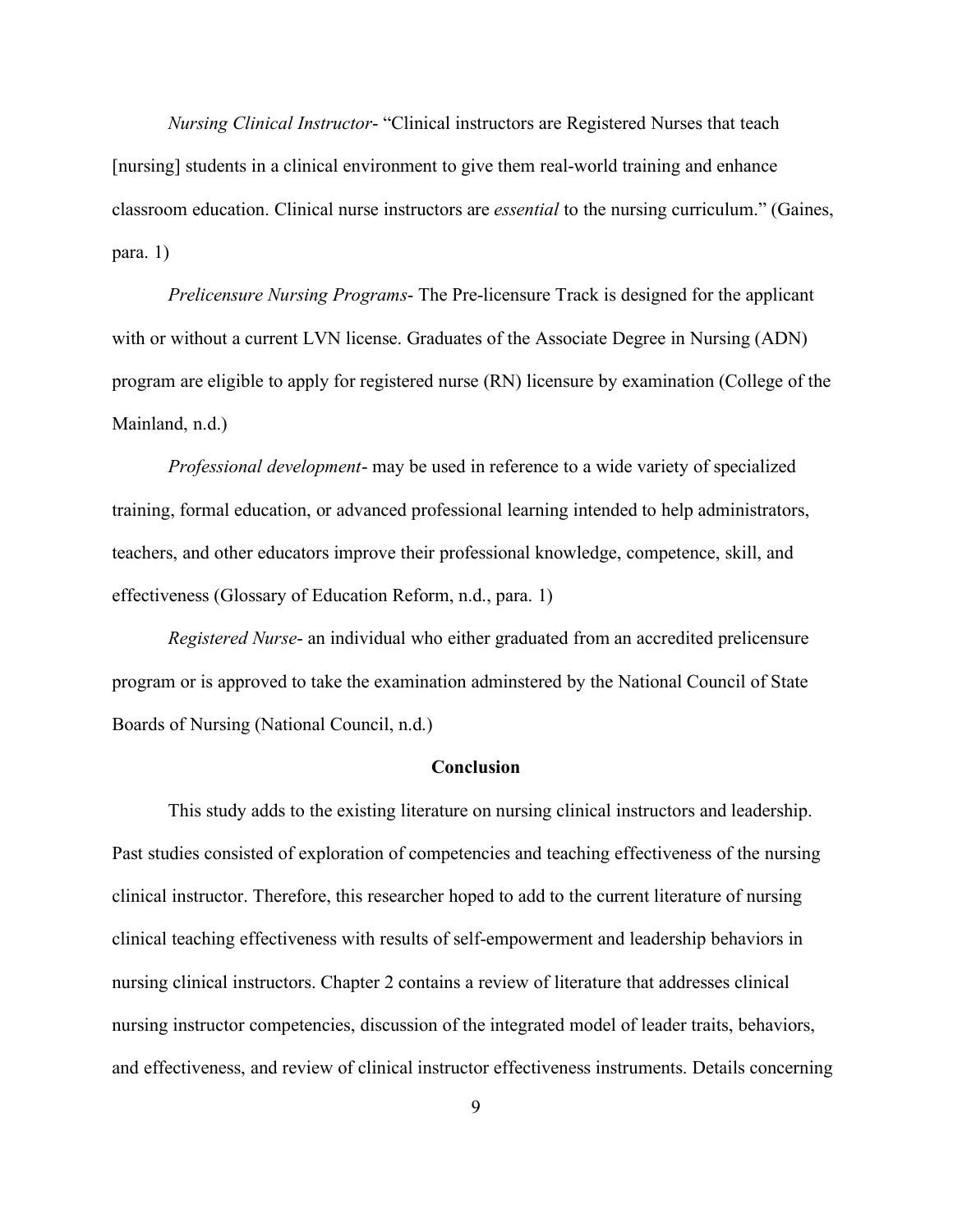*Nursing Clinical Instructor*- "Clinical instructors are Registered Nurses that teach [nursing] students in a clinical environment to give them real-world training and enhance classroom education. Clinical nurse instructors are *essential* to the nursing curriculum." (Gaines, para. 1)

*Prelicensure Nursing Programs*- The Pre-licensure Track is designed for the applicant with or without a current LVN license. Graduates of the Associate Degree in Nursing (ADN) program are eligible to apply for registered nurse (RN) licensure by examination (College of the Mainland, n.d.)

*Professional development*- may be used in reference to a wide variety of specialized training, formal education, or advanced professional learning intended to help administrators, teachers, and other educators improve their professional knowledge, competence, skill, and effectiveness (Glossary of Education Reform, n.d., para. 1)

*Registered Nurse*- an individual who either graduated from an accredited prelicensure program or is approved to take the examination adminstered by the National Council of State Boards of Nursing (National Council, n.d.)

## Conclusion

This study adds to the existing literature on nursing clinical instructors and leadership. Past studies consisted of exploration of competencies and teaching effectiveness of the nursing clinical instructor. Therefore, this researcher hoped to add to the current literature of nursing clinical teaching effectiveness with results of self-empowerment and leadership behaviors in nursing clinical instructors. Chapter 2 contains a review of literature that addresses clinical nursing instructor competencies, discussion of the integrated model of leader traits, behaviors, and effectiveness, and review of clinical instructor effectiveness instruments. Details concerning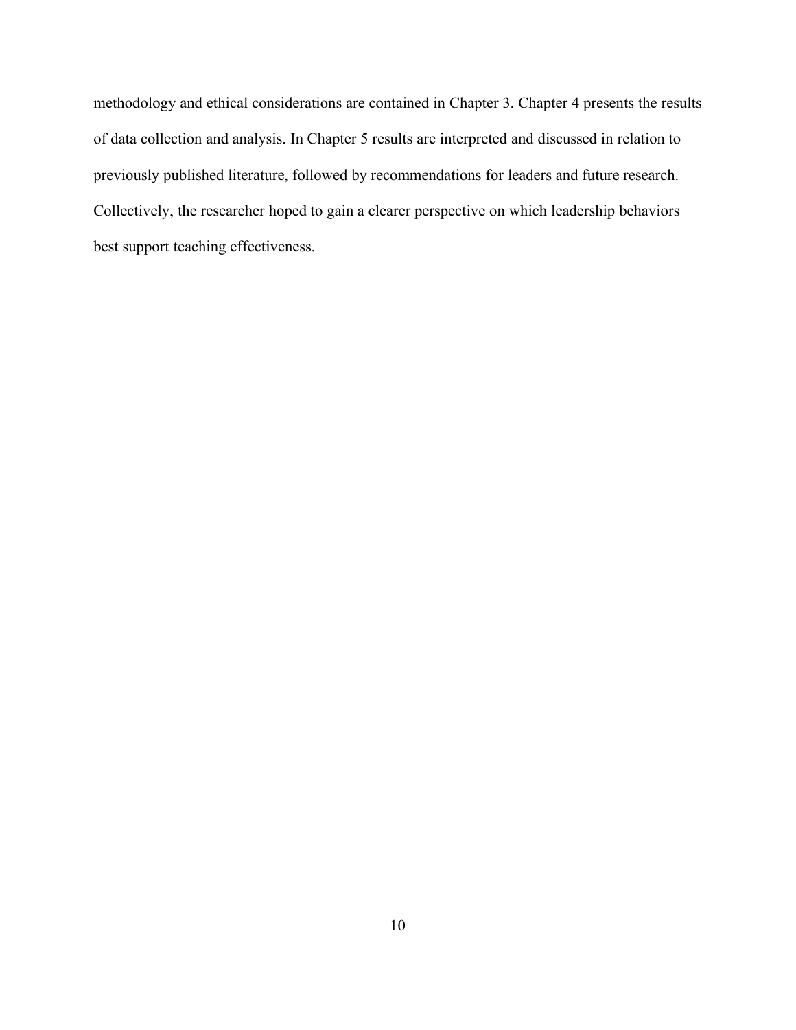methodology and ethical considerations are contained in Chapter 3. Chapter 4 presents the results of data collection and analysis. In Chapter 5 results are interpreted and discussed in relation to previously published literature, followed by recommendations for leaders and future research. Collectively, the researcher hoped to gain a clearer perspective on which leadership behaviors best support teaching effectiveness.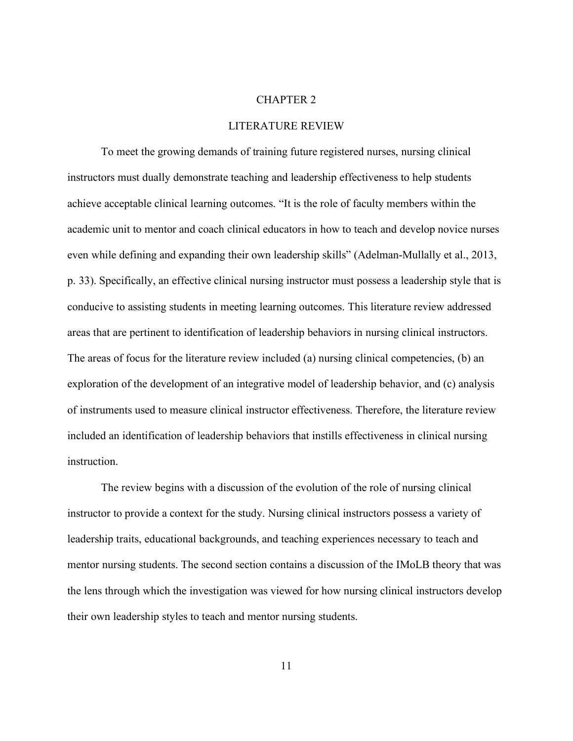# CHAPTER 2

# LITERATURE REVIEW

To meet the growing demands of training future registered nurses, nursing clinical instructors must dually demonstrate teaching and leadership effectiveness to help students achieve acceptable clinical learning outcomes. “It is the role of faculty members within the academic unit to mentor and coach clinical educators in how to teach and develop novice nurses even while defining and expanding their own leadership skills” (Adelman-Mullally et al., 2013, p. 33). Specifically, an effective clinical nursing instructor must possess a leadership style that is conducive to assisting students in meeting learning outcomes. This literature review addressed areas that are pertinent to identification of leadership behaviors in nursing clinical instructors. The areas of focus for the literature review included (a) nursing clinical competencies, (b) an exploration of the development of an integrative model of leadership behavior, and (c) analysis of instruments used to measure clinical instructor effectiveness. Therefore, the literature review included an identification of leadership behaviors that instills effectiveness in clinical nursing instruction.

The review begins with a discussion of the evolution of the role of nursing clinical instructor to provide a context for the study. Nursing clinical instructors possess a variety of leadership traits, educational backgrounds, and teaching experiences necessary to teach and mentor nursing students. The second section contains a discussion of the IMoLB theory that was the lens through which the investigation was viewed for how nursing clinical instructors develop their own leadership styles to teach and mentor nursing students.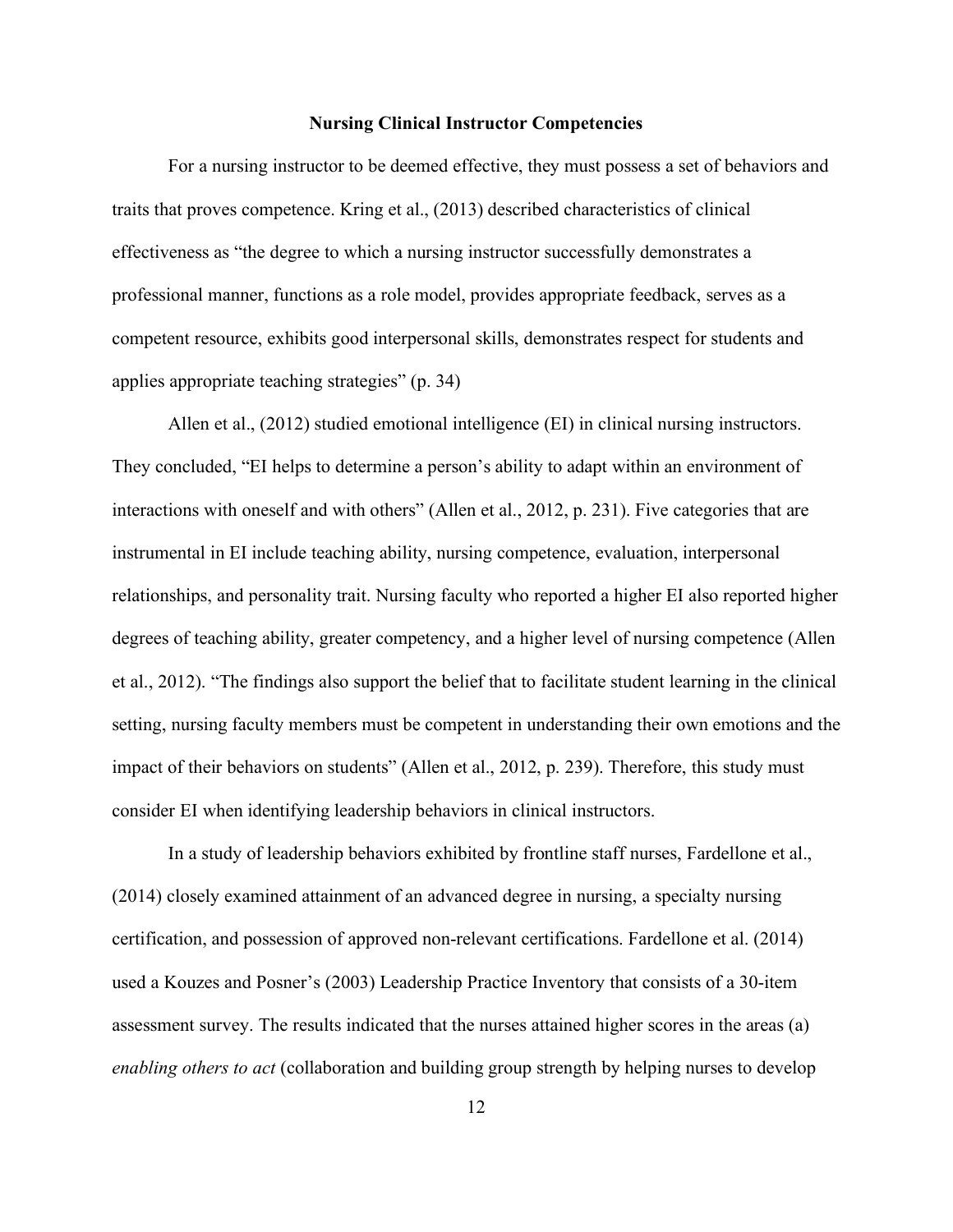## Nursing Clinical Instructor Competencies

For a nursing instructor to be deemed effective, they must possess a set of behaviors and traits that proves competence. Kring et al., (2013) described characteristics of clinical effectiveness as "the degree to which a nursing instructor successfully demonstrates a professional manner, functions as a role model, provides appropriate feedback, serves as a competent resource, exhibits good interpersonal skills, demonstrates respect for students and applies appropriate teaching strategies" (p. 34)

Allen et al., (2012) studied emotional intelligence (EI) in clinical nursing instructors. They concluded, "EI helps to determine a person's ability to adapt within an environment of interactions with oneself and with others" (Allen et al., 2012, p. 231). Five categories that are instrumental in EI include teaching ability, nursing competence, evaluation, interpersonal relationships, and personality trait. Nursing faculty who reported a higher EI also reported higher degrees of teaching ability, greater competency, and a higher level of nursing competence (Allen et al., 2012). "The findings also support the belief that to facilitate student learning in the clinical setting, nursing faculty members must be competent in understanding their own emotions and the impact of their behaviors on students" (Allen et al., 2012, p. 239). Therefore, this study must consider EI when identifying leadership behaviors in clinical instructors.

In a study of leadership behaviors exhibited by frontline staff nurses, Fardellone et al., (2014) closely examined attainment of an advanced degree in nursing, a specialty nursing certification, and possession of approved non-relevant certifications. Fardellone et al. (2014) used a Kouzes and Posner's (2003) Leadership Practice Inventory that consists of a 30-item assessment survey. The results indicated that the nurses attained higher scores in the areas (a) *enabling others to act* (collaboration and building group strength by helping nurses to develop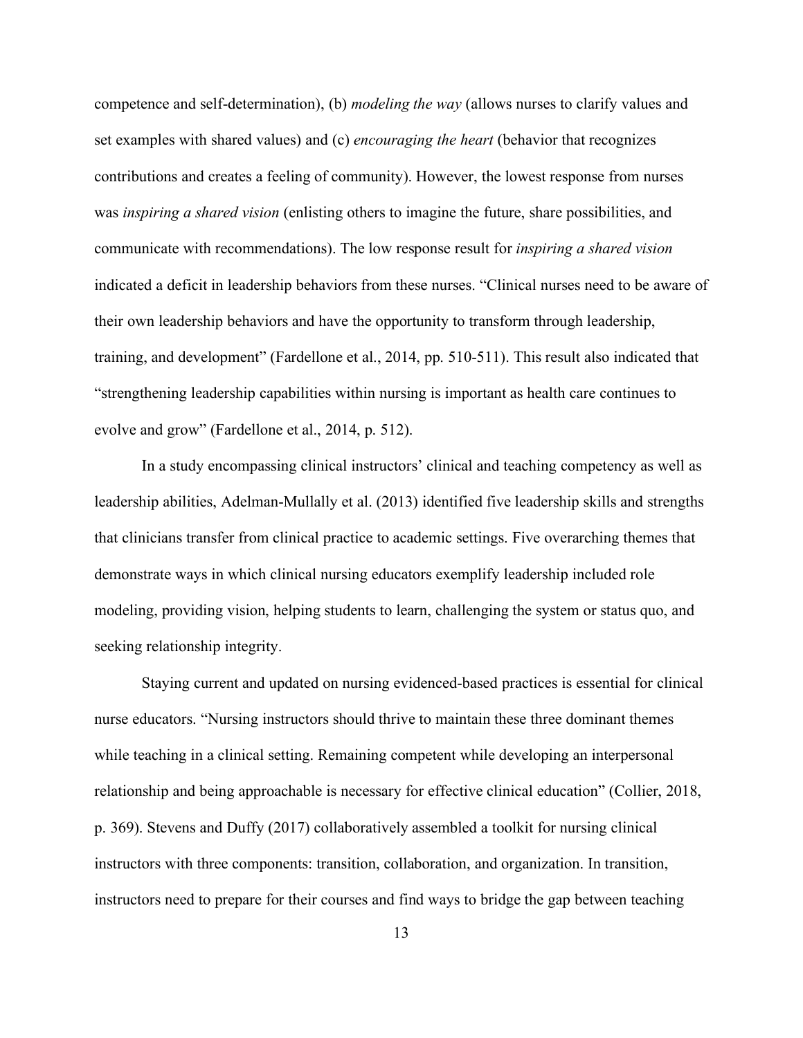competence and self-determination), (b) *modeling the way* (allows nurses to clarify values and set examples with shared values) and (c) *encouraging the heart* (behavior that recognizes contributions and creates a feeling of community). However, the lowest response from nurses was *inspiring a shared vision* (enlisting others to imagine the future, share possibilities, and communicate with recommendations). The low response result for *inspiring a shared vision* indicated a deficit in leadership behaviors from these nurses. “Clinical nurses need to be aware of their own leadership behaviors and have the opportunity to transform through leadership, training, and development” (Fardellone et al., 2014, pp. 510-511). This result also indicated that “strengthening leadership capabilities within nursing is important as health care continues to evolve and grow” (Fardellone et al., 2014, p. 512).

In a study encompassing clinical instructors’ clinical and teaching competency as well as leadership abilities, Adelman-Mullally et al. (2013) identified five leadership skills and strengths that clinicians transfer from clinical practice to academic settings. Five overarching themes that demonstrate ways in which clinical nursing educators exemplify leadership included role modeling, providing vision, helping students to learn, challenging the system or status quo, and seeking relationship integrity.

Staying current and updated on nursing evidenced-based practices is essential for clinical nurse educators. “Nursing instructors should thrive to maintain these three dominant themes while teaching in a clinical setting. Remaining competent while developing an interpersonal relationship and being approachable is necessary for effective clinical education” (Collier, 2018, p. 369). Stevens and Duffy (2017) collaboratively assembled a toolkit for nursing clinical instructors with three components: transition, collaboration, and organization. In transition, instructors need to prepare for their courses and find ways to bridge the gap between teaching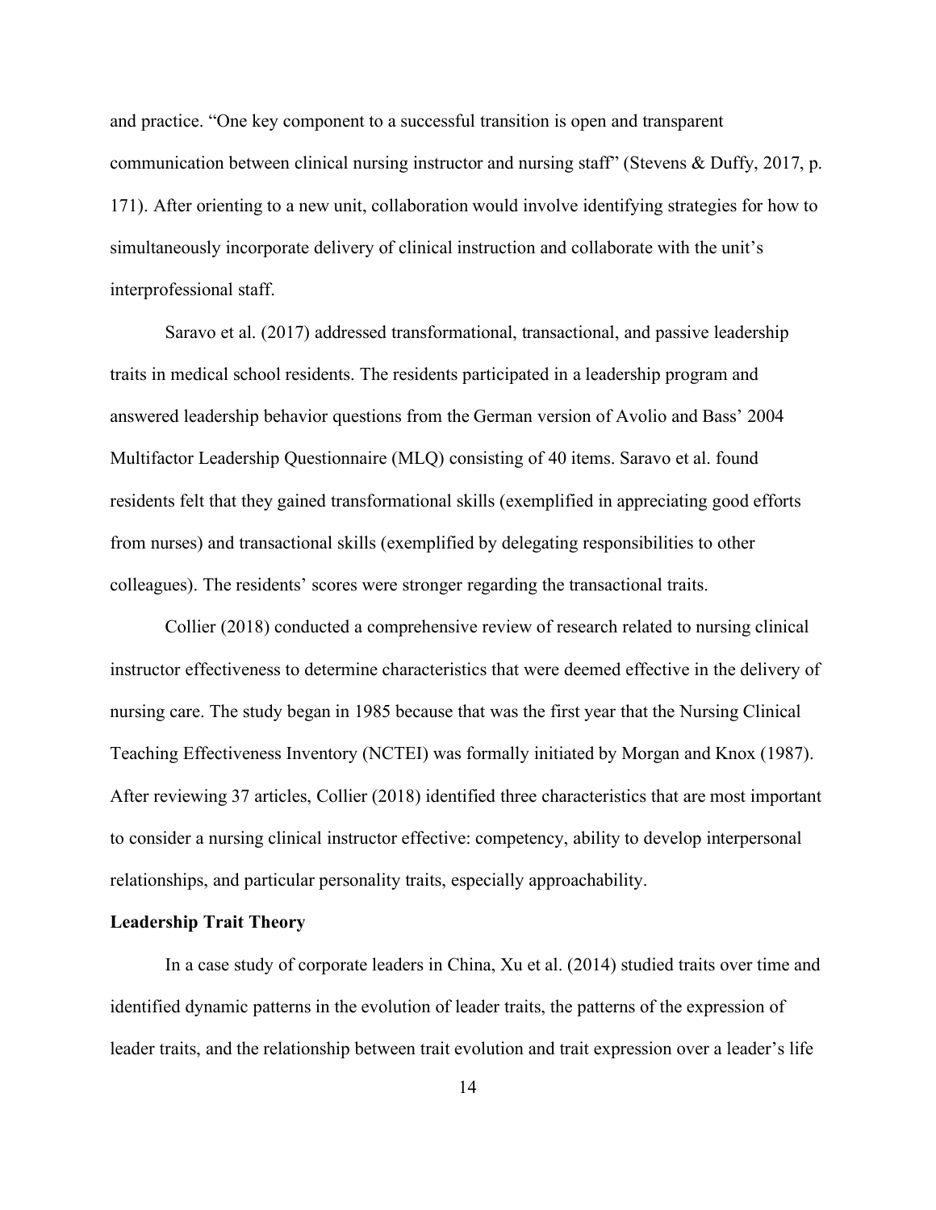and practice. "One key component to a successful transition is open and transparent communication between clinical nursing instructor and nursing staff" (Stevens & Duffy, 2017, p. 171). After orienting to a new unit, collaboration would involve identifying strategies for how to simultaneously incorporate delivery of clinical instruction and collaborate with the unit's interprofessional staff.

Saravo et al. (2017) addressed transformational, transactional, and passive leadership traits in medical school residents. The residents participated in a leadership program and answered leadership behavior questions from the German version of Avolio and Bass' 2004 Multifactor Leadership Questionnaire (MLQ) consisting of 40 items. Saravo et al. found residents felt that they gained transformational skills (exemplified in appreciating good efforts from nurses) and transactional skills (exemplified by delegating responsibilities to other colleagues). The residents' scores were stronger regarding the transactional traits.

Collier (2018) conducted a comprehensive review of research related to nursing clinical instructor effectiveness to determine characteristics that were deemed effective in the delivery of nursing care. The study began in 1985 because that was the first year that the Nursing Clinical Teaching Effectiveness Inventory (NCTEI) was formally initiated by Morgan and Knox (1987). After reviewing 37 articles, Collier (2018) identified three characteristics that are most important to consider a nursing clinical instructor effective: competency, ability to develop interpersonal relationships, and particular personality traits, especially approachability.

**Leadership Trait Theory**

In a case study of corporate leaders in China, Xu et al. (2014) studied traits over time and identified dynamic patterns in the evolution of leader traits, the patterns of the expression of leader traits, and the relationship between trait evolution and trait expression over a leader's life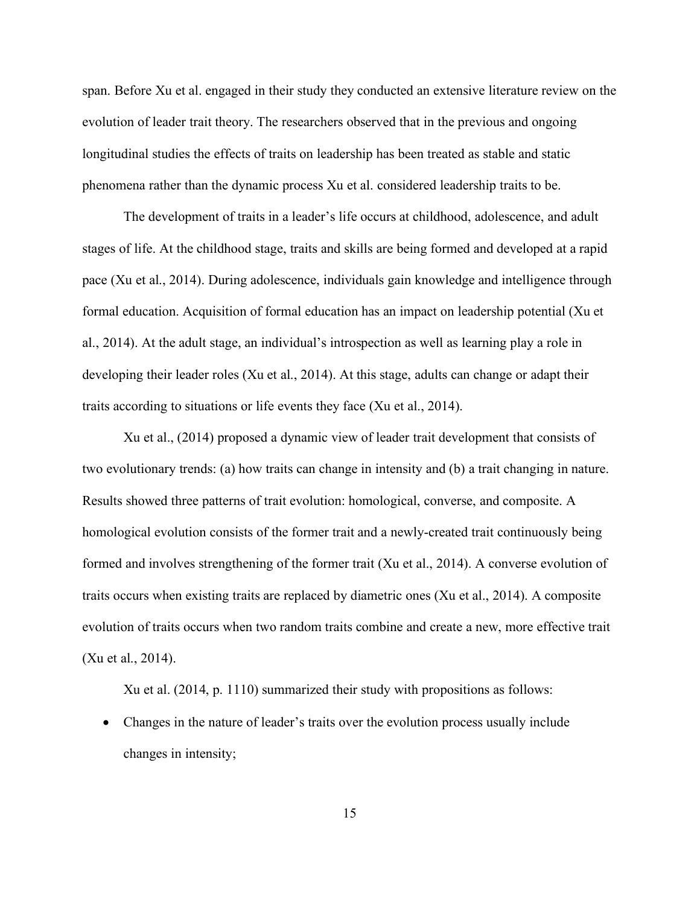span. Before Xu et al. engaged in their study they conducted an extensive literature review on the evolution of leader trait theory. The researchers observed that in the previous and ongoing longitudinal studies the effects of traits on leadership has been treated as stable and static phenomena rather than the dynamic process Xu et al. considered leadership traits to be.

The development of traits in a leader's life occurs at childhood, adolescence, and adult stages of life. At the childhood stage, traits and skills are being formed and developed at a rapid pace (Xu et al., 2014). During adolescence, individuals gain knowledge and intelligence through formal education. Acquisition of formal education has an impact on leadership potential (Xu et al., 2014). At the adult stage, an individual's introspection as well as learning play a role in developing their leader roles (Xu et al., 2014). At this stage, adults can change or adapt their traits according to situations or life events they face (Xu et al., 2014).

Xu et al., (2014) proposed a dynamic view of leader trait development that consists of two evolutionary trends: (a) how traits can change in intensity and (b) a trait changing in nature. Results showed three patterns of trait evolution: homological, converse, and composite. A homological evolution consists of the former trait and a newly-created trait continuously being formed and involves strengthening of the former trait (Xu et al., 2014). A converse evolution of traits occurs when existing traits are replaced by diametric ones (Xu et al., 2014). A composite evolution of traits occurs when two random traits combine and create a new, more effective trait (Xu et al., 2014).

Xu et al. (2014, p. 1110) summarized their study with propositions as follows:

- Changes in the nature of leader's traits over the evolution process usually include changes in intensity;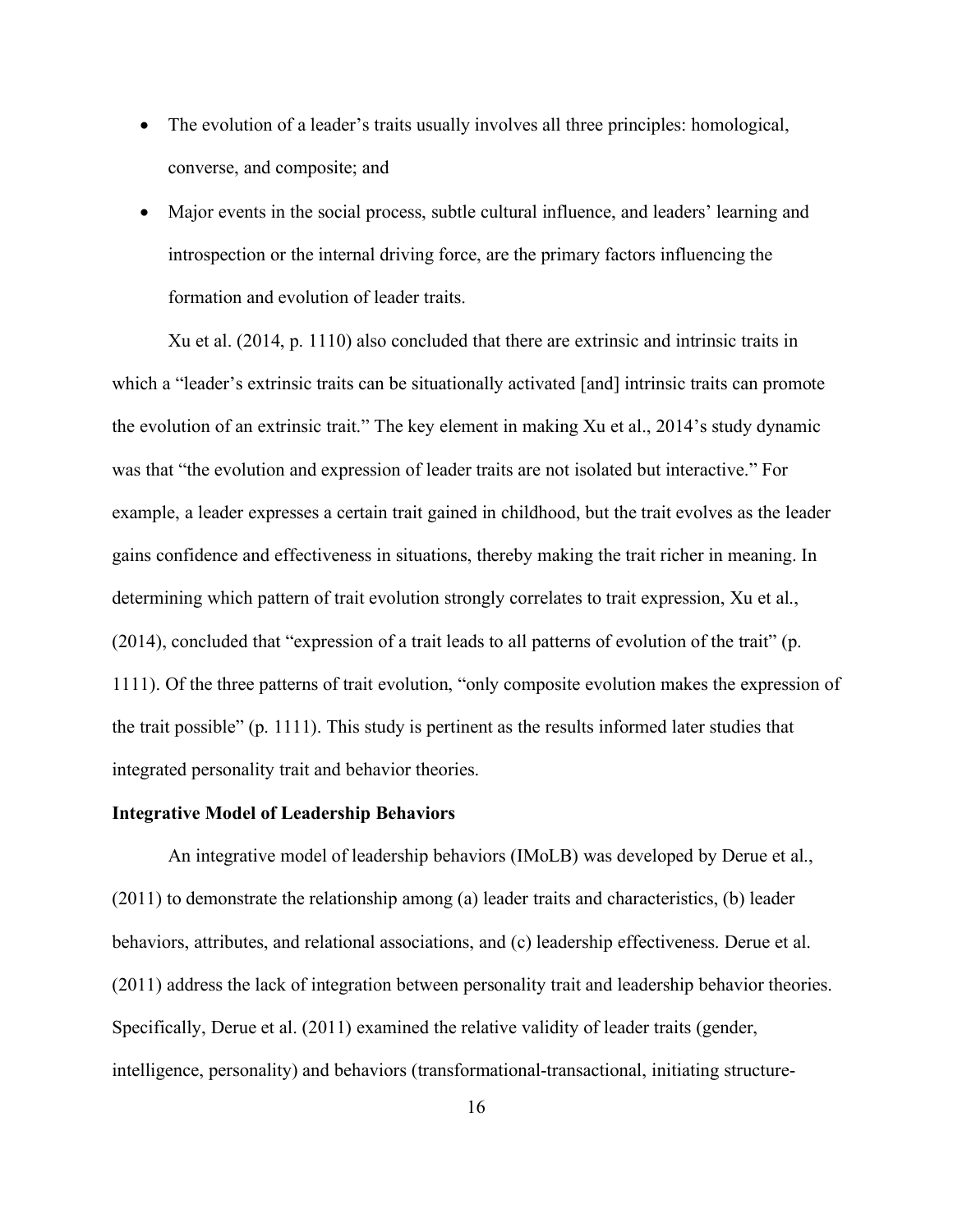- The evolution of a leader's traits usually involves all three principles: homological, converse, and composite; and
- Major events in the social process, subtle cultural influence, and leaders' learning and introspection or the internal driving force, are the primary factors influencing the formation and evolution of leader traits.

Xu et al. (2014, p. 1110) also concluded that there are extrinsic and intrinsic traits in which a "leader's extrinsic traits can be situationally activated [and] intrinsic traits can promote the evolution of an extrinsic trait." The key element in making Xu et al., 2014's study dynamic was that "the evolution and expression of leader traits are not isolated but interactive." For example, a leader expresses a certain trait gained in childhood, but the trait evolves as the leader gains confidence and effectiveness in situations, thereby making the trait richer in meaning. In determining which pattern of trait evolution strongly correlates to trait expression, Xu et al., (2014), concluded that "expression of a trait leads to all patterns of evolution of the trait" (p. 1111). Of the three patterns of trait evolution, "only composite evolution makes the expression of the trait possible" (p. 1111). This study is pertinent as the results informed later studies that integrated personality trait and behavior theories.

**Integrative Model of Leadership Behaviors**

An integrative model of leadership behaviors (IMoLB) was developed by Derue et al., (2011) to demonstrate the relationship among (a) leader traits and characteristics, (b) leader behaviors, attributes, and relational associations, and (c) leadership effectiveness. Derue et al. (2011) address the lack of integration between personality trait and leadership behavior theories. Specifically, Derue et al. (2011) examined the relative validity of leader traits (gender, intelligence, personality) and behaviors (transformational-transactional, initiating structure-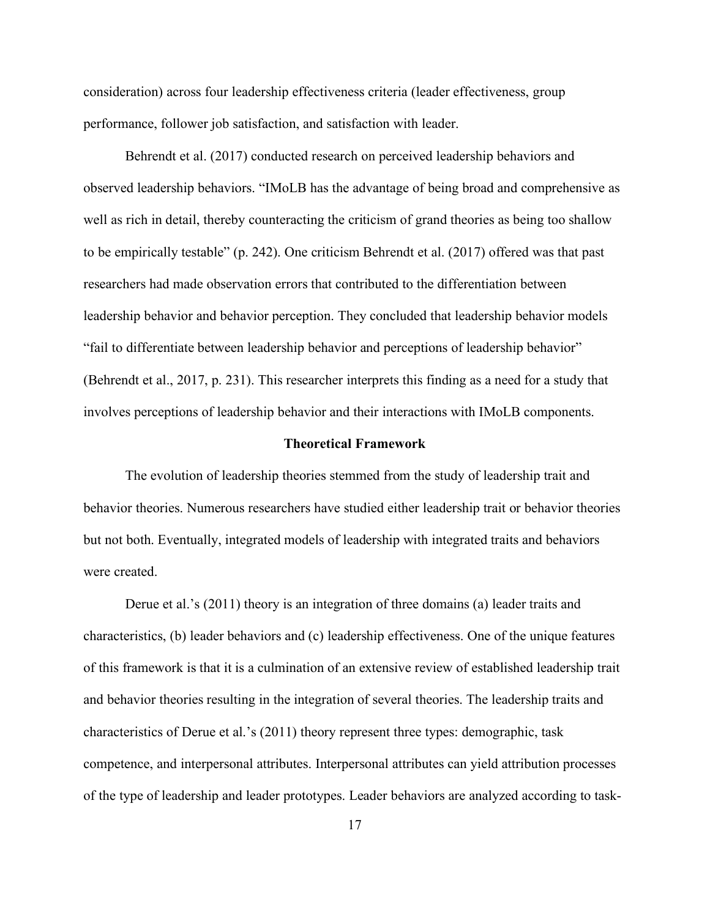consideration) across four leadership effectiveness criteria (leader effectiveness, group performance, follower job satisfaction, and satisfaction with leader.

Behrendt et al. (2017) conducted research on perceived leadership behaviors and observed leadership behaviors. “IMoLB has the advantage of being broad and comprehensive as well as rich in detail, thereby counteracting the criticism of grand theories as being too shallow to be empirically testable” (p. 242). One criticism Behrendt et al. (2017) offered was that past researchers had made observation errors that contributed to the differentiation between leadership behavior and behavior perception. They concluded that leadership behavior models “fail to differentiate between leadership behavior and perceptions of leadership behavior” (Behrendt et al., 2017, p. 231). This researcher interprets this finding as a need for a study that involves perceptions of leadership behavior and their interactions with IMoLB components.

## Theoretical Framework

The evolution of leadership theories stemmed from the study of leadership trait and behavior theories. Numerous researchers have studied either leadership trait or behavior theories but not both. Eventually, integrated models of leadership with integrated traits and behaviors were created.

Derue et al.’s (2011) theory is an integration of three domains (a) leader traits and characteristics, (b) leader behaviors and (c) leadership effectiveness. One of the unique features of this framework is that it is a culmination of an extensive review of established leadership trait and behavior theories resulting in the integration of several theories. The leadership traits and characteristics of Derue et al.’s (2011) theory represent three types: demographic, task competence, and interpersonal attributes. Interpersonal attributes can yield attribution processes of the type of leadership and leader prototypes. Leader behaviors are analyzed according to task-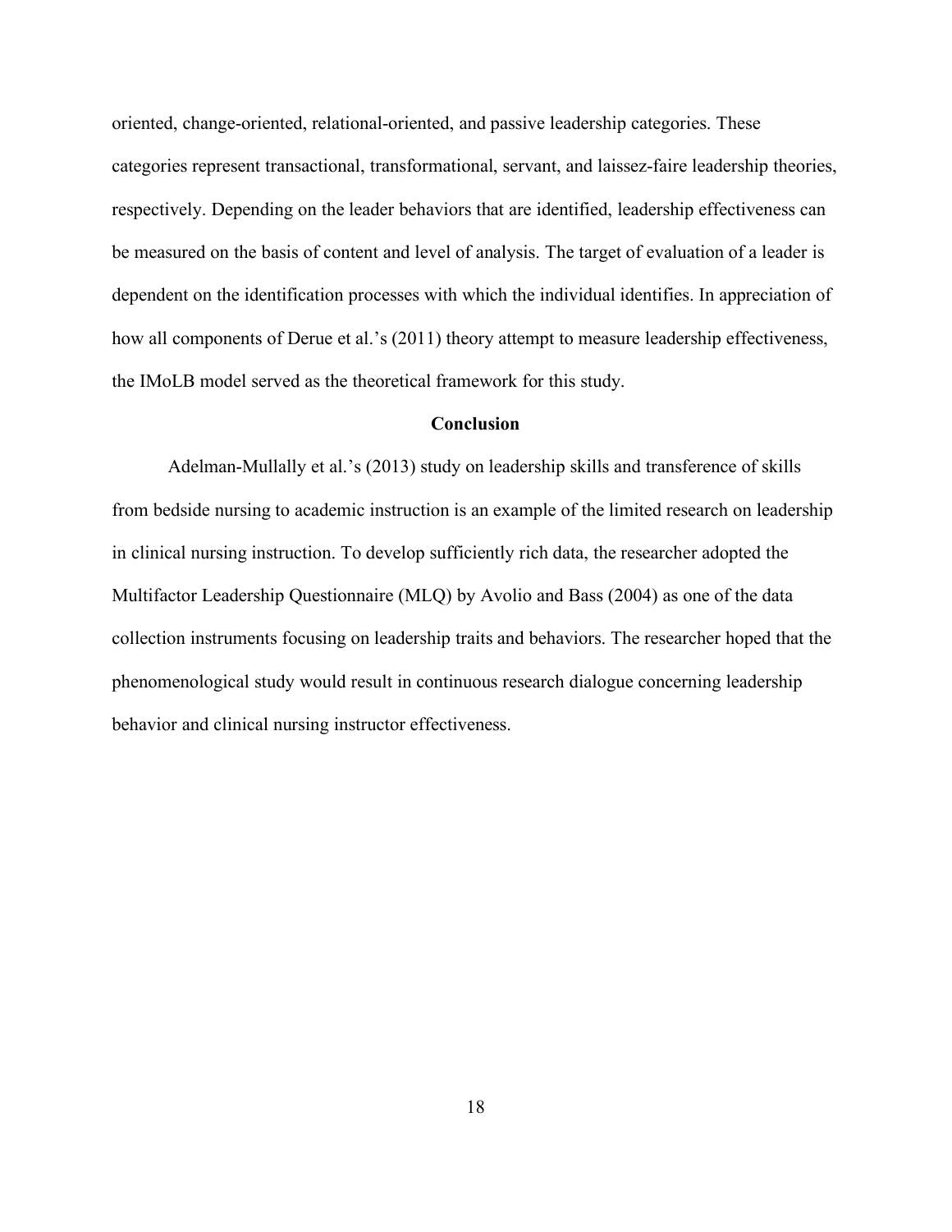oriented, change-oriented, relational-oriented, and passive leadership categories. These categories represent transactional, transformational, servant, and laissez-faire leadership theories, respectively. Depending on the leader behaviors that are identified, leadership effectiveness can be measured on the basis of content and level of analysis. The target of evaluation of a leader is dependent on the identification processes with which the individual identifies. In appreciation of how all components of Derue et al.'s (2011) theory attempt to measure leadership effectiveness, the IMoLB model served as the theoretical framework for this study.

## Conclusion

Adelman-Mullally et al.'s (2013) study on leadership skills and transference of skills from bedside nursing to academic instruction is an example of the limited research on leadership in clinical nursing instruction. To develop sufficiently rich data, the researcher adopted the Multifactor Leadership Questionnaire (MLQ) by Avolio and Bass (2004) as one of the data collection instruments focusing on leadership traits and behaviors. The researcher hoped that the phenomenological study would result in continuous research dialogue concerning leadership behavior and clinical nursing instructor effectiveness.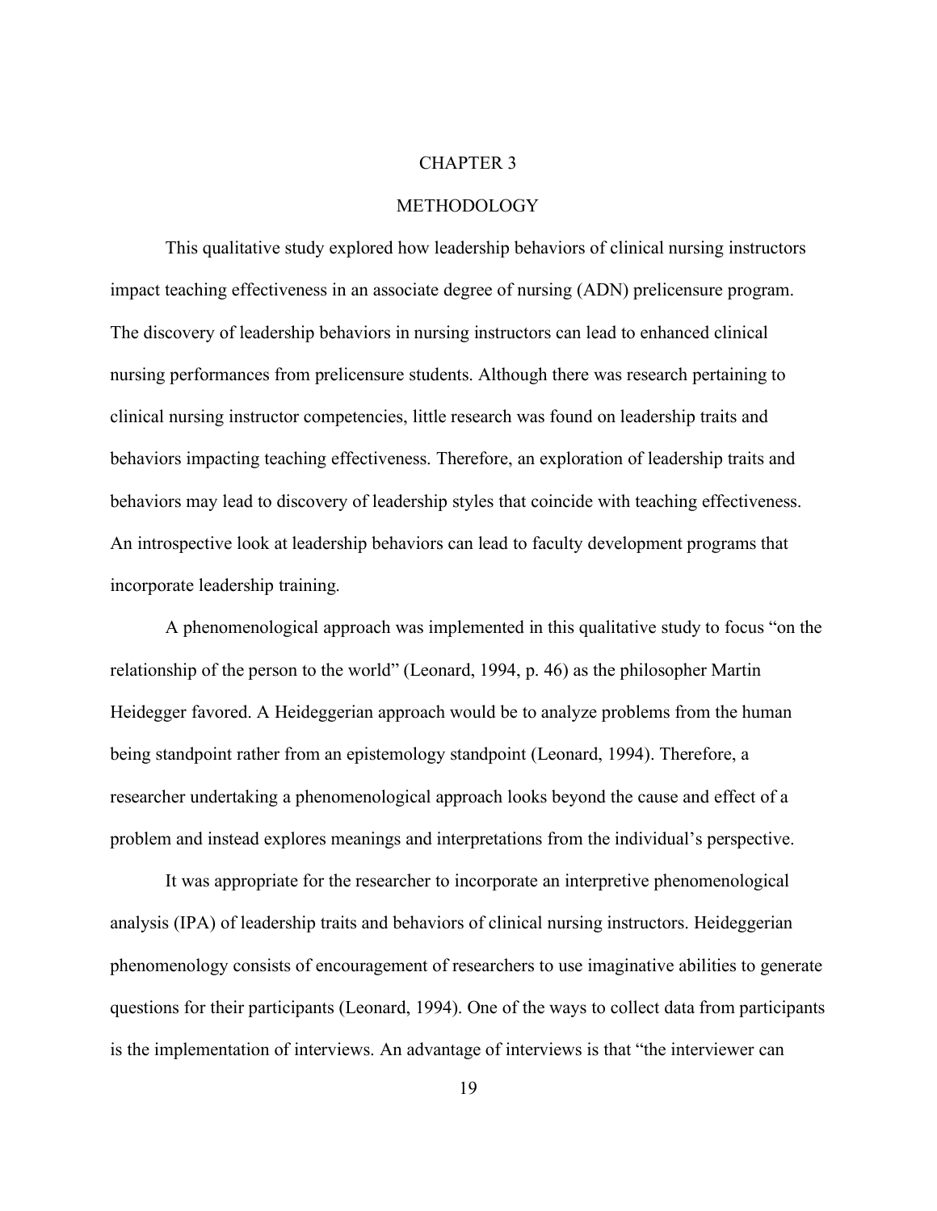# CHAPTER 3

# METHODOLOGY

This qualitative study explored how leadership behaviors of clinical nursing instructors impact teaching effectiveness in an associate degree of nursing (ADN) prelicensure program. The discovery of leadership behaviors in nursing instructors can lead to enhanced clinical nursing performances from prelicensure students. Although there was research pertaining to clinical nursing instructor competencies, little research was found on leadership traits and behaviors impacting teaching effectiveness. Therefore, an exploration of leadership traits and behaviors may lead to discovery of leadership styles that coincide with teaching effectiveness. An introspective look at leadership behaviors can lead to faculty development programs that incorporate leadership training.

A phenomenological approach was implemented in this qualitative study to focus "on the relationship of the person to the world" (Leonard, 1994, p. 46) as the philosopher Martin Heidegger favored. A Heideggerian approach would be to analyze problems from the human being standpoint rather from an epistemology standpoint (Leonard, 1994). Therefore, a researcher undertaking a phenomenological approach looks beyond the cause and effect of a problem and instead explores meanings and interpretations from the individual's perspective.

It was appropriate for the researcher to incorporate an interpretive phenomenological analysis (IPA) of leadership traits and behaviors of clinical nursing instructors. Heideggerian phenomenology consists of encouragement of researchers to use imaginative abilities to generate questions for their participants (Leonard, 1994). One of the ways to collect data from participants is the implementation of interviews. An advantage of interviews is that "the interviewer can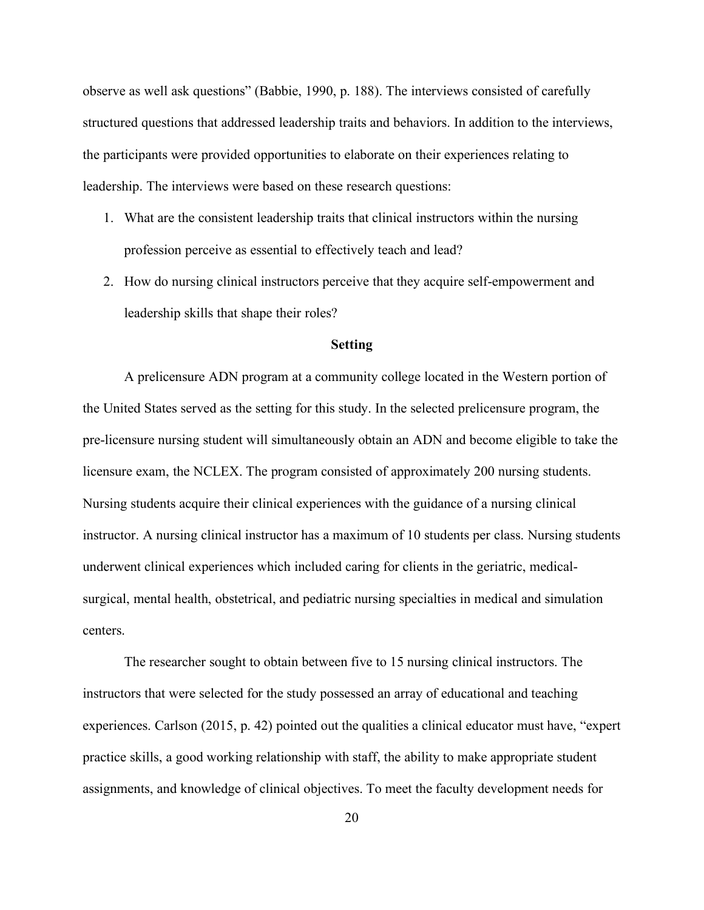observe as well ask questions" (Babbie, 1990, p. 188). The interviews consisted of carefully structured questions that addressed leadership traits and behaviors. In addition to the interviews, the participants were provided opportunities to elaborate on their experiences relating to leadership. The interviews were based on these research questions:

1. What are the consistent leadership traits that clinical instructors within the nursing profession perceive as essential to effectively teach and lead?
2. How do nursing clinical instructors perceive that they acquire self-empowerment and leadership skills that shape their roles?

## Setting

A prelicensure ADN program at a community college located in the Western portion of the United States served as the setting for this study. In the selected prelicensure program, the pre-licensure nursing student will simultaneously obtain an ADN and become eligible to take the licensure exam, the NCLEX. The program consisted of approximately 200 nursing students. Nursing students acquire their clinical experiences with the guidance of a nursing clinical instructor. A nursing clinical instructor has a maximum of 10 students per class. Nursing students underwent clinical experiences which included caring for clients in the geriatric, medical-surgical, mental health, obstetrical, and pediatric nursing specialties in medical and simulation centers.

The researcher sought to obtain between five to 15 nursing clinical instructors. The instructors that were selected for the study possessed an array of educational and teaching experiences. Carlson (2015, p. 42) pointed out the qualities a clinical educator must have, "expert practice skills, a good working relationship with staff, the ability to make appropriate student assignments, and knowledge of clinical objectives. To meet the faculty development needs for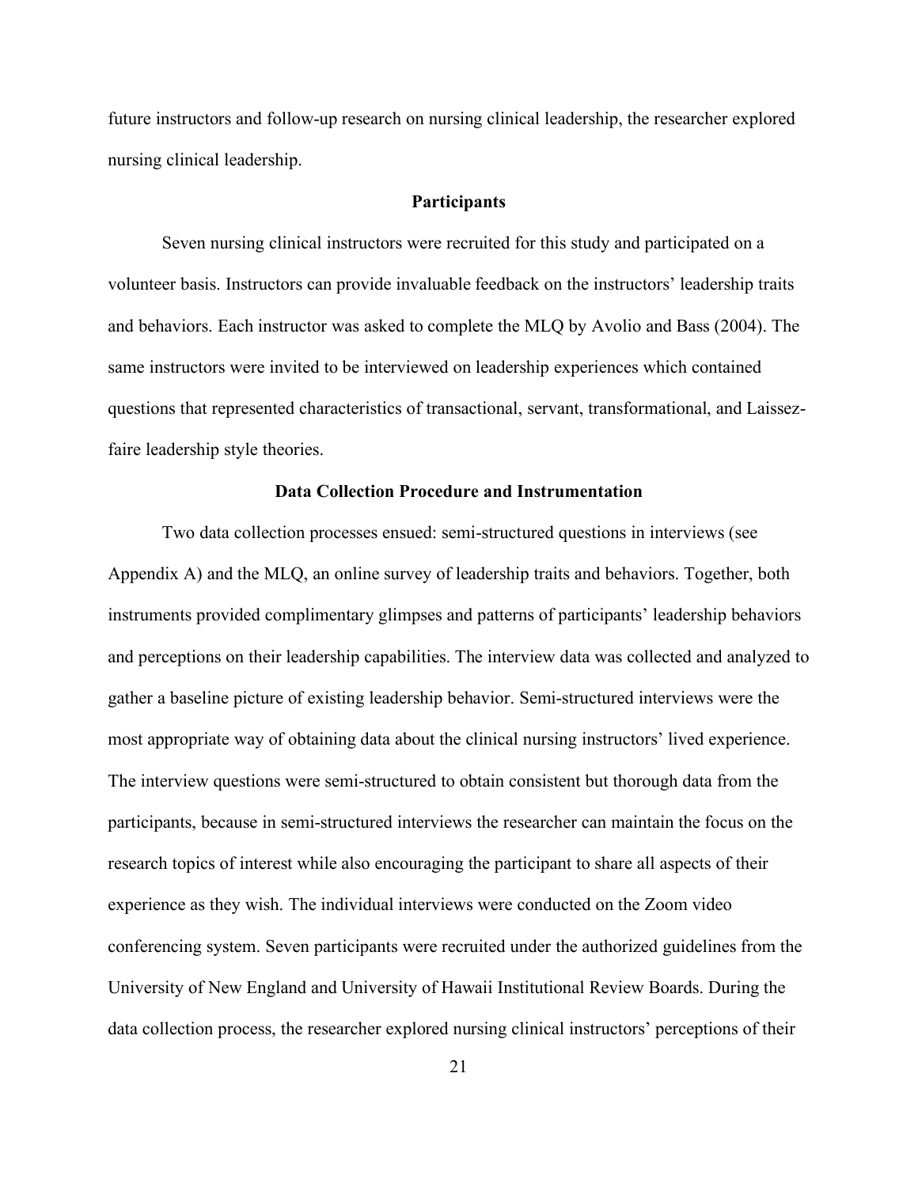future instructors and follow-up research on nursing clinical leadership, the researcher explored nursing clinical leadership.

## Participants

Seven nursing clinical instructors were recruited for this study and participated on a volunteer basis. Instructors can provide invaluable feedback on the instructors' leadership traits and behaviors. Each instructor was asked to complete the MLQ by Avolio and Bass (2004). The same instructors were invited to be interviewed on leadership experiences which contained questions that represented characteristics of transactional, servant, transformational, and Laissez-faire leadership style theories.

## Data Collection Procedure and Instrumentation

Two data collection processes ensued: semi-structured questions in interviews (see Appendix A) and the MLQ, an online survey of leadership traits and behaviors. Together, both instruments provided complimentary glimpses and patterns of participants' leadership behaviors and perceptions on their leadership capabilities. The interview data was collected and analyzed to gather a baseline picture of existing leadership behavior. Semi-structured interviews were the most appropriate way of obtaining data about the clinical nursing instructors' lived experience. The interview questions were semi-structured to obtain consistent but thorough data from the participants, because in semi-structured interviews the researcher can maintain the focus on the research topics of interest while also encouraging the participant to share all aspects of their experience as they wish. The individual interviews were conducted on the Zoom video conferencing system. Seven participants were recruited under the authorized guidelines from the University of New England and University of Hawaii Institutional Review Boards. During the data collection process, the researcher explored nursing clinical instructors' perceptions of their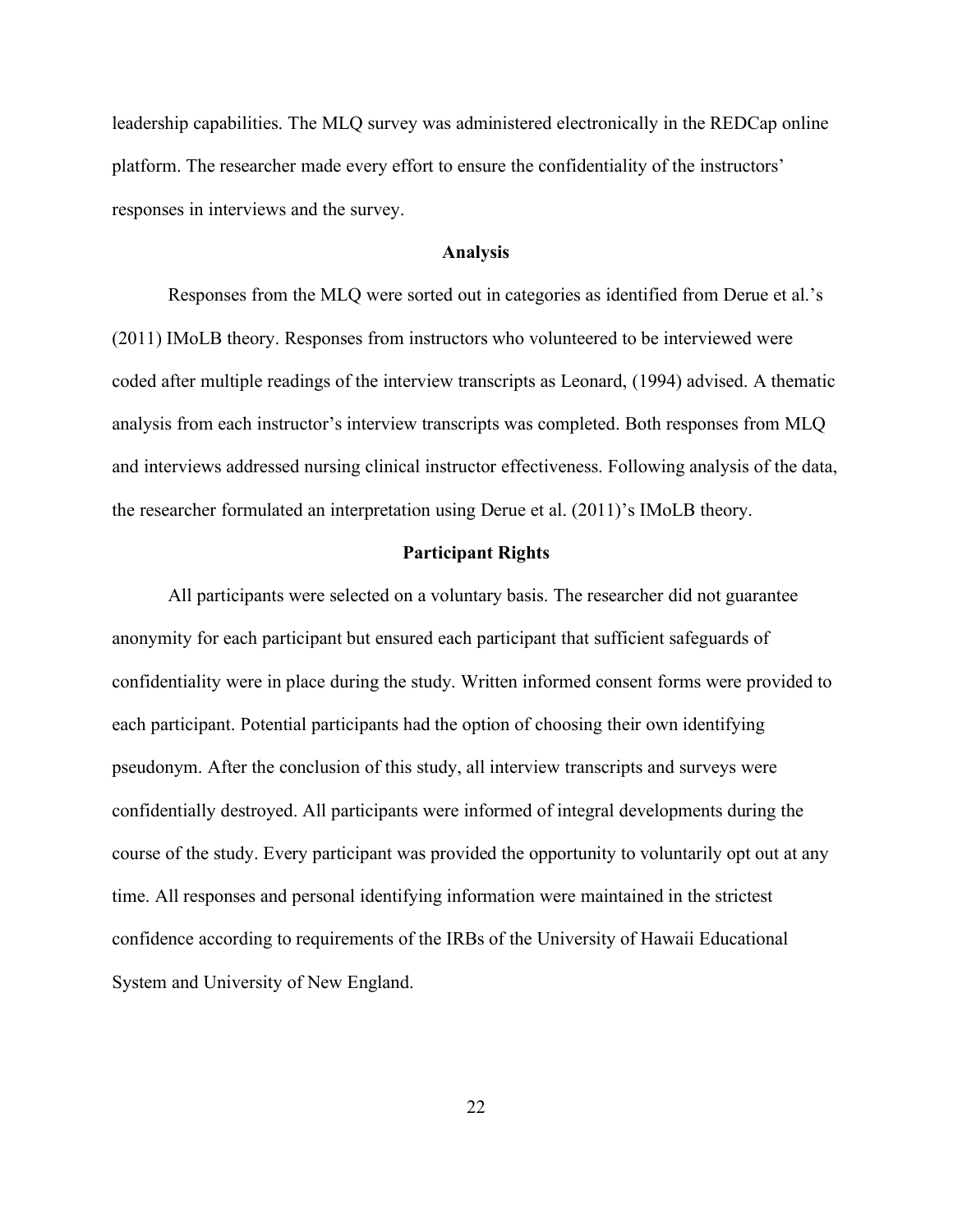leadership capabilities. The MLQ survey was administered electronically in the REDCap online platform. The researcher made every effort to ensure the confidentiality of the instructors' responses in interviews and the survey.

## Analysis

Responses from the MLQ were sorted out in categories as identified from Derue et al.'s (2011) IMoLB theory. Responses from instructors who volunteered to be interviewed were coded after multiple readings of the interview transcripts as Leonard, (1994) advised. A thematic analysis from each instructor's interview transcripts was completed. Both responses from MLQ and interviews addressed nursing clinical instructor effectiveness. Following analysis of the data, the researcher formulated an interpretation using Derue et al. (2011)'s IMoLB theory.

## Participant Rights

All participants were selected on a voluntary basis. The researcher did not guarantee anonymity for each participant but ensured each participant that sufficient safeguards of confidentiality were in place during the study. Written informed consent forms were provided to each participant. Potential participants had the option of choosing their own identifying pseudonym. After the conclusion of this study, all interview transcripts and surveys were confidentially destroyed. All participants were informed of integral developments during the course of the study. Every participant was provided the opportunity to voluntarily opt out at any time. All responses and personal identifying information were maintained in the strictest confidence according to requirements of the IRBs of the University of Hawaii Educational System and University of New England.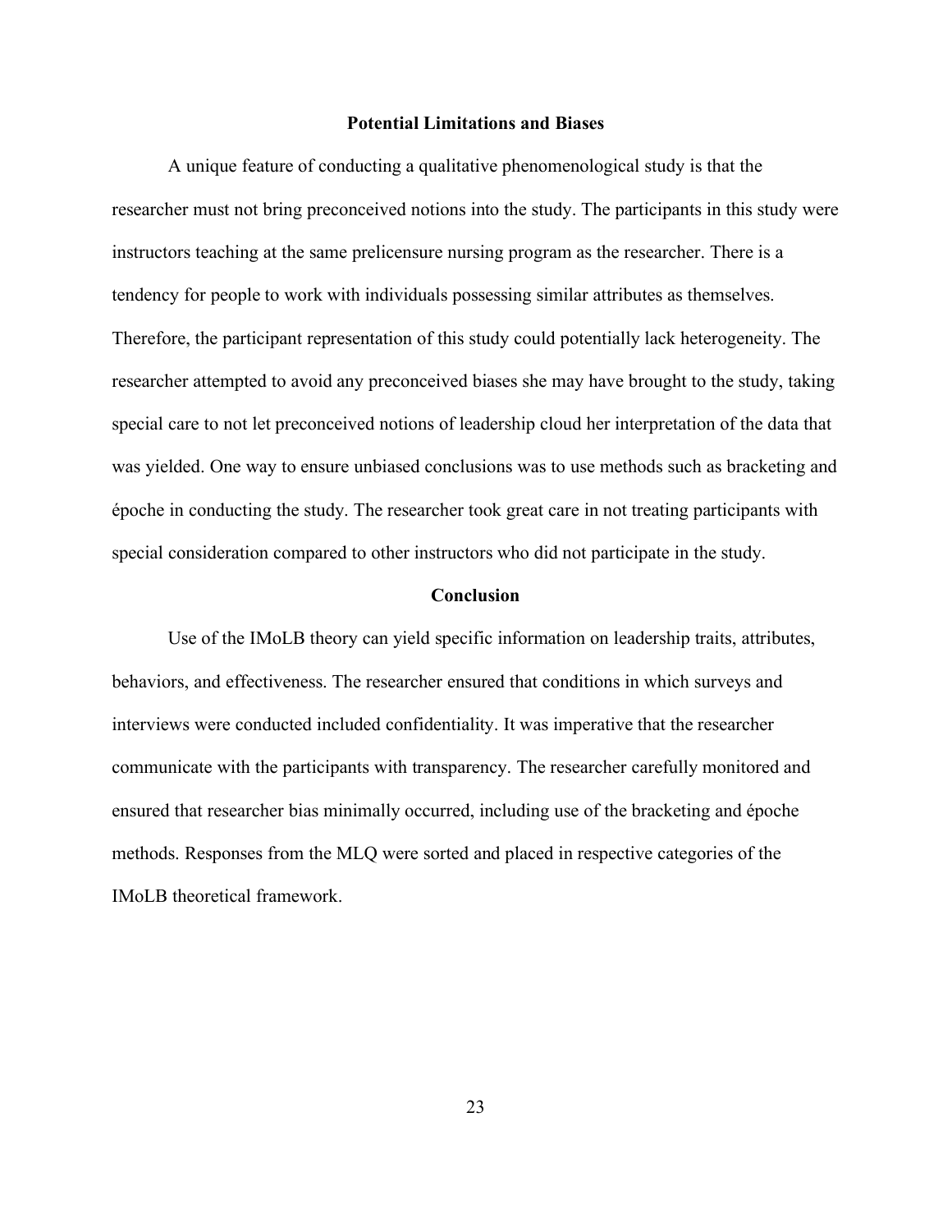## Potential Limitations and Biases

A unique feature of conducting a qualitative phenomenological study is that the researcher must not bring preconceived notions into the study. The participants in this study were instructors teaching at the same prelicensure nursing program as the researcher. There is a tendency for people to work with individuals possessing similar attributes as themselves. Therefore, the participant representation of this study could potentially lack heterogeneity. The researcher attempted to avoid any preconceived biases she may have brought to the study, taking special care to not let preconceived notions of leadership cloud her interpretation of the data that was yielded. One way to ensure unbiased conclusions was to use methods such as bracketing and époche in conducting the study. The researcher took great care in not treating participants with special consideration compared to other instructors who did not participate in the study.

## Conclusion

Use of the IMoLB theory can yield specific information on leadership traits, attributes, behaviors, and effectiveness. The researcher ensured that conditions in which surveys and interviews were conducted included confidentiality. It was imperative that the researcher communicate with the participants with transparency. The researcher carefully monitored and ensured that researcher bias minimally occurred, including use of the bracketing and époche methods. Responses from the MLQ were sorted and placed in respective categories of the IMoLB theoretical framework.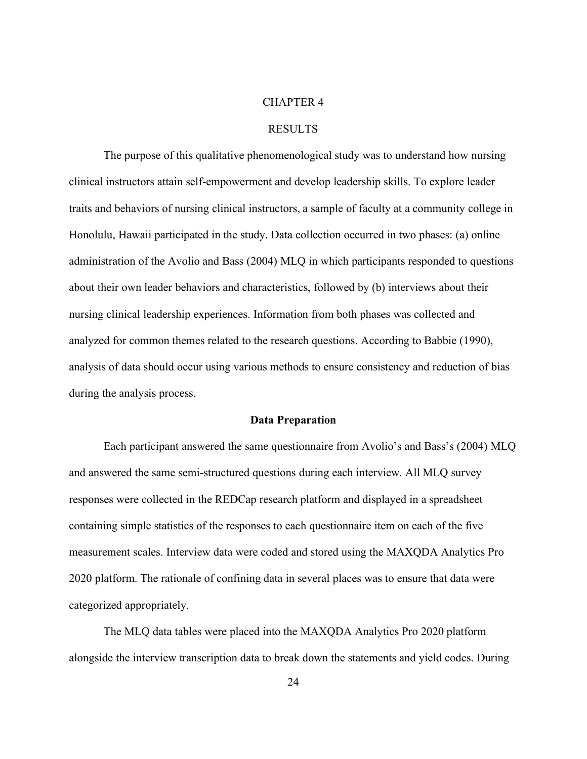# CHAPTER 4

# RESULTS

The purpose of this qualitative phenomenological study was to understand how nursing clinical instructors attain self-empowerment and develop leadership skills. To explore leader traits and behaviors of nursing clinical instructors, a sample of faculty at a community college in Honolulu, Hawaii participated in the study. Data collection occurred in two phases: (a) online administration of the Avolio and Bass (2004) MLQ in which participants responded to questions about their own leader behaviors and characteristics, followed by (b) interviews about their nursing clinical leadership experiences. Information from both phases was collected and analyzed for common themes related to the research questions. According to Babbie (1990), analysis of data should occur using various methods to ensure consistency and reduction of bias during the analysis process.

## Data Preparation

Each participant answered the same questionnaire from Avolio's and Bass's (2004) MLQ and answered the same semi-structured questions during each interview. All MLQ survey responses were collected in the REDCap research platform and displayed in a spreadsheet containing simple statistics of the responses to each questionnaire item on each of the five measurement scales. Interview data were coded and stored using the MAXQDA Analytics Pro 2020 platform. The rationale of confining data in several places was to ensure that data were categorized appropriately.

The MLQ data tables were placed into the MAXQDA Analytics Pro 2020 platform alongside the interview transcription data to break down the statements and yield codes. During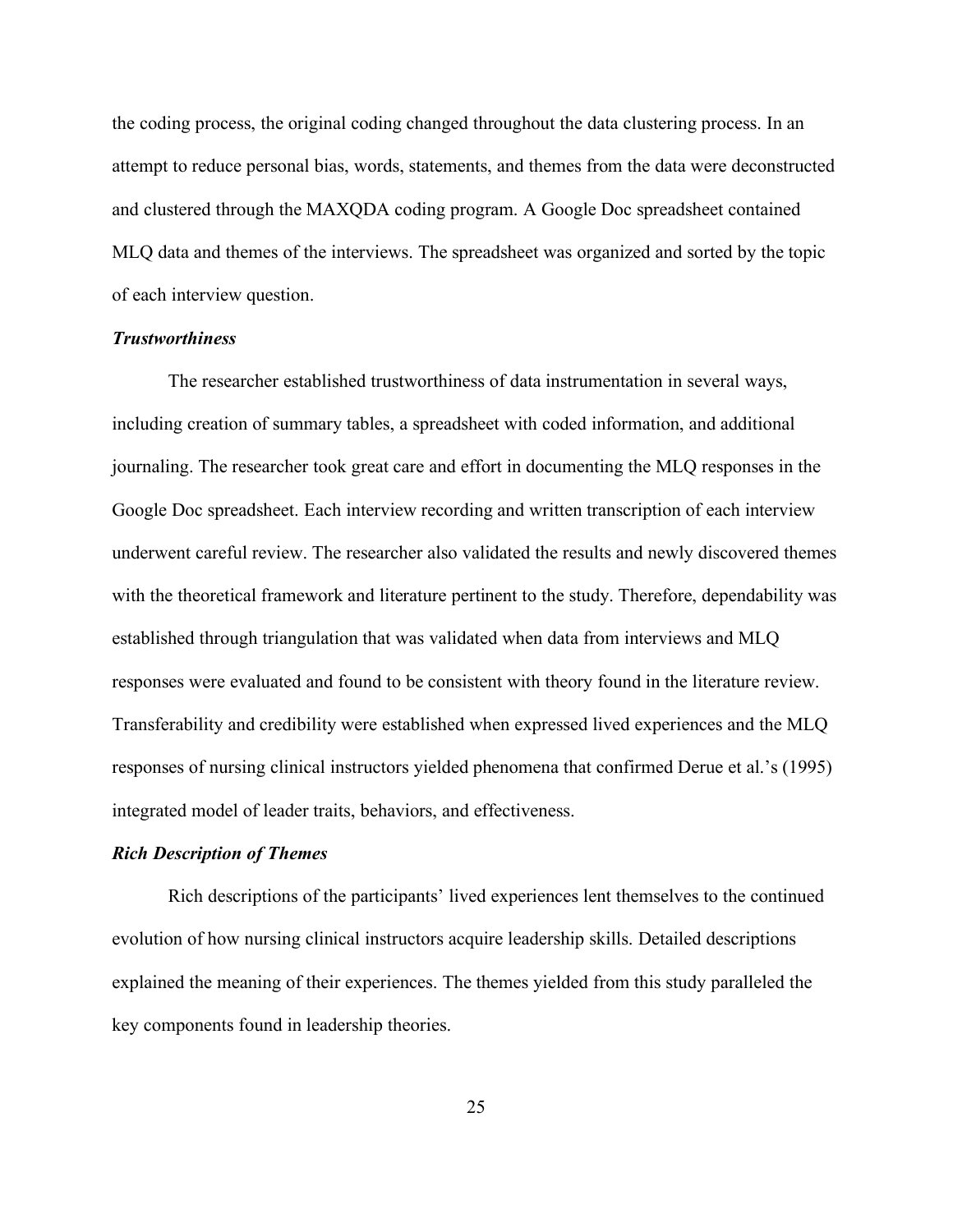the coding process, the original coding changed throughout the data clustering process. In an attempt to reduce personal bias, words, statements, and themes from the data were deconstructed and clustered through the MAXQDA coding program. A Google Doc spreadsheet contained MLQ data and themes of the interviews. The spreadsheet was organized and sorted by the topic of each interview question.

### *Trustworthiness*

The researcher established trustworthiness of data instrumentation in several ways, including creation of summary tables, a spreadsheet with coded information, and additional journaling. The researcher took great care and effort in documenting the MLQ responses in the Google Doc spreadsheet. Each interview recording and written transcription of each interview underwent careful review. The researcher also validated the results and newly discovered themes with the theoretical framework and literature pertinent to the study. Therefore, dependability was established through triangulation that was validated when data from interviews and MLQ responses were evaluated and found to be consistent with theory found in the literature review. Transferability and credibility were established when expressed lived experiences and the MLQ responses of nursing clinical instructors yielded phenomena that confirmed Derue et al.'s (1995) integrated model of leader traits, behaviors, and effectiveness.

### *Rich Description of Themes*

Rich descriptions of the participants' lived experiences lent themselves to the continued evolution of how nursing clinical instructors acquire leadership skills. Detailed descriptions explained the meaning of their experiences. The themes yielded from this study paralleled the key components found in leadership theories.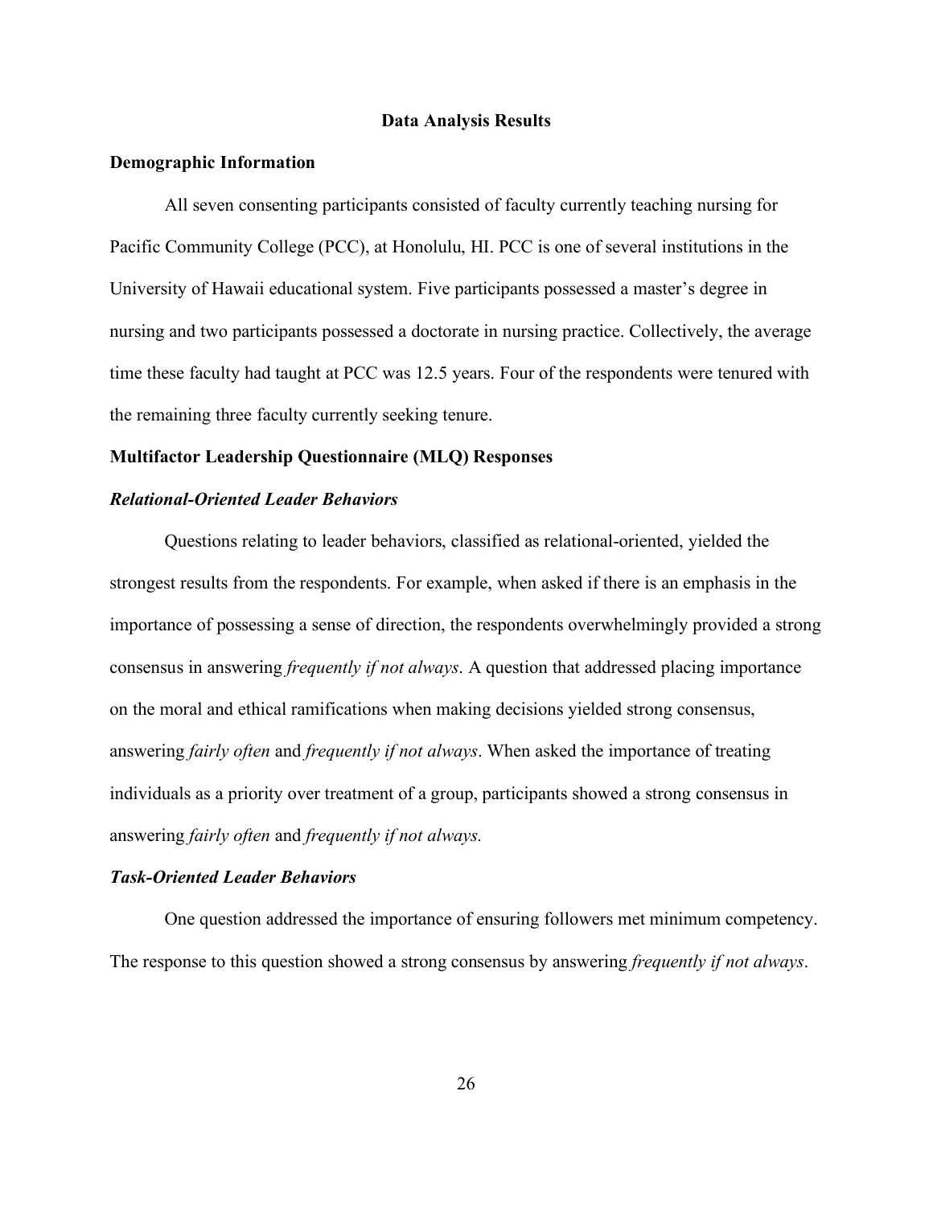# Data Analysis Results

## Demographic Information

All seven consenting participants consisted of faculty currently teaching nursing for Pacific Community College (PCC), at Honolulu, HI. PCC is one of several institutions in the University of Hawaii educational system. Five participants possessed a master's degree in nursing and two participants possessed a doctorate in nursing practice. Collectively, the average time these faculty had taught at PCC was 12.5 years. Four of the respondents were tenured with the remaining three faculty currently seeking tenure.

## Multifactor Leadership Questionnaire (MLQ) Responses

### *Relational-Oriented Leader Behaviors*

Questions relating to leader behaviors, classified as relational-oriented, yielded the strongest results from the respondents. For example, when asked if there is an emphasis in the importance of possessing a sense of direction, the respondents overwhelmingly provided a strong consensus in answering *frequently if not always*. A question that addressed placing importance on the moral and ethical ramifications when making decisions yielded strong consensus, answering *fairly often* and *frequently if not always*. When asked the importance of treating individuals as a priority over treatment of a group, participants showed a strong consensus in answering *fairly often* and *frequently if not always.*

### *Task-Oriented Leader Behaviors*

One question addressed the importance of ensuring followers met minimum competency. The response to this question showed a strong consensus by answering *frequently if not always*.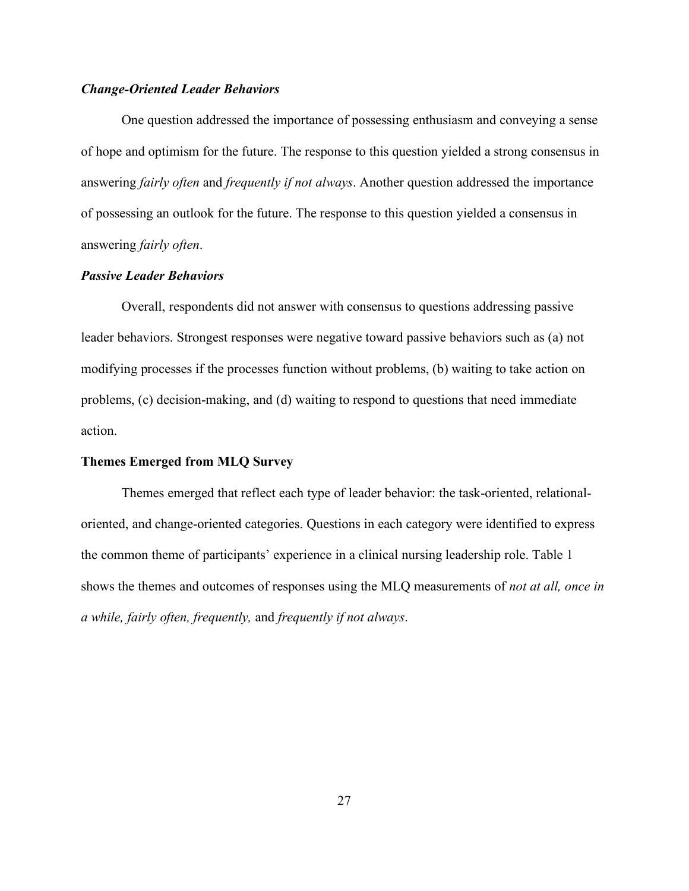### ***Change-Oriented Leader Behaviors***

One question addressed the importance of possessing enthusiasm and conveying a sense of hope and optimism for the future. The response to this question yielded a strong consensus in answering *fairly often* and *frequently if not always*. Another question addressed the importance of possessing an outlook for the future. The response to this question yielded a consensus in answering *fairly often*.

### ***Passive Leader Behaviors***

Overall, respondents did not answer with consensus to questions addressing passive leader behaviors. Strongest responses were negative toward passive behaviors such as (a) not modifying processes if the processes function without problems, (b) waiting to take action on problems, (c) decision-making, and (d) waiting to respond to questions that need immediate action.

## **Themes Emerged from MLQ Survey**

Themes emerged that reflect each type of leader behavior: the task-oriented, relational-oriented, and change-oriented categories. Questions in each category were identified to express the common theme of participants' experience in a clinical nursing leadership role. Table 1 shows the themes and outcomes of responses using the MLQ measurements of *not at all, once in a while, fairly often, frequently,* and *frequently if not always*.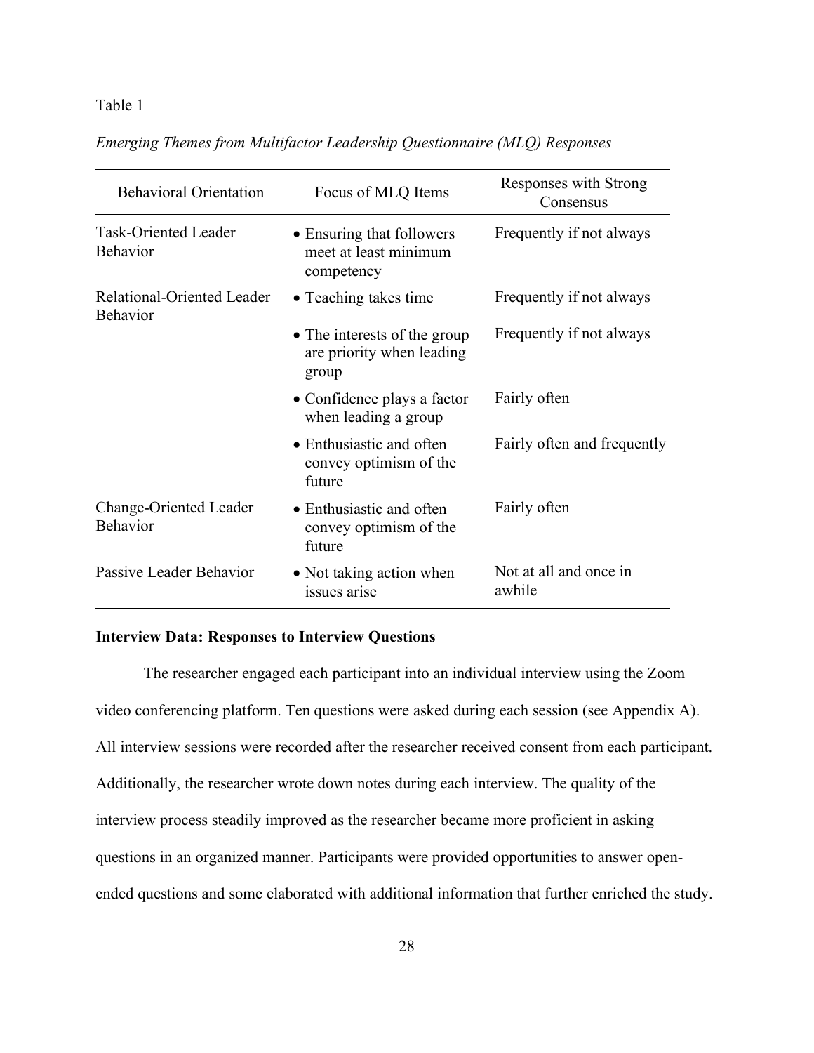Table 1

*Emerging Themes from Multifactor Leadership Questionnaire (MLQ) Responses*

| Behavioral Orientation | Focus of MLQ Items | Responses with Strong Consensus |
|---|---|---|
| Task-Oriented Leader Behavior | • Ensuring that followers meet at least minimum competency | Frequently if not always |
| Relational-Oriented Leader Behavior | • Teaching takes time | Frequently if not always |
| | • The interests of the group are priority when leading group | Frequently if not always |
| | • Confidence plays a factor when leading a group | Fairly often |
| | • Enthusiastic and often convey optimism of the future | Fairly often and frequently |
| Change-Oriented Leader Behavior | • Enthusiastic and often convey optimism of the future | Fairly often |
| Passive Leader Behavior | • Not taking action when issues arise | Not at all and once in awhile |

**Interview Data: Responses to Interview Questions**

The researcher engaged each participant into an individual interview using the Zoom video conferencing platform. Ten questions were asked during each session (see Appendix A). All interview sessions were recorded after the researcher received consent from each participant. Additionally, the researcher wrote down notes during each interview. The quality of the interview process steadily improved as the researcher became more proficient in asking questions in an organized manner. Participants were provided opportunities to answer open-ended questions and some elaborated with additional information that further enriched the study.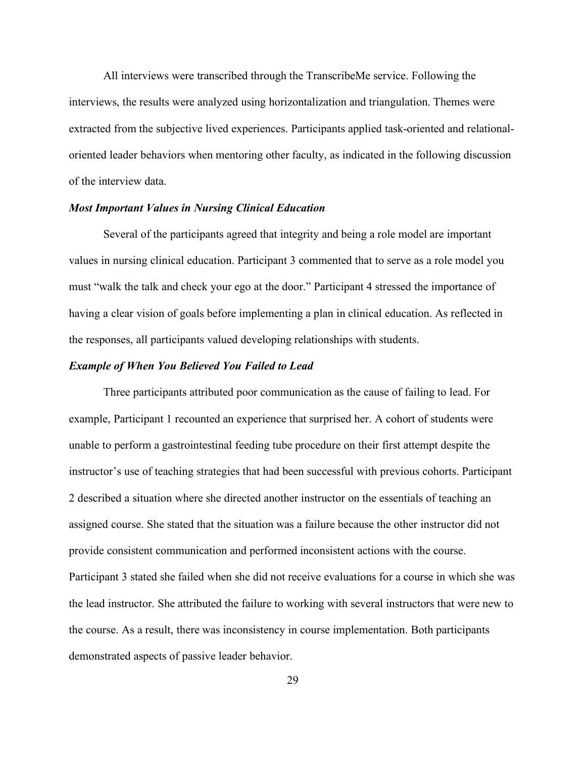All interviews were transcribed through the TranscribeMe service. Following the interviews, the results were analyzed using horizontalization and triangulation. Themes were extracted from the subjective lived experiences. Participants applied task-oriented and relational-oriented leader behaviors when mentoring other faculty, as indicated in the following discussion of the interview data.

### *Most Important Values in Nursing Clinical Education*

Several of the participants agreed that integrity and being a role model are important values in nursing clinical education. Participant 3 commented that to serve as a role model you must "walk the talk and check your ego at the door." Participant 4 stressed the importance of having a clear vision of goals before implementing a plan in clinical education. As reflected in the responses, all participants valued developing relationships with students.

### *Example of When You Believed You Failed to Lead*

Three participants attributed poor communication as the cause of failing to lead. For example, Participant 1 recounted an experience that surprised her. A cohort of students were unable to perform a gastrointestinal feeding tube procedure on their first attempt despite the instructor's use of teaching strategies that had been successful with previous cohorts. Participant 2 described a situation where she directed another instructor on the essentials of teaching an assigned course. She stated that the situation was a failure because the other instructor did not provide consistent communication and performed inconsistent actions with the course. Participant 3 stated she failed when she did not receive evaluations for a course in which she was the lead instructor. She attributed the failure to working with several instructors that were new to the course. As a result, there was inconsistency in course implementation. Both participants demonstrated aspects of passive leader behavior.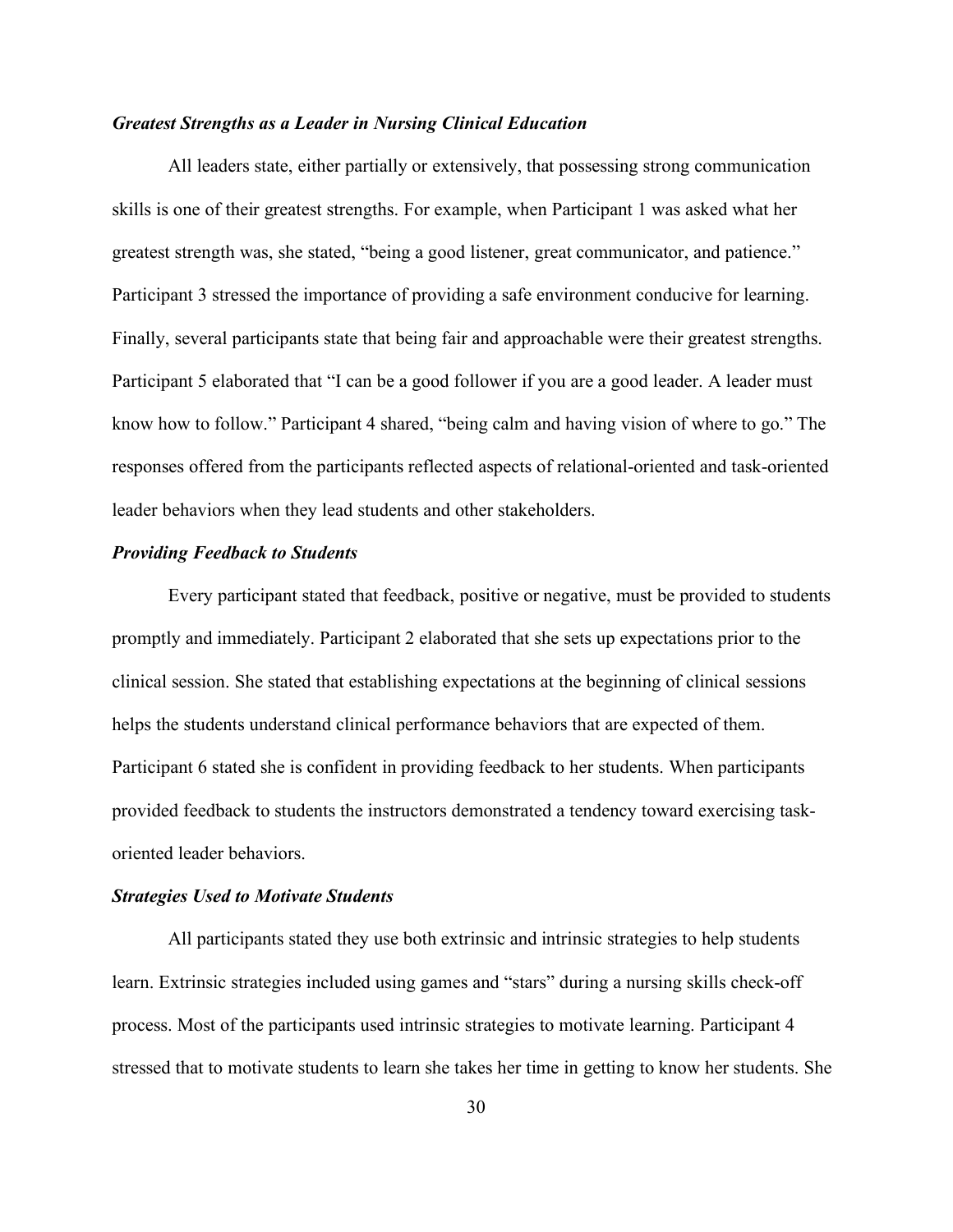### *Greatest Strengths as a Leader in Nursing Clinical Education*

All leaders state, either partially or extensively, that possessing strong communication skills is one of their greatest strengths. For example, when Participant 1 was asked what her greatest strength was, she stated, "being a good listener, great communicator, and patience." Participant 3 stressed the importance of providing a safe environment conducive for learning. Finally, several participants state that being fair and approachable were their greatest strengths. Participant 5 elaborated that "I can be a good follower if you are a good leader. A leader must know how to follow." Participant 4 shared, "being calm and having vision of where to go." The responses offered from the participants reflected aspects of relational-oriented and task-oriented leader behaviors when they lead students and other stakeholders.

### *Providing Feedback to Students*

Every participant stated that feedback, positive or negative, must be provided to students promptly and immediately. Participant 2 elaborated that she sets up expectations prior to the clinical session. She stated that establishing expectations at the beginning of clinical sessions helps the students understand clinical performance behaviors that are expected of them. Participant 6 stated she is confident in providing feedback to her students. When participants provided feedback to students the instructors demonstrated a tendency toward exercising task-oriented leader behaviors.

### *Strategies Used to Motivate Students*

All participants stated they use both extrinsic and intrinsic strategies to help students learn. Extrinsic strategies included using games and "stars" during a nursing skills check-off process. Most of the participants used intrinsic strategies to motivate learning. Participant 4 stressed that to motivate students to learn she takes her time in getting to know her students. She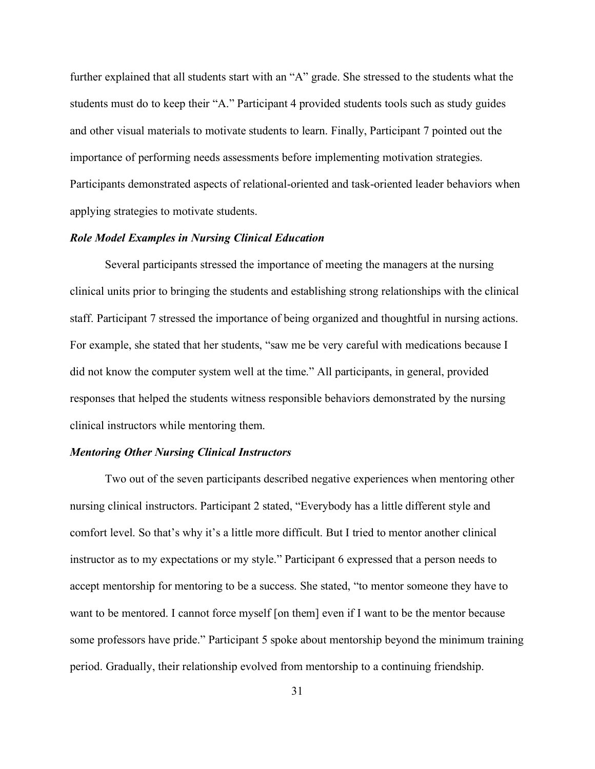further explained that all students start with an "A" grade. She stressed to the students what the students must do to keep their "A." Participant 4 provided students tools such as study guides and other visual materials to motivate students to learn. Finally, Participant 7 pointed out the importance of performing needs assessments before implementing motivation strategies. Participants demonstrated aspects of relational-oriented and task-oriented leader behaviors when applying strategies to motivate students.

### *Role Model Examples in Nursing Clinical Education*

Several participants stressed the importance of meeting the managers at the nursing clinical units prior to bringing the students and establishing strong relationships with the clinical staff. Participant 7 stressed the importance of being organized and thoughtful in nursing actions. For example, she stated that her students, "saw me be very careful with medications because I did not know the computer system well at the time." All participants, in general, provided responses that helped the students witness responsible behaviors demonstrated by the nursing clinical instructors while mentoring them.

### *Mentoring Other Nursing Clinical Instructors*

Two out of the seven participants described negative experiences when mentoring other nursing clinical instructors. Participant 2 stated, "Everybody has a little different style and comfort level. So that's why it's a little more difficult. But I tried to mentor another clinical instructor as to my expectations or my style." Participant 6 expressed that a person needs to accept mentorship for mentoring to be a success. She stated, "to mentor someone they have to want to be mentored. I cannot force myself [on them] even if I want to be the mentor because some professors have pride." Participant 5 spoke about mentorship beyond the minimum training period. Gradually, their relationship evolved from mentorship to a continuing friendship.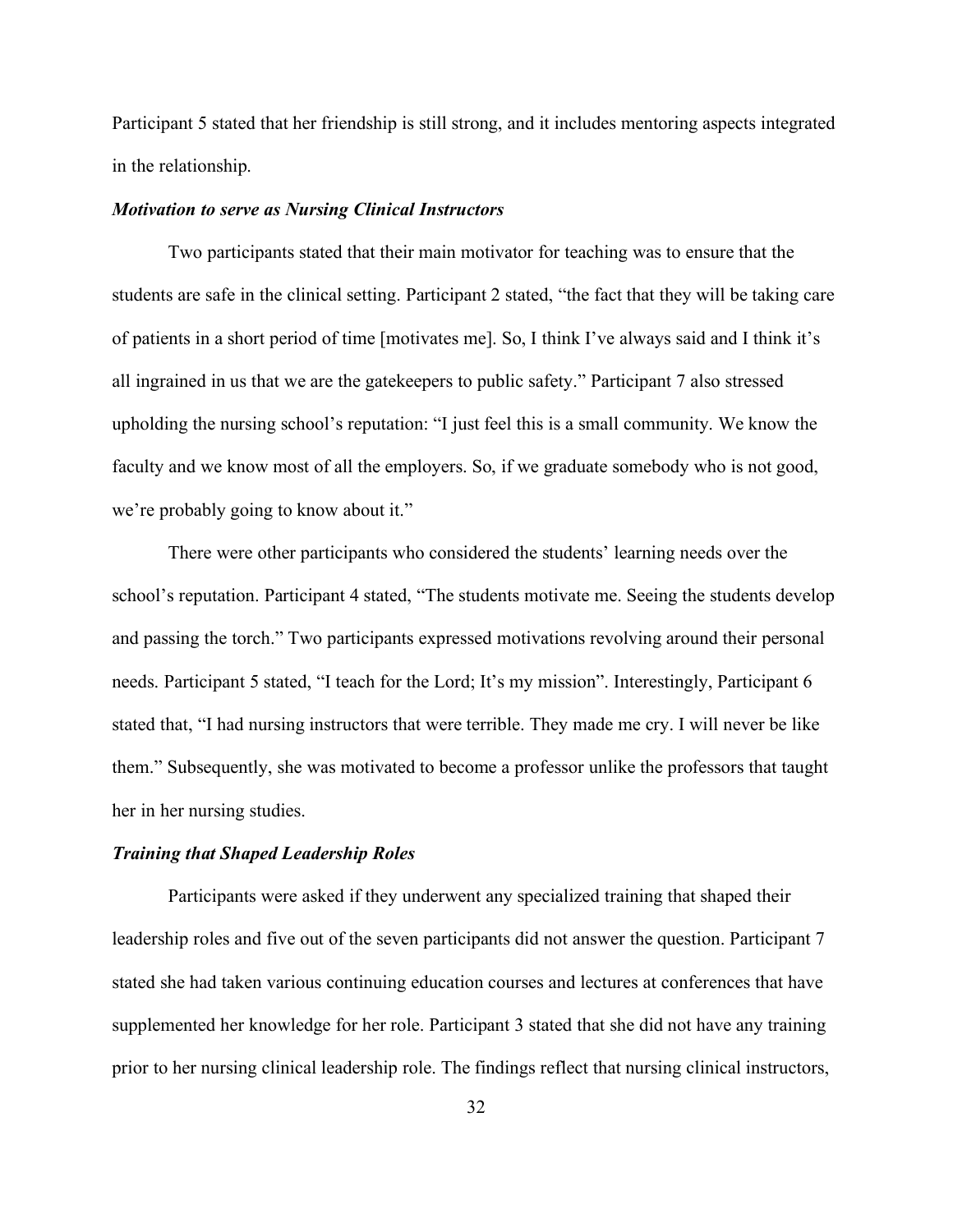Participant 5 stated that her friendship is still strong, and it includes mentoring aspects integrated in the relationship.

### ***Motivation to serve as Nursing Clinical Instructors***

Two participants stated that their main motivator for teaching was to ensure that the students are safe in the clinical setting. Participant 2 stated, "the fact that they will be taking care of patients in a short period of time [motivates me]. So, I think I've always said and I think it's all ingrained in us that we are the gatekeepers to public safety." Participant 7 also stressed upholding the nursing school's reputation: "I just feel this is a small community. We know the faculty and we know most of all the employers. So, if we graduate somebody who is not good, we're probably going to know about it."

There were other participants who considered the students' learning needs over the school's reputation. Participant 4 stated, "The students motivate me. Seeing the students develop and passing the torch." Two participants expressed motivations revolving around their personal needs. Participant 5 stated, "I teach for the Lord; It's my mission". Interestingly, Participant 6 stated that, "I had nursing instructors that were terrible. They made me cry. I will never be like them." Subsequently, she was motivated to become a professor unlike the professors that taught her in her nursing studies.

### ***Training that Shaped Leadership Roles***

Participants were asked if they underwent any specialized training that shaped their leadership roles and five out of the seven participants did not answer the question. Participant 7 stated she had taken various continuing education courses and lectures at conferences that have supplemented her knowledge for her role. Participant 3 stated that she did not have any training prior to her nursing clinical leadership role. The findings reflect that nursing clinical instructors,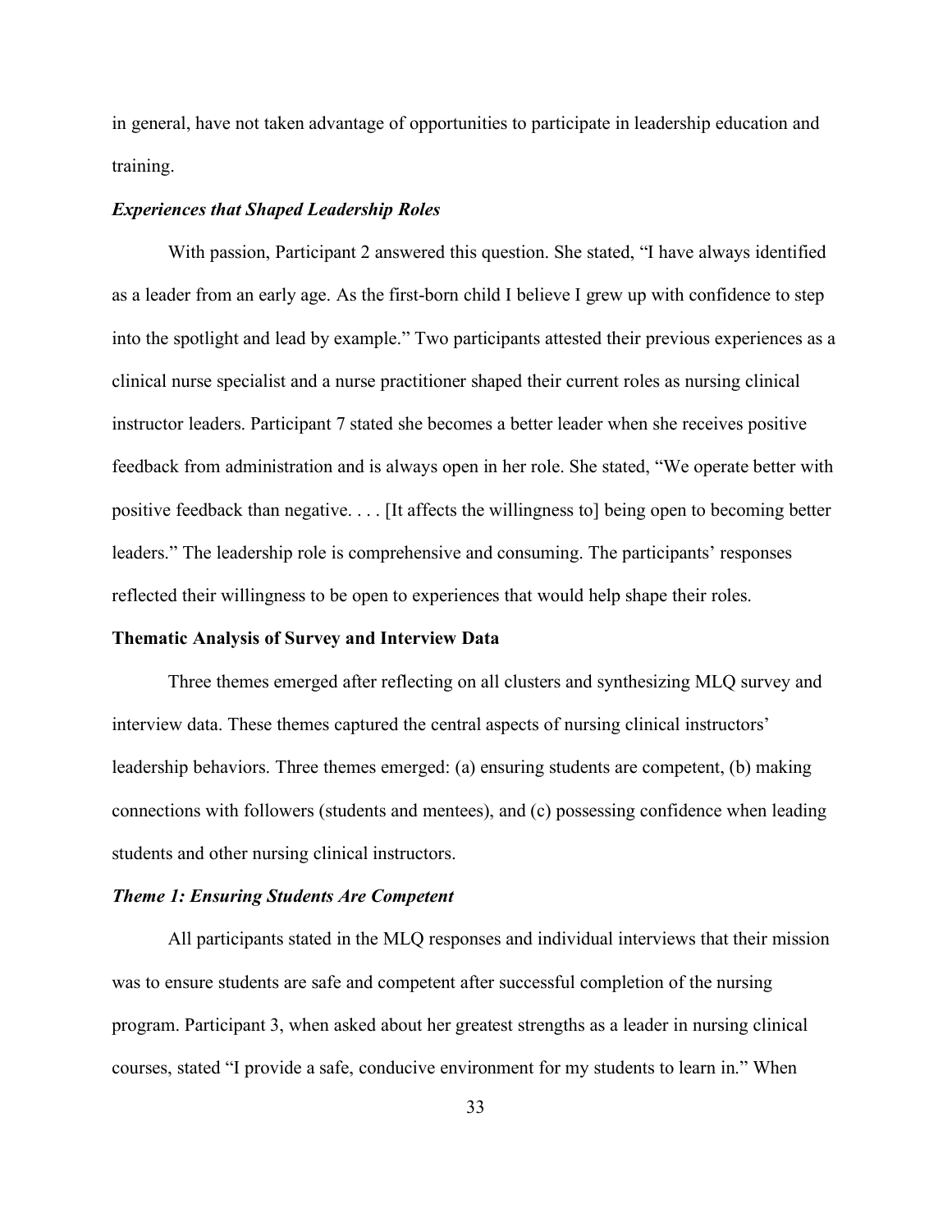in general, have not taken advantage of opportunities to participate in leadership education and training.

### *Experiences that Shaped Leadership Roles*

With passion, Participant 2 answered this question. She stated, “I have always identified as a leader from an early age. As the first-born child I believe I grew up with confidence to step into the spotlight and lead by example.” Two participants attested their previous experiences as a clinical nurse specialist and a nurse practitioner shaped their current roles as nursing clinical instructor leaders. Participant 7 stated she becomes a better leader when she receives positive feedback from administration and is always open in her role. She stated, “We operate better with positive feedback than negative. . . . [It affects the willingness to] being open to becoming better leaders.” The leadership role is comprehensive and consuming. The participants’ responses reflected their willingness to be open to experiences that would help shape their roles.

## **Thematic Analysis of Survey and Interview Data**

Three themes emerged after reflecting on all clusters and synthesizing MLQ survey and interview data. These themes captured the central aspects of nursing clinical instructors’ leadership behaviors. Three themes emerged: (a) ensuring students are competent, (b) making connections with followers (students and mentees), and (c) possessing confidence when leading students and other nursing clinical instructors.

### *Theme 1: Ensuring Students Are Competent*

All participants stated in the MLQ responses and individual interviews that their mission was to ensure students are safe and competent after successful completion of the nursing program. Participant 3, when asked about her greatest strengths as a leader in nursing clinical courses, stated “I provide a safe, conducive environment for my students to learn in.” When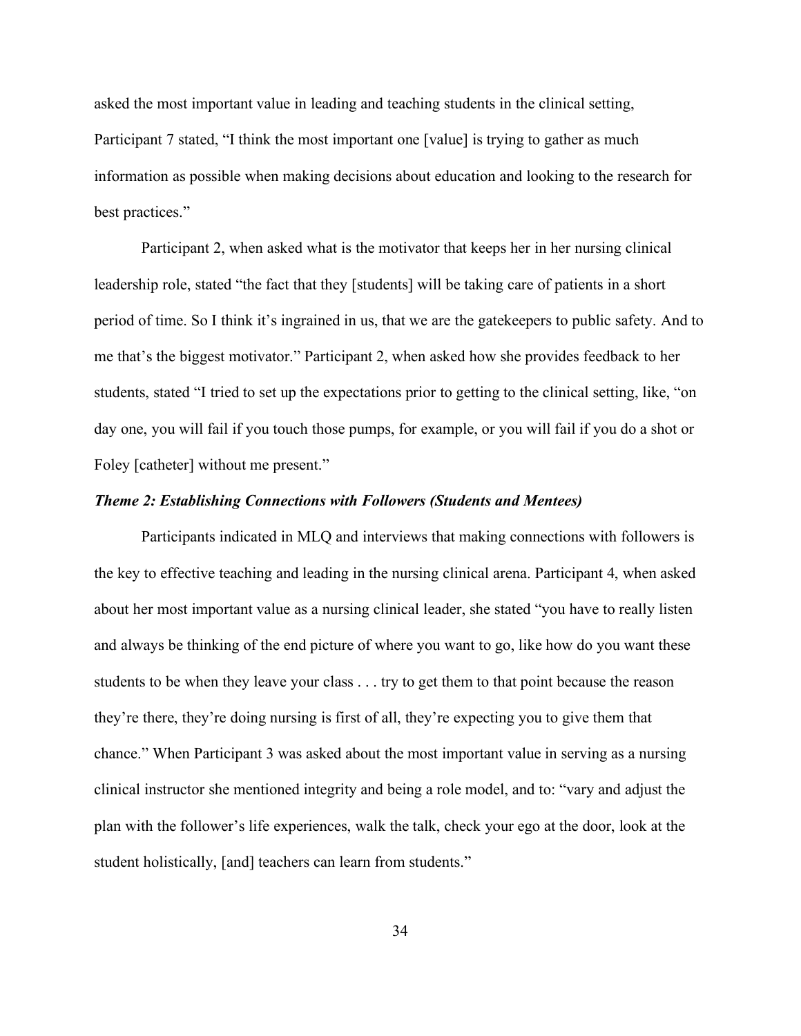asked the most important value in leading and teaching students in the clinical setting, Participant 7 stated, "I think the most important one [value] is trying to gather as much information as possible when making decisions about education and looking to the research for best practices."

Participant 2, when asked what is the motivator that keeps her in her nursing clinical leadership role, stated "the fact that they [students] will be taking care of patients in a short period of time. So I think it's ingrained in us, that we are the gatekeepers to public safety. And to me that's the biggest motivator." Participant 2, when asked how she provides feedback to her students, stated "I tried to set up the expectations prior to getting to the clinical setting, like, "on day one, you will fail if you touch those pumps, for example, or you will fail if you do a shot or Foley [catheter] without me present."

### *Theme 2: Establishing Connections with Followers (Students and Mentees)*

Participants indicated in MLQ and interviews that making connections with followers is the key to effective teaching and leading in the nursing clinical arena. Participant 4, when asked about her most important value as a nursing clinical leader, she stated "you have to really listen and always be thinking of the end picture of where you want to go, like how do you want these students to be when they leave your class . . . try to get them to that point because the reason they're there, they're doing nursing is first of all, they're expecting you to give them that chance." When Participant 3 was asked about the most important value in serving as a nursing clinical instructor she mentioned integrity and being a role model, and to: "vary and adjust the plan with the follower's life experiences, walk the talk, check your ego at the door, look at the student holistically, [and] teachers can learn from students."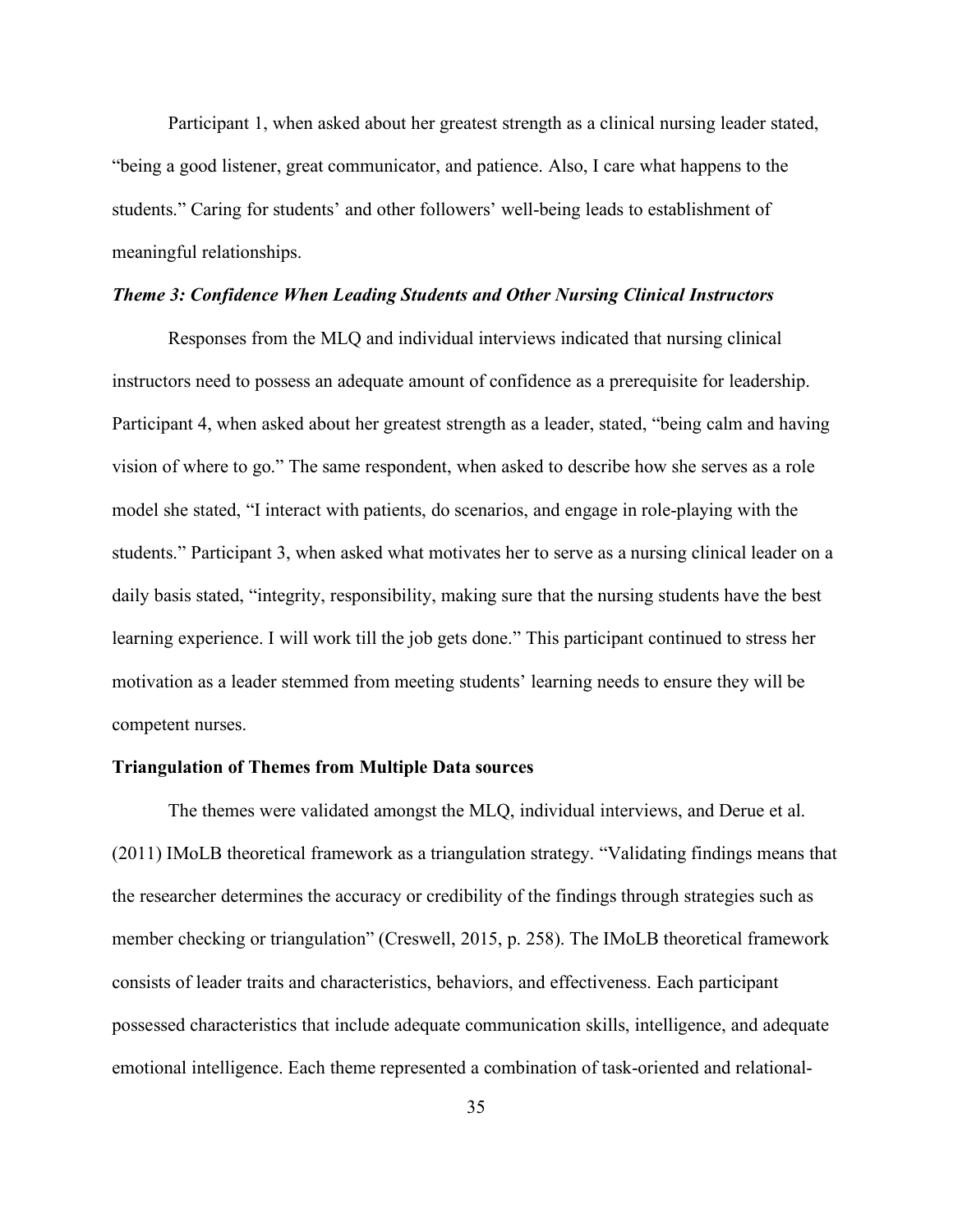Participant 1, when asked about her greatest strength as a clinical nursing leader stated, "being a good listener, great communicator, and patience. Also, I care what happens to the students." Caring for students' and other followers' well-being leads to establishment of meaningful relationships.

### *Theme 3: Confidence When Leading Students and Other Nursing Clinical Instructors*

Responses from the MLQ and individual interviews indicated that nursing clinical instructors need to possess an adequate amount of confidence as a prerequisite for leadership. Participant 4, when asked about her greatest strength as a leader, stated, "being calm and having vision of where to go." The same respondent, when asked to describe how she serves as a role model she stated, "I interact with patients, do scenarios, and engage in role-playing with the students." Participant 3, when asked what motivates her to serve as a nursing clinical leader on a daily basis stated, "integrity, responsibility, making sure that the nursing students have the best learning experience. I will work till the job gets done." This participant continued to stress her motivation as a leader stemmed from meeting students' learning needs to ensure they will be competent nurses.

## Triangulation of Themes from Multiple Data sources

The themes were validated amongst the MLQ, individual interviews, and Derue et al. (2011) IMoLB theoretical framework as a triangulation strategy. "Validating findings means that the researcher determines the accuracy or credibility of the findings through strategies such as member checking or triangulation" (Creswell, 2015, p. 258). The IMoLB theoretical framework consists of leader traits and characteristics, behaviors, and effectiveness. Each participant possessed characteristics that include adequate communication skills, intelligence, and adequate emotional intelligence. Each theme represented a combination of task-oriented and relational-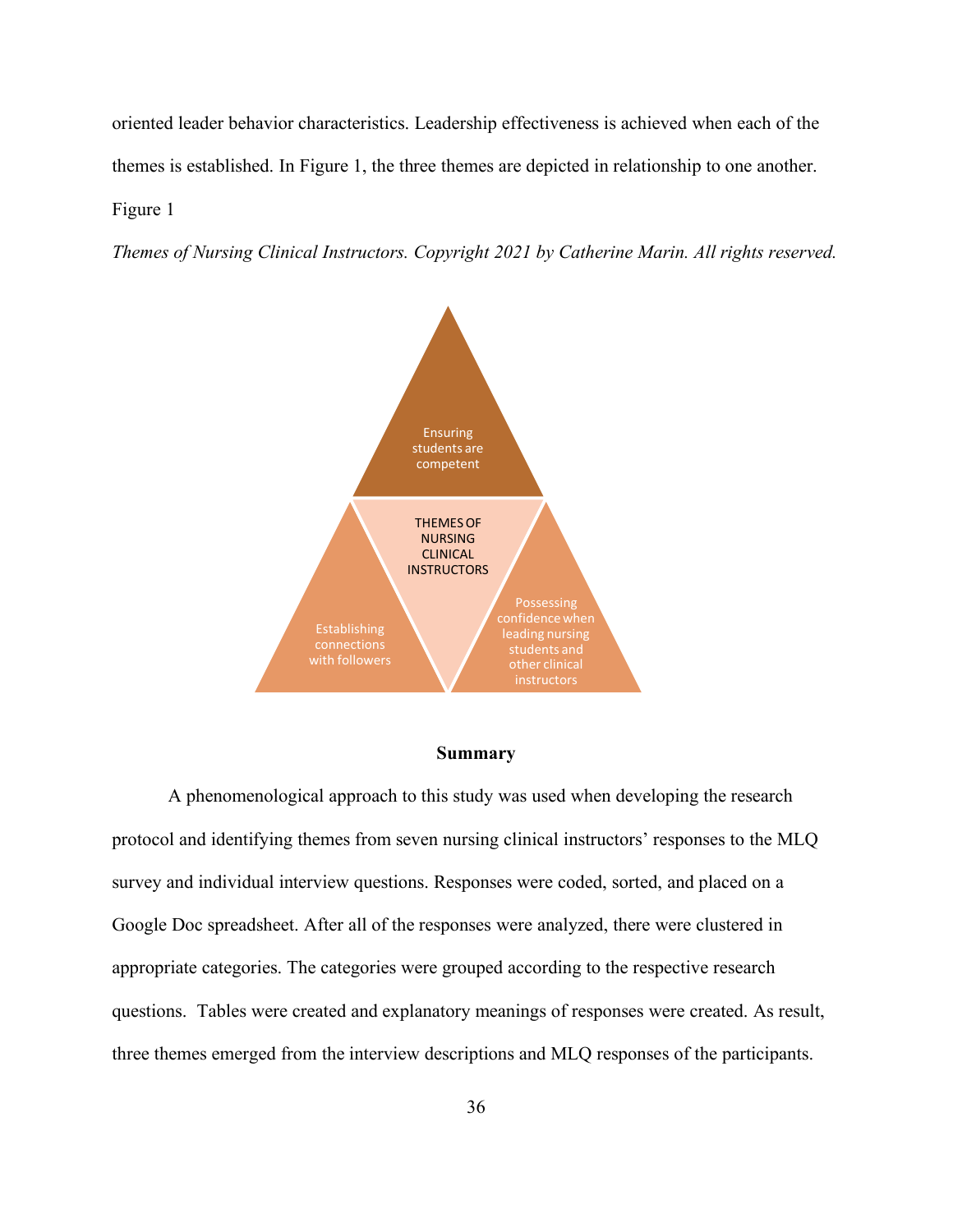oriented leader behavior characteristics. Leadership effectiveness is achieved when each of the themes is established. In Figure 1, the three themes are depicted in relationship to one another.

Figure 1

*Themes of Nursing Clinical Instructors. Copyright 2021 by Catherine Marin. All rights reserved.*

Ensuring students are competent

THEMES OF NURSING CLINICAL INSTRUCTORS

Establishing connections with followers

Possessing confidence when leading nursing students and other clinical instructors

**Summary**

A phenomenological approach to this study was used when developing the research protocol and identifying themes from seven nursing clinical instructors' responses to the MLQ survey and individual interview questions. Responses were coded, sorted, and placed on a Google Doc spreadsheet. After all of the responses were analyzed, there were clustered in appropriate categories. The categories were grouped according to the respective research questions. Tables were created and explanatory meanings of responses were created. As result, three themes emerged from the interview descriptions and MLQ responses of the participants.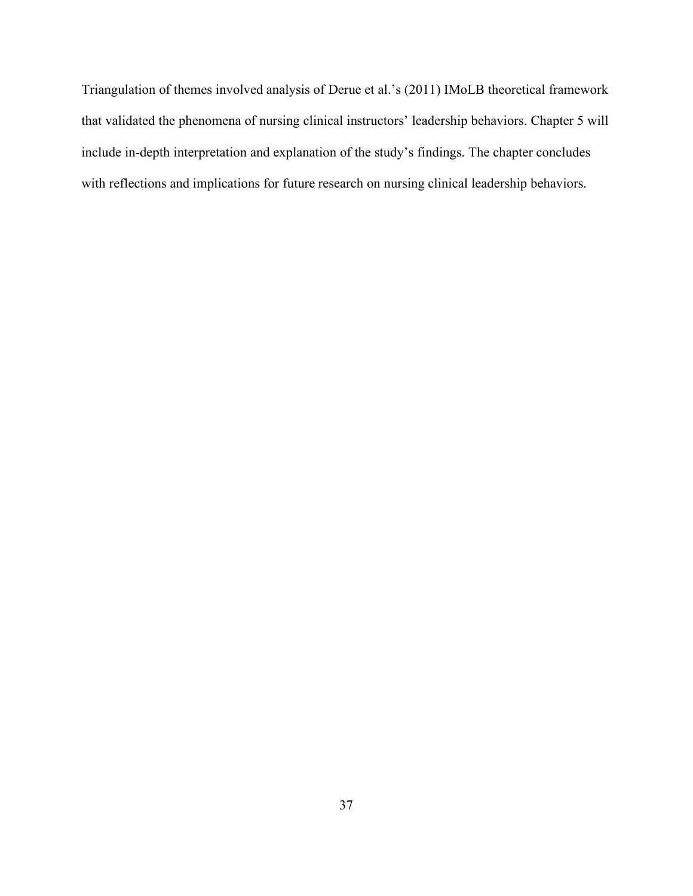Triangulation of themes involved analysis of Derue et al.'s (2011) IMoLB theoretical framework that validated the phenomena of nursing clinical instructors' leadership behaviors. Chapter 5 will include in-depth interpretation and explanation of the study's findings. The chapter concludes with reflections and implications for future research on nursing clinical leadership behaviors.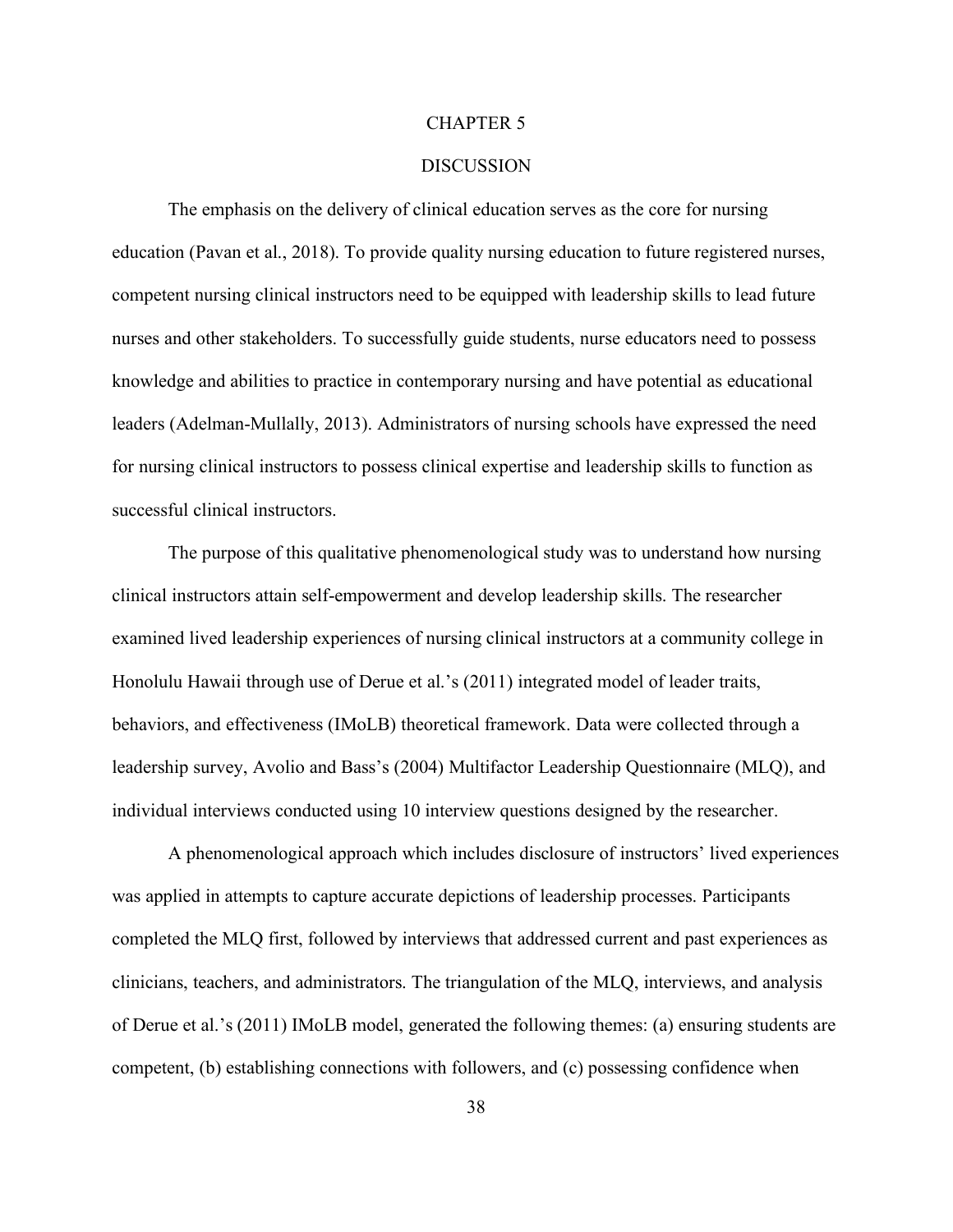# CHAPTER 5

# DISCUSSION

The emphasis on the delivery of clinical education serves as the core for nursing education (Pavan et al., 2018). To provide quality nursing education to future registered nurses, competent nursing clinical instructors need to be equipped with leadership skills to lead future nurses and other stakeholders. To successfully guide students, nurse educators need to possess knowledge and abilities to practice in contemporary nursing and have potential as educational leaders (Adelman-Mullally, 2013). Administrators of nursing schools have expressed the need for nursing clinical instructors to possess clinical expertise and leadership skills to function as successful clinical instructors.

The purpose of this qualitative phenomenological study was to understand how nursing clinical instructors attain self-empowerment and develop leadership skills. The researcher examined lived leadership experiences of nursing clinical instructors at a community college in Honolulu Hawaii through use of Derue et al.'s (2011) integrated model of leader traits, behaviors, and effectiveness (IMoLB) theoretical framework. Data were collected through a leadership survey, Avolio and Bass's (2004) Multifactor Leadership Questionnaire (MLQ), and individual interviews conducted using 10 interview questions designed by the researcher.

A phenomenological approach which includes disclosure of instructors' lived experiences was applied in attempts to capture accurate depictions of leadership processes. Participants completed the MLQ first, followed by interviews that addressed current and past experiences as clinicians, teachers, and administrators. The triangulation of the MLQ, interviews, and analysis of Derue et al.'s (2011) IMoLB model, generated the following themes: (a) ensuring students are competent, (b) establishing connections with followers, and (c) possessing confidence when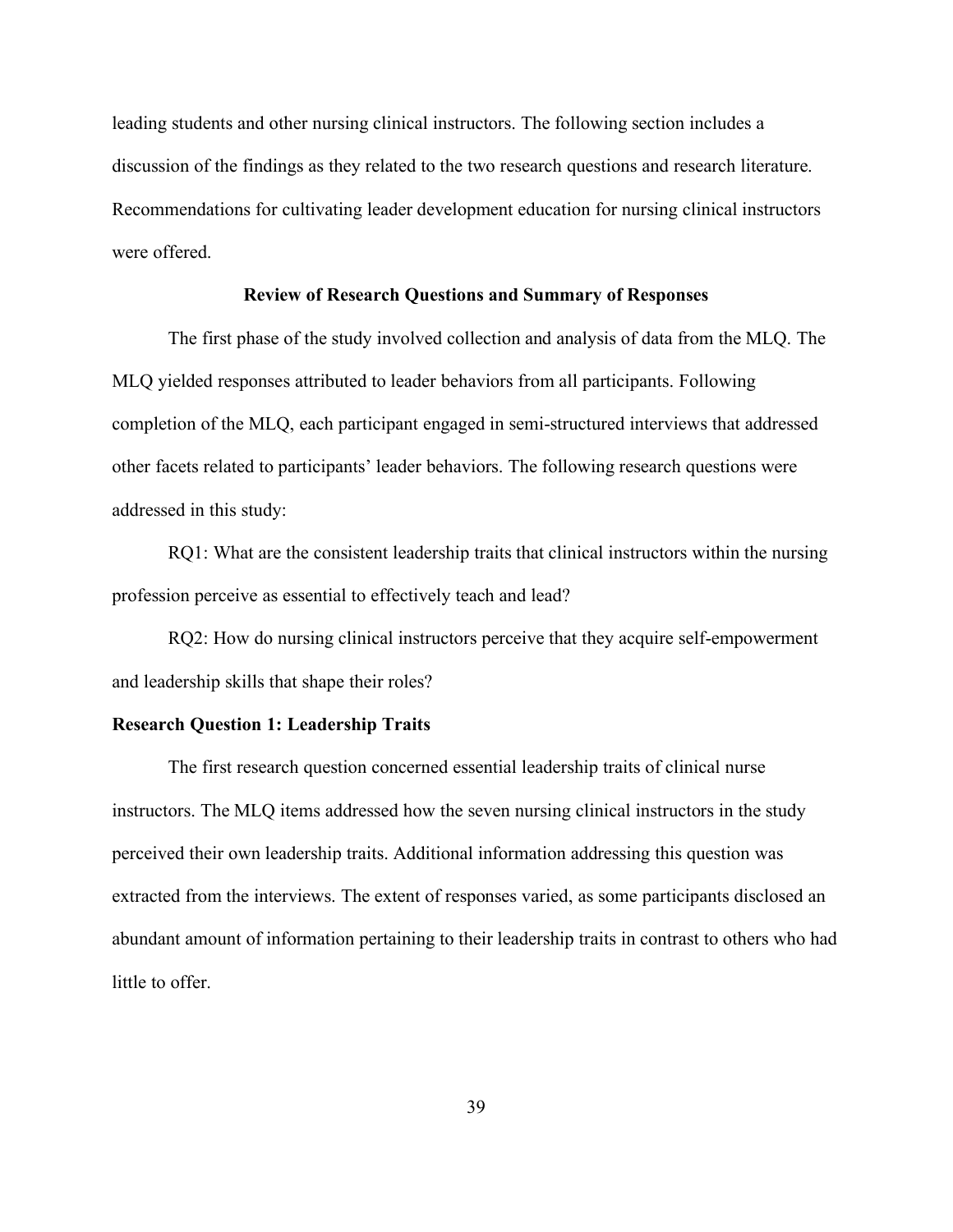leading students and other nursing clinical instructors. The following section includes a discussion of the findings as they related to the two research questions and research literature. Recommendations for cultivating leader development education for nursing clinical instructors were offered.

## Review of Research Questions and Summary of Responses

The first phase of the study involved collection and analysis of data from the MLQ. The MLQ yielded responses attributed to leader behaviors from all participants. Following completion of the MLQ, each participant engaged in semi-structured interviews that addressed other facets related to participants' leader behaviors. The following research questions were addressed in this study:

RQ1: What are the consistent leadership traits that clinical instructors within the nursing profession perceive as essential to effectively teach and lead?

RQ2: How do nursing clinical instructors perceive that they acquire self-empowerment and leadership skills that shape their roles?

### Research Question 1: Leadership Traits

The first research question concerned essential leadership traits of clinical nurse instructors. The MLQ items addressed how the seven nursing clinical instructors in the study perceived their own leadership traits. Additional information addressing this question was extracted from the interviews. The extent of responses varied, as some participants disclosed an abundant amount of information pertaining to their leadership traits in contrast to others who had little to offer.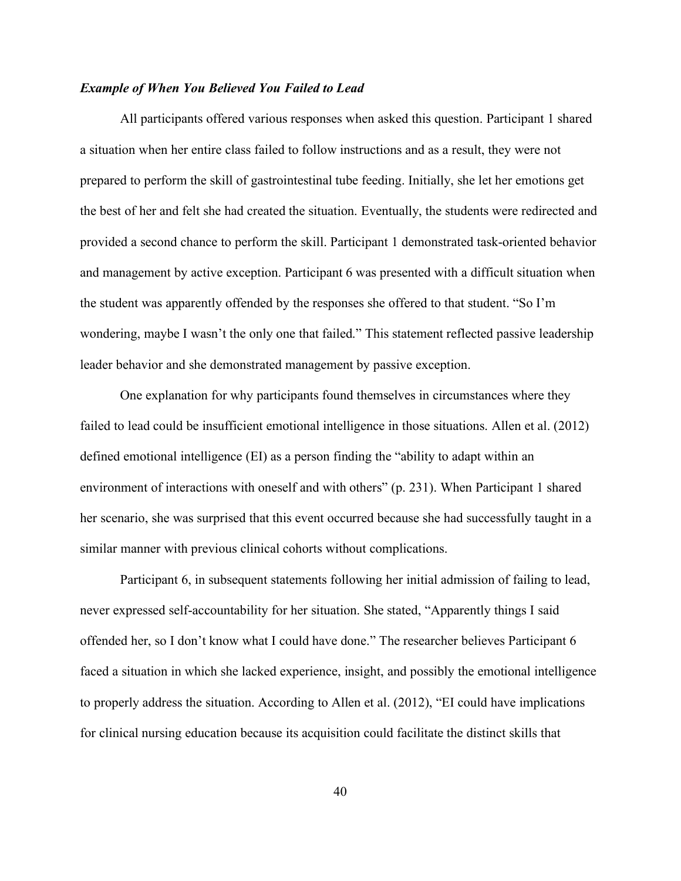### ***Example of When You Believed You Failed to Lead***

All participants offered various responses when asked this question. Participant 1 shared a situation when her entire class failed to follow instructions and as a result, they were not prepared to perform the skill of gastrointestinal tube feeding. Initially, she let her emotions get the best of her and felt she had created the situation. Eventually, the students were redirected and provided a second chance to perform the skill. Participant 1 demonstrated task-oriented behavior and management by active exception. Participant 6 was presented with a difficult situation when the student was apparently offended by the responses she offered to that student. "So I'm wondering, maybe I wasn't the only one that failed." This statement reflected passive leadership leader behavior and she demonstrated management by passive exception.

One explanation for why participants found themselves in circumstances where they failed to lead could be insufficient emotional intelligence in those situations. Allen et al. (2012) defined emotional intelligence (EI) as a person finding the "ability to adapt within an environment of interactions with oneself and with others" (p. 231). When Participant 1 shared her scenario, she was surprised that this event occurred because she had successfully taught in a similar manner with previous clinical cohorts without complications.

Participant 6, in subsequent statements following her initial admission of failing to lead, never expressed self-accountability for her situation. She stated, "Apparently things I said offended her, so I don't know what I could have done." The researcher believes Participant 6 faced a situation in which she lacked experience, insight, and possibly the emotional intelligence to properly address the situation. According to Allen et al. (2012), "EI could have implications for clinical nursing education because its acquisition could facilitate the distinct skills that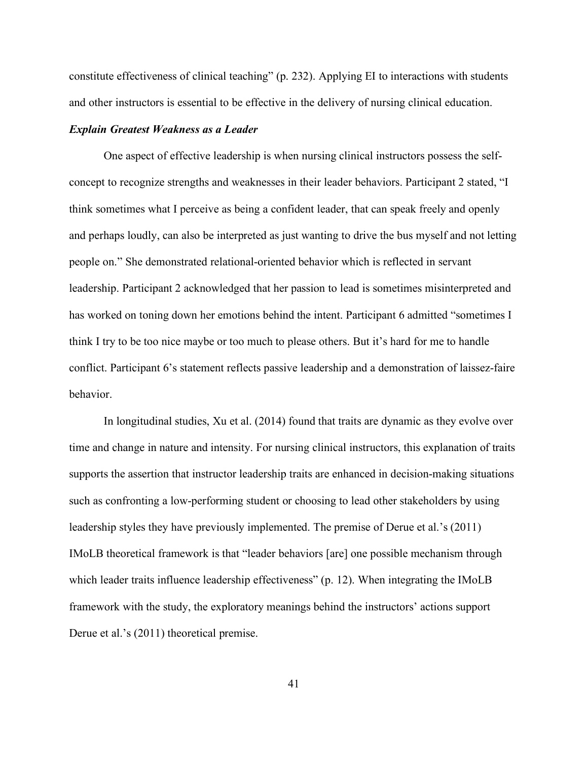constitute effectiveness of clinical teaching" (p. 232). Applying EI to interactions with students and other instructors is essential to be effective in the delivery of nursing clinical education.

### ***Explain Greatest Weakness as a Leader***

One aspect of effective leadership is when nursing clinical instructors possess the self-concept to recognize strengths and weaknesses in their leader behaviors. Participant 2 stated, "I think sometimes what I perceive as being a confident leader, that can speak freely and openly and perhaps loudly, can also be interpreted as just wanting to drive the bus myself and not letting people on." She demonstrated relational-oriented behavior which is reflected in servant leadership. Participant 2 acknowledged that her passion to lead is sometimes misinterpreted and has worked on toning down her emotions behind the intent. Participant 6 admitted "sometimes I think I try to be too nice maybe or too much to please others. But it's hard for me to handle conflict. Participant 6's statement reflects passive leadership and a demonstration of laissez-faire behavior.

In longitudinal studies, Xu et al. (2014) found that traits are dynamic as they evolve over time and change in nature and intensity. For nursing clinical instructors, this explanation of traits supports the assertion that instructor leadership traits are enhanced in decision-making situations such as confronting a low-performing student or choosing to lead other stakeholders by using leadership styles they have previously implemented. The premise of Derue et al.'s (2011) IMoLB theoretical framework is that "leader behaviors [are] one possible mechanism through which leader traits influence leadership effectiveness" (p. 12). When integrating the IMoLB framework with the study, the exploratory meanings behind the instructors' actions support Derue et al.'s (2011) theoretical premise.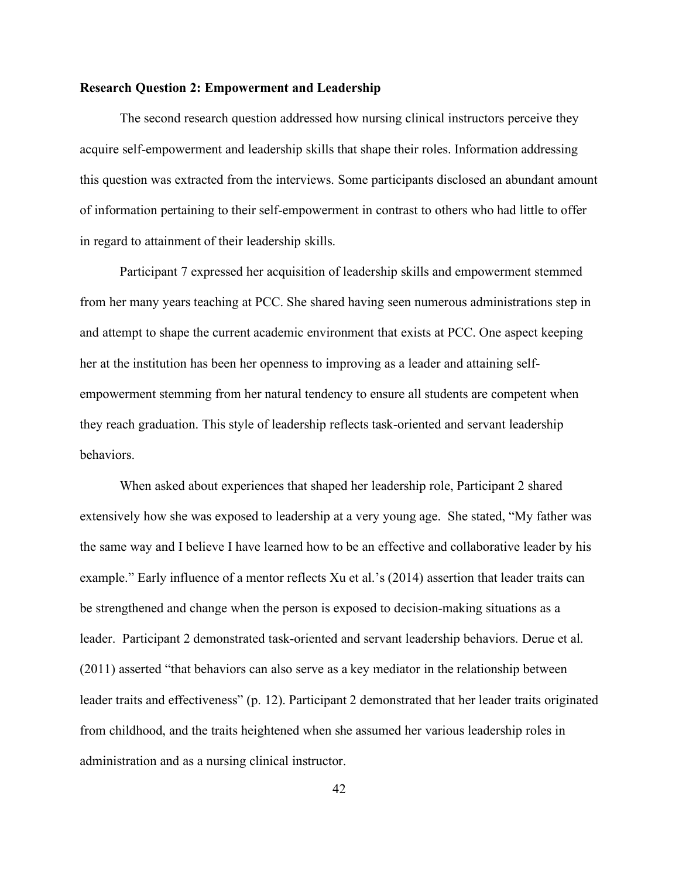**Research Question 2: Empowerment and Leadership**

The second research question addressed how nursing clinical instructors perceive they acquire self-empowerment and leadership skills that shape their roles. Information addressing this question was extracted from the interviews. Some participants disclosed an abundant amount of information pertaining to their self-empowerment in contrast to others who had little to offer in regard to attainment of their leadership skills.

Participant 7 expressed her acquisition of leadership skills and empowerment stemmed from her many years teaching at PCC. She shared having seen numerous administrations step in and attempt to shape the current academic environment that exists at PCC. One aspect keeping her at the institution has been her openness to improving as a leader and attaining self-empowerment stemming from her natural tendency to ensure all students are competent when they reach graduation. This style of leadership reflects task-oriented and servant leadership behaviors.

When asked about experiences that shaped her leadership role, Participant 2 shared extensively how she was exposed to leadership at a very young age. She stated, "My father was the same way and I believe I have learned how to be an effective and collaborative leader by his example." Early influence of a mentor reflects Xu et al.'s (2014) assertion that leader traits can be strengthened and change when the person is exposed to decision-making situations as a leader. Participant 2 demonstrated task-oriented and servant leadership behaviors. Derue et al. (2011) asserted "that behaviors can also serve as a key mediator in the relationship between leader traits and effectiveness" (p. 12). Participant 2 demonstrated that her leader traits originated from childhood, and the traits heightened when she assumed her various leadership roles in administration and as a nursing clinical instructor.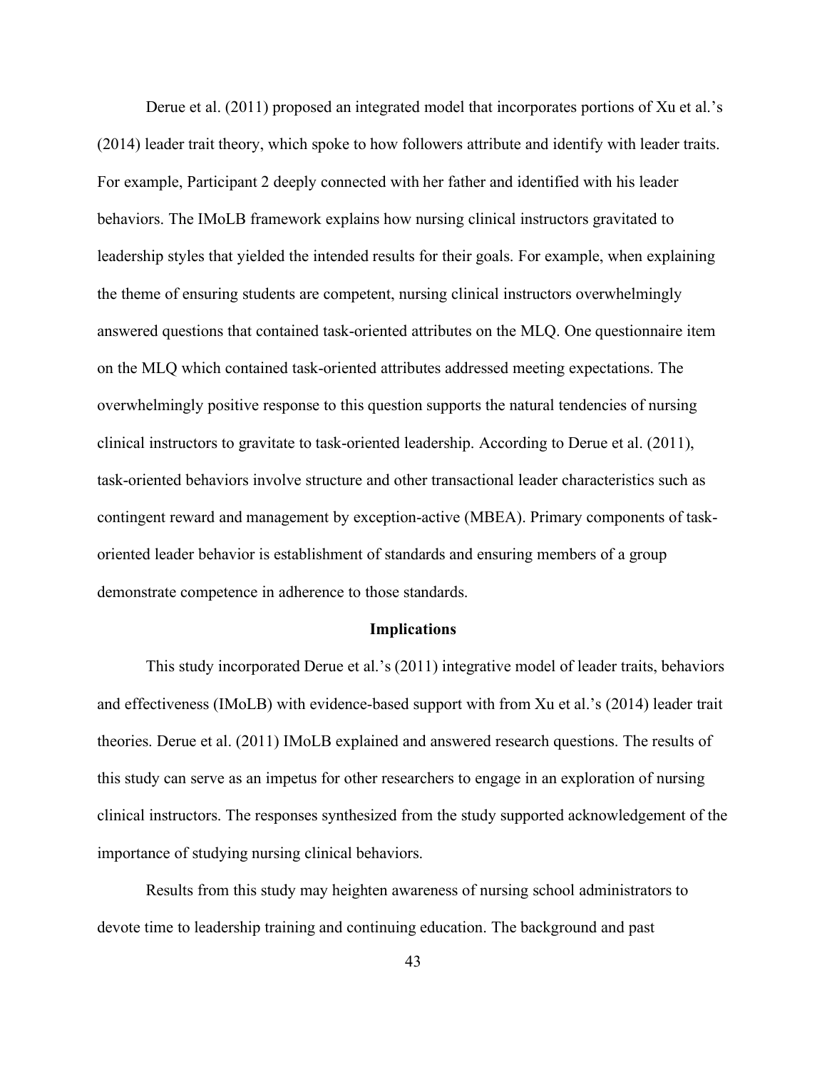Derue et al. (2011) proposed an integrated model that incorporates portions of Xu et al.'s (2014) leader trait theory, which spoke to how followers attribute and identify with leader traits. For example, Participant 2 deeply connected with her father and identified with his leader behaviors. The IMoLB framework explains how nursing clinical instructors gravitated to leadership styles that yielded the intended results for their goals. For example, when explaining the theme of ensuring students are competent, nursing clinical instructors overwhelmingly answered questions that contained task-oriented attributes on the MLQ. One questionnaire item on the MLQ which contained task-oriented attributes addressed meeting expectations. The overwhelmingly positive response to this question supports the natural tendencies of nursing clinical instructors to gravitate to task-oriented leadership. According to Derue et al. (2011), task-oriented behaviors involve structure and other transactional leader characteristics such as contingent reward and management by exception-active (MBEA). Primary components of task-oriented leader behavior is establishment of standards and ensuring members of a group demonstrate competence in adherence to those standards.

## Implications

This study incorporated Derue et al.'s (2011) integrative model of leader traits, behaviors and effectiveness (IMoLB) with evidence-based support with from Xu et al.'s (2014) leader trait theories. Derue et al. (2011) IMoLB explained and answered research questions. The results of this study can serve as an impetus for other researchers to engage in an exploration of nursing clinical instructors. The responses synthesized from the study supported acknowledgement of the importance of studying nursing clinical behaviors.

Results from this study may heighten awareness of nursing school administrators to devote time to leadership training and continuing education. The background and past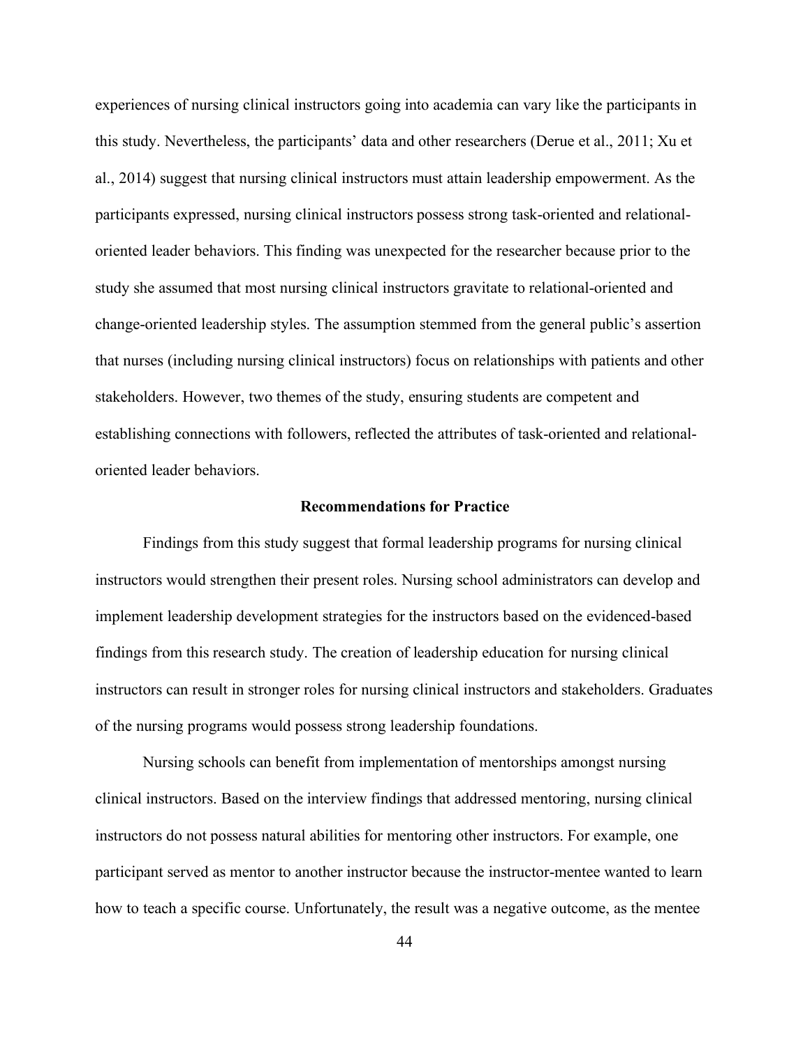experiences of nursing clinical instructors going into academia can vary like the participants in this study. Nevertheless, the participants' data and other researchers (Derue et al., 2011; Xu et al., 2014) suggest that nursing clinical instructors must attain leadership empowerment. As the participants expressed, nursing clinical instructors possess strong task-oriented and relational-oriented leader behaviors. This finding was unexpected for the researcher because prior to the study she assumed that most nursing clinical instructors gravitate to relational-oriented and change-oriented leadership styles. The assumption stemmed from the general public's assertion that nurses (including nursing clinical instructors) focus on relationships with patients and other stakeholders. However, two themes of the study, ensuring students are competent and establishing connections with followers, reflected the attributes of task-oriented and relational-oriented leader behaviors.

## Recommendations for Practice

Findings from this study suggest that formal leadership programs for nursing clinical instructors would strengthen their present roles. Nursing school administrators can develop and implement leadership development strategies for the instructors based on the evidenced-based findings from this research study. The creation of leadership education for nursing clinical instructors can result in stronger roles for nursing clinical instructors and stakeholders. Graduates of the nursing programs would possess strong leadership foundations.

Nursing schools can benefit from implementation of mentorships amongst nursing clinical instructors. Based on the interview findings that addressed mentoring, nursing clinical instructors do not possess natural abilities for mentoring other instructors. For example, one participant served as mentor to another instructor because the instructor-mentee wanted to learn how to teach a specific course. Unfortunately, the result was a negative outcome, as the mentee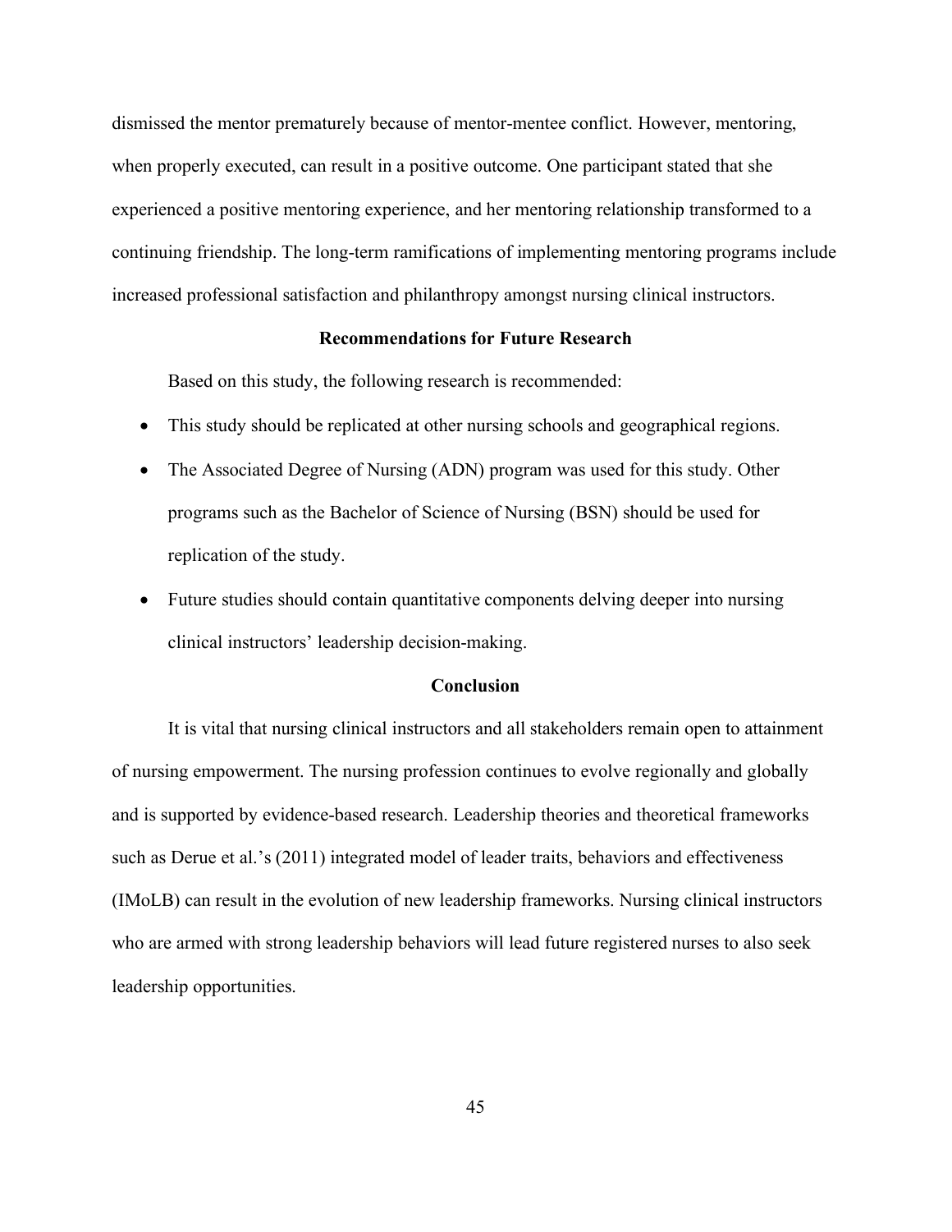dismissed the mentor prematurely because of mentor-mentee conflict. However, mentoring, when properly executed, can result in a positive outcome. One participant stated that she experienced a positive mentoring experience, and her mentoring relationship transformed to a continuing friendship. The long-term ramifications of implementing mentoring programs include increased professional satisfaction and philanthropy amongst nursing clinical instructors.

## Recommendations for Future Research

Based on this study, the following research is recommended:

- This study should be replicated at other nursing schools and geographical regions.
- The Associated Degree of Nursing (ADN) program was used for this study. Other programs such as the Bachelor of Science of Nursing (BSN) should be used for replication of the study.
- Future studies should contain quantitative components delving deeper into nursing clinical instructors' leadership decision-making.

## Conclusion

It is vital that nursing clinical instructors and all stakeholders remain open to attainment of nursing empowerment. The nursing profession continues to evolve regionally and globally and is supported by evidence-based research. Leadership theories and theoretical frameworks such as Derue et al.'s (2011) integrated model of leader traits, behaviors and effectiveness (IMoLB) can result in the evolution of new leadership frameworks. Nursing clinical instructors who are armed with strong leadership behaviors will lead future registered nurses to also seek leadership opportunities.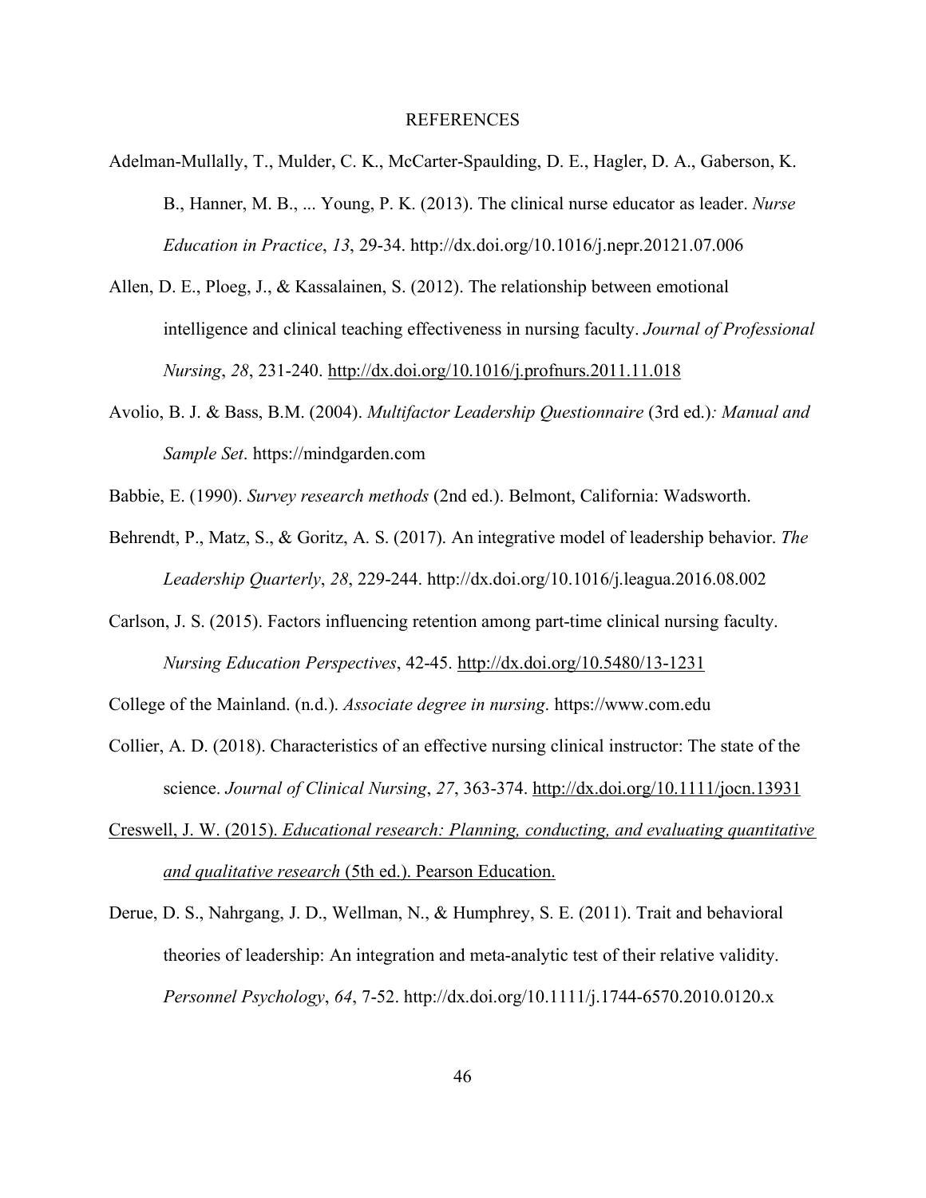# REFERENCES

Adelman-Mullally, T., Mulder, C. K., McCarter-Spaulding, D. E., Hagler, D. A., Gaberson, K. B., Hanner, M. B., ... Young, P. K. (2013). The clinical nurse educator as leader. *Nurse Education in Practice*, *13*, 29-34. http://dx.doi.org/10.1016/j.nepr.20121.07.006

Allen, D. E., Ploeg, J., & Kassalainen, S. (2012). The relationship between emotional intelligence and clinical teaching effectiveness in nursing faculty. *Journal of Professional Nursing*, *28*, 231-240. http://dx.doi.org/10.1016/j.profnurs.2011.11.018

Avolio, B. J. & Bass, B.M. (2004). *Multifactor Leadership Questionnaire* (3rd ed.)*: Manual and Sample Set*. https://mindgarden.com

Babbie, E. (1990). *Survey research methods* (2nd ed.). Belmont, California: Wadsworth.

Behrendt, P., Matz, S., & Goritz, A. S. (2017). An integrative model of leadership behavior. *The Leadership Quarterly*, *28*, 229-244. http://dx.doi.org/10.1016/j.leagua.2016.08.002

Carlson, J. S. (2015). Factors influencing retention among part-time clinical nursing faculty. *Nursing Education Perspectives*, 42-45. http://dx.doi.org/10.5480/13-1231

College of the Mainland. (n.d.). *Associate degree in nursing*. https://www.com.edu

Collier, A. D. (2018). Characteristics of an effective nursing clinical instructor: The state of the science. *Journal of Clinical Nursing*, *27*, 363-374. http://dx.doi.org/10.1111/jocn.13931

Creswell, J. W. (2015). *Educational research: Planning, conducting, and evaluating quantitative and qualitative research* (5th ed.). Pearson Education.

Derue, D. S., Nahrgang, J. D., Wellman, N., & Humphrey, S. E. (2011). Trait and behavioral theories of leadership: An integration and meta-analytic test of their relative validity. *Personnel Psychology*, *64*, 7-52. http://dx.doi.org/10.1111/j.1744-6570.2010.0120.x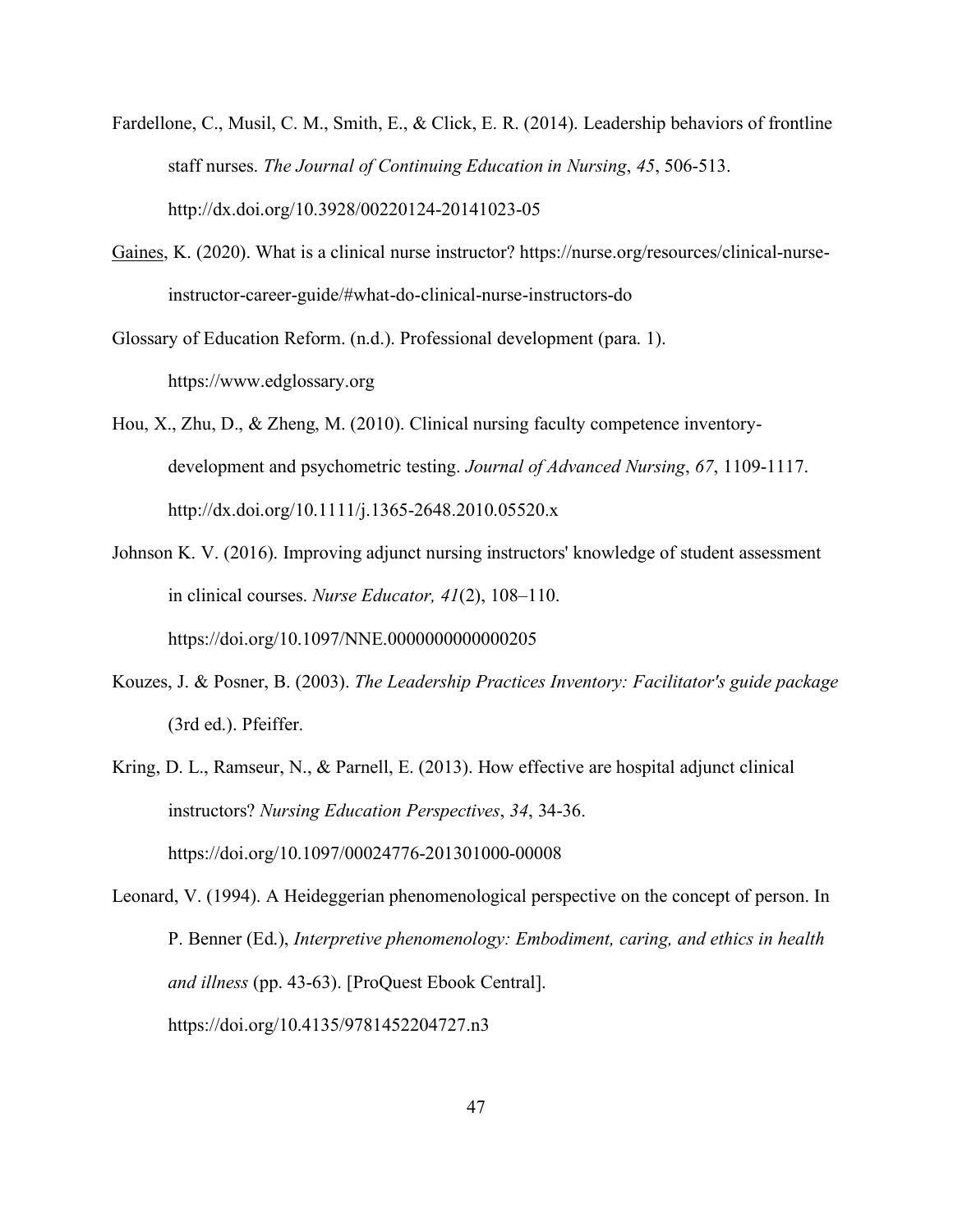Fardellone, C., Musil, C. M., Smith, E., & Click, E. R. (2014). Leadership behaviors of frontline staff nurses. *The Journal of Continuing Education in Nursing*, *45*, 506-513. http://dx.doi.org/10.3928/00220124-20141023-05

Gaines, K. (2020). What is a clinical nurse instructor? https://nurse.org/resources/clinical-nurse-instructor-career-guide/#what-do-clinical-nurse-instructors-do

Glossary of Education Reform. (n.d.). Professional development (para. 1). https://www.edglossary.org

Hou, X., Zhu, D., & Zheng, M. (2010). Clinical nursing faculty competence inventory-development and psychometric testing. *Journal of Advanced Nursing*, *67*, 1109-1117. http://dx.doi.org/10.1111/j.1365-2648.2010.05520.x

Johnson K. V. (2016). Improving adjunct nursing instructors' knowledge of student assessment in clinical courses. *Nurse Educator, 41*(2), 108–110. https://doi.org/10.1097/NNE.0000000000000205

Kouzes, J. & Posner, B. (2003). *The Leadership Practices Inventory: Facilitator's guide package* (3rd ed.). Pfeiffer.

Kring, D. L., Ramseur, N., & Parnell, E. (2013). How effective are hospital adjunct clinical instructors? *Nursing Education Perspectives*, *34*, 34-36. https://doi.org/10.1097/00024776-201301000-00008

Leonard, V. (1994). A Heideggerian phenomenological perspective on the concept of person. In P. Benner (Ed.), *Interpretive phenomenology: Embodiment, caring, and ethics in health and illness* (pp. 43-63). [ProQuest Ebook Central]. https://doi.org/10.4135/9781452204727.n3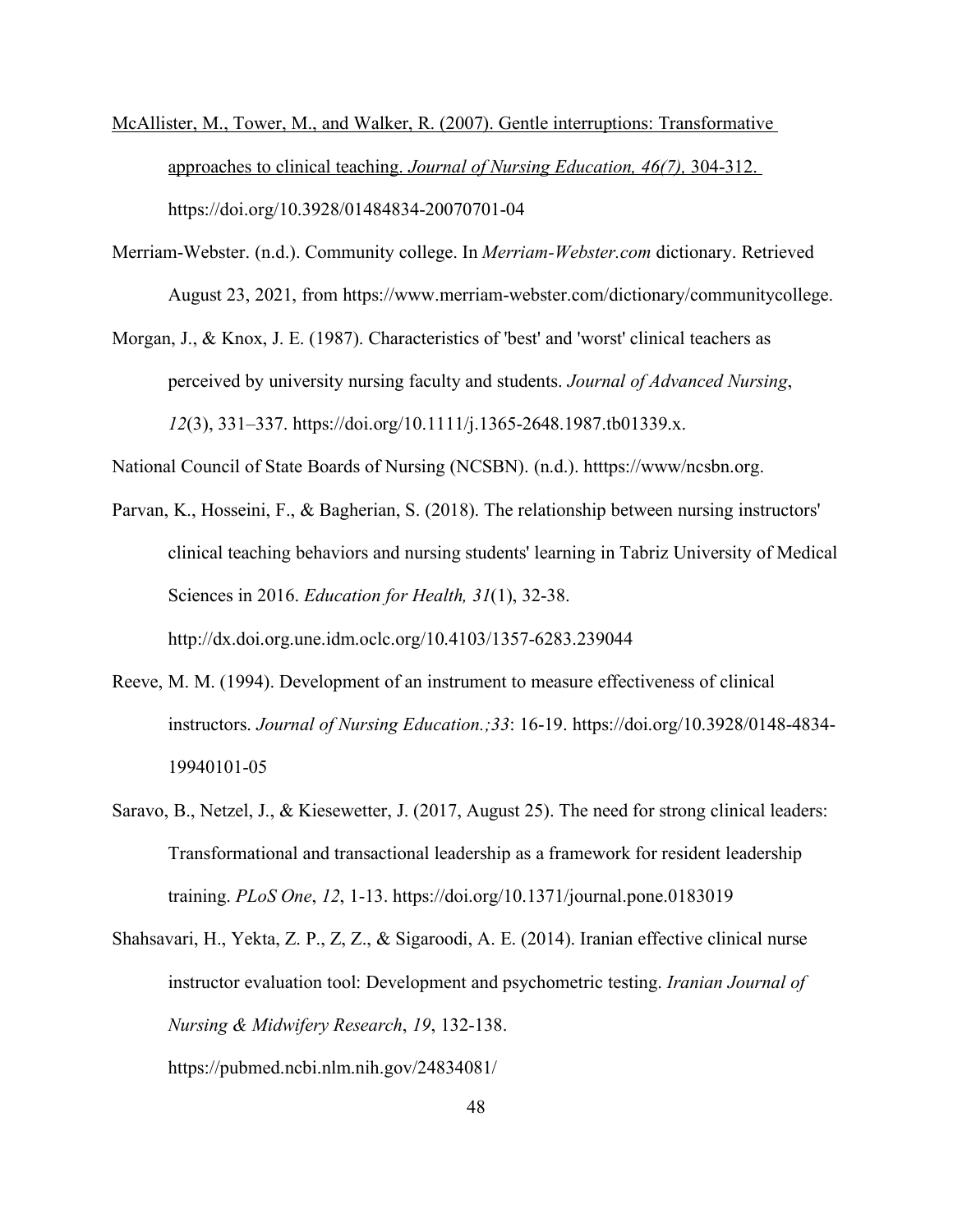McAllister, M., Tower, M., and Walker, R. (2007). Gentle interruptions: Transformative approaches to clinical teaching. *Journal of Nursing Education, 46(7),* 304-312. https://doi.org/10.3928/01484834-20070701-04

Merriam-Webster. (n.d.). Community college. In *Merriam-Webster.com* dictionary. Retrieved August 23, 2021, from https://www.merriam-webster.com/dictionary/communitycollege.

Morgan, J., & Knox, J. E. (1987). Characteristics of 'best' and 'worst' clinical teachers as perceived by university nursing faculty and students. *Journal of Advanced Nursing*, *12*(3), 331–337. https://doi.org/10.1111/j.1365-2648.1987.tb01339.x.

National Council of State Boards of Nursing (NCSBN). (n.d.). htttps://www/ncsbn.org.

Parvan, K., Hosseini, F., & Bagherian, S. (2018). The relationship between nursing instructors' clinical teaching behaviors and nursing students' learning in Tabriz University of Medical Sciences in 2016. *Education for Health, 31*(1), 32-38. http://dx.doi.org.une.idm.oclc.org/10.4103/1357-6283.239044

Reeve, M. M. (1994). Development of an instrument to measure effectiveness of clinical instructors. *Journal of Nursing Education.;33*: 16-19. https://doi.org/10.3928/0148-4834-19940101-05

Saravo, B., Netzel, J., & Kiesewetter, J. (2017, August 25). The need for strong clinical leaders: Transformational and transactional leadership as a framework for resident leadership training. *PLoS One*, *12*, 1-13. https://doi.org/10.1371/journal.pone.0183019

Shahsavari, H., Yekta, Z. P., Z, Z., & Sigaroodi, A. E. (2014). Iranian effective clinical nurse instructor evaluation tool: Development and psychometric testing. *Iranian Journal of Nursing & Midwifery Research*, *19*, 132-138. https://pubmed.ncbi.nlm.nih.gov/24834081/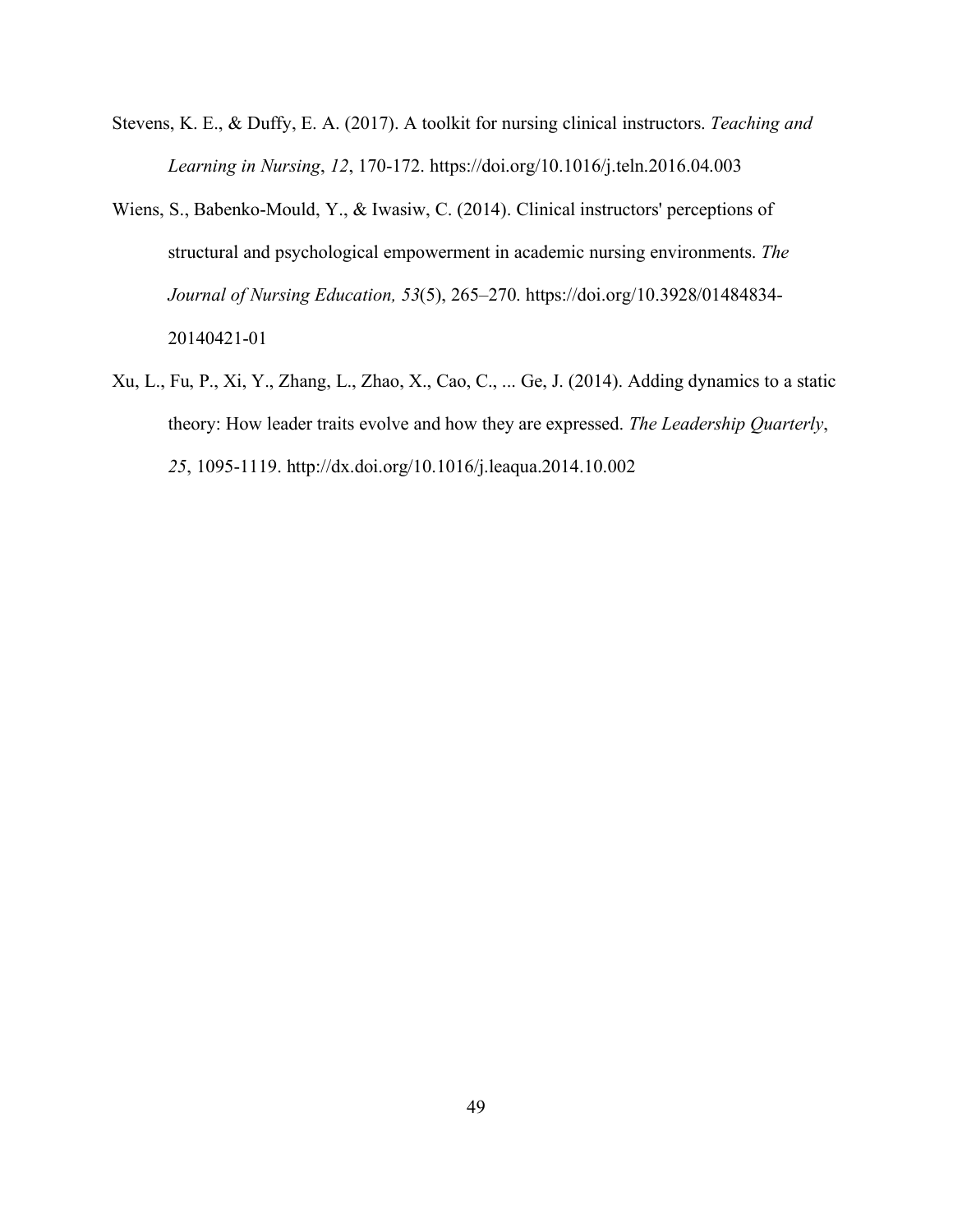Stevens, K. E., & Duffy, E. A. (2017). A toolkit for nursing clinical instructors. *Teaching and Learning in Nursing*, *12*, 170-172. https://doi.org/10.1016/j.teln.2016.04.003

Wiens, S., Babenko-Mould, Y., & Iwasiw, C. (2014). Clinical instructors' perceptions of structural and psychological empowerment in academic nursing environments. *The Journal of Nursing Education, 53*(5), 265–270. https://doi.org/10.3928/01484834-20140421-01

Xu, L., Fu, P., Xi, Y., Zhang, L., Zhao, X., Cao, C., ... Ge, J. (2014). Adding dynamics to a static theory: How leader traits evolve and how they are expressed. *The Leadership Quarterly*, *25*, 1095-1119. http://dx.doi.org/10.1016/j.leaqua.2014.10.002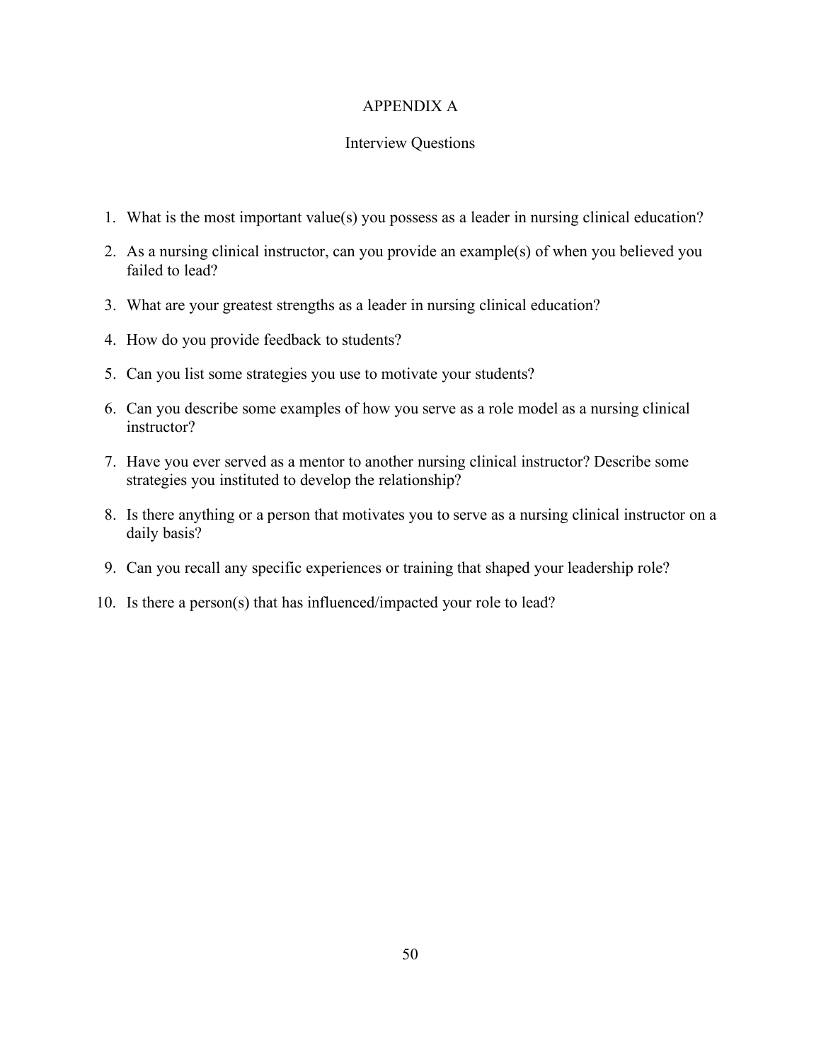# APPENDIX A

## Interview Questions

1. What is the most important value(s) you possess as a leader in nursing clinical education?
2. As a nursing clinical instructor, can you provide an example(s) of when you believed you failed to lead?
3. What are your greatest strengths as a leader in nursing clinical education?
4. How do you provide feedback to students?
5. Can you list some strategies you use to motivate your students?
6. Can you describe some examples of how you serve as a role model as a nursing clinical instructor?
7. Have you ever served as a mentor to another nursing clinical instructor? Describe some strategies you instituted to develop the relationship?
8. Is there anything or a person that motivates you to serve as a nursing clinical instructor on a daily basis?
9. Can you recall any specific experiences or training that shaped your leadership role?
10. Is there a person(s) that has influenced/impacted your role to lead?